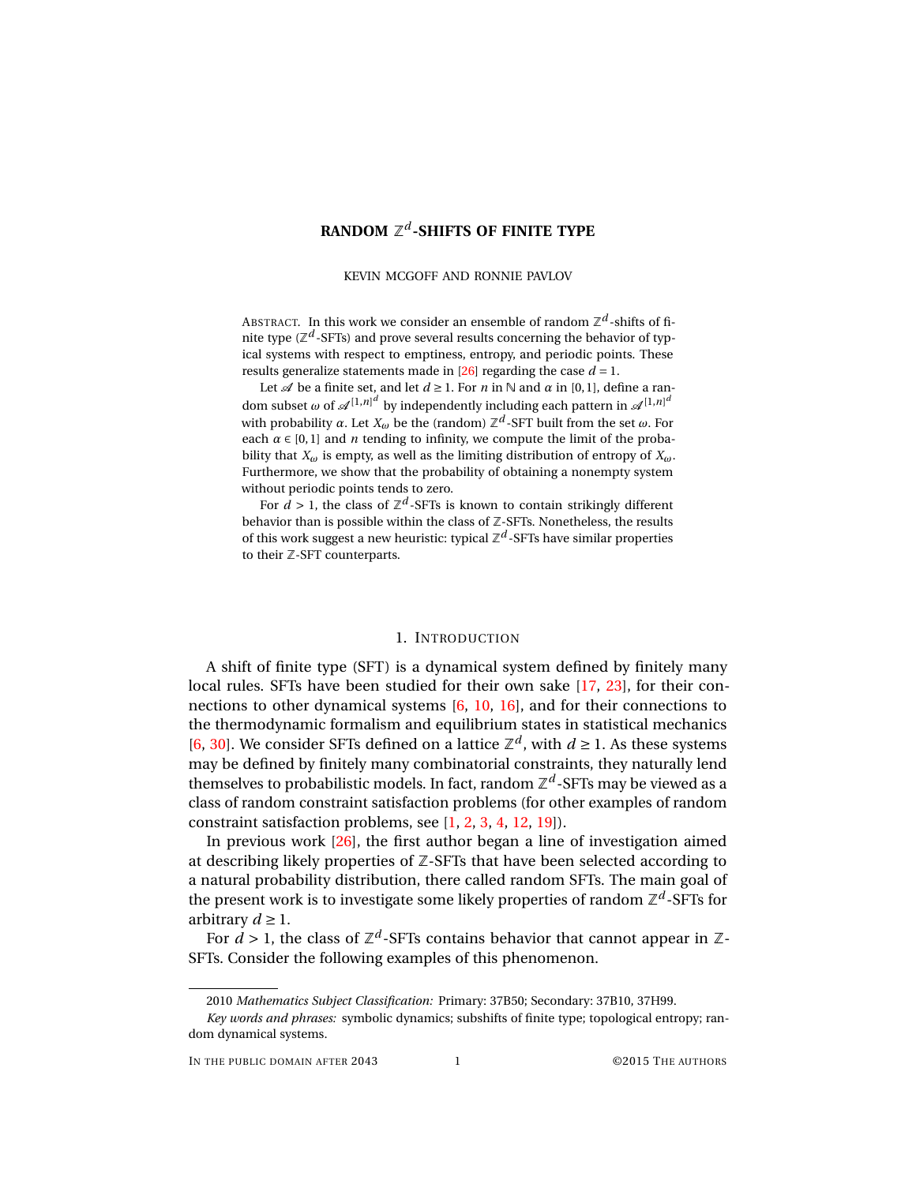# RANDOM $\mathbb{Z}^d$-SHIFTS OF FINITE TYPE

KEVIN MCGOFF AND RONNIE PAVLOV

ABSTRACT. In this work we consider an ensemble of random $\mathbb{Z}^d$-shifts of finite type ($\mathbb{Z}^d$-SFTs) and prove several results concerning the behavior of typical systems with respect to emptiness, entropy, and periodic points. These results generalize statements made in [26] regarding the case $d = 1$.

Let $\mathscr{A}$ be a finite set, and let $d \geq 1$. For $n$ in $\mathbb{N}$ and $\alpha$ in $[0,1]$, define a random subset $\omega$ of $\mathscr{A}^{[1,n]^d}$ by independently including each pattern in $\mathscr{A}^{[1,n]^d}$ with probability $\alpha$. Let $X_\omega$ be the (random) $\mathbb{Z}^d$-SFT built from the set $\omega$. For each $\alpha \in [0,1]$ and $n$ tending to infinity, we compute the limit of the probability that $X_\omega$ is empty, as well as the limiting distribution of entropy of $X_\omega$. Furthermore, we show that the probability of obtaining a nonempty system without periodic points tends to zero.

For $d > 1$, the class of $\mathbb{Z}^d$-SFTs is known to contain strikingly different behavior than is possible within the class of $\mathbb{Z}$-SFTs. Nonetheless, the results of this work suggest a new heuristic: typical $\mathbb{Z}^d$-SFTs have similar properties to their $\mathbb{Z}$-SFT counterparts.

## 1. INTRODUCTION

A shift of finite type (SFT) is a dynamical system defined by finitely many local rules. SFTs have been studied for their own sake [17, 23], for their connections to other dynamical systems [6, 10, 16], and for their connections to the thermodynamic formalism and equilibrium states in statistical mechanics [6, 30]. We consider SFTs defined on a lattice $\mathbb{Z}^d$, with $d \geq 1$. As these systems may be defined by finitely many combinatorial constraints, they naturally lend themselves to probabilistic models. In fact, random $\mathbb{Z}^d$-SFTs may be viewed as a class of random constraint satisfaction problems (for other examples of random constraint satisfaction problems, see [1, 2, 3, 4, 12, 19]).

In previous work [26], the first author began a line of investigation aimed at describing likely properties of $\mathbb{Z}$-SFTs that have been selected according to a natural probability distribution, there called random SFTs. The main goal of the present work is to investigate some likely properties of random $\mathbb{Z}^d$-SFTs for arbitrary $d \geq 1$.

For $d > 1$, the class of $\mathbb{Z}^d$-SFTs contains behavior that cannot appear in $\mathbb{Z}$-SFTs. Consider the following examples of this phenomenon.

---

2010 *Mathematics Subject Classification:* Primary: 37B50; Secondary: 37B10, 37H99.

*Key words and phrases:* symbolic dynamics; subshifts of finite type; topological entropy; random dynamical systems.

IN THE PUBLIC DOMAIN AFTER 2043 ©2015 THE AUTHORS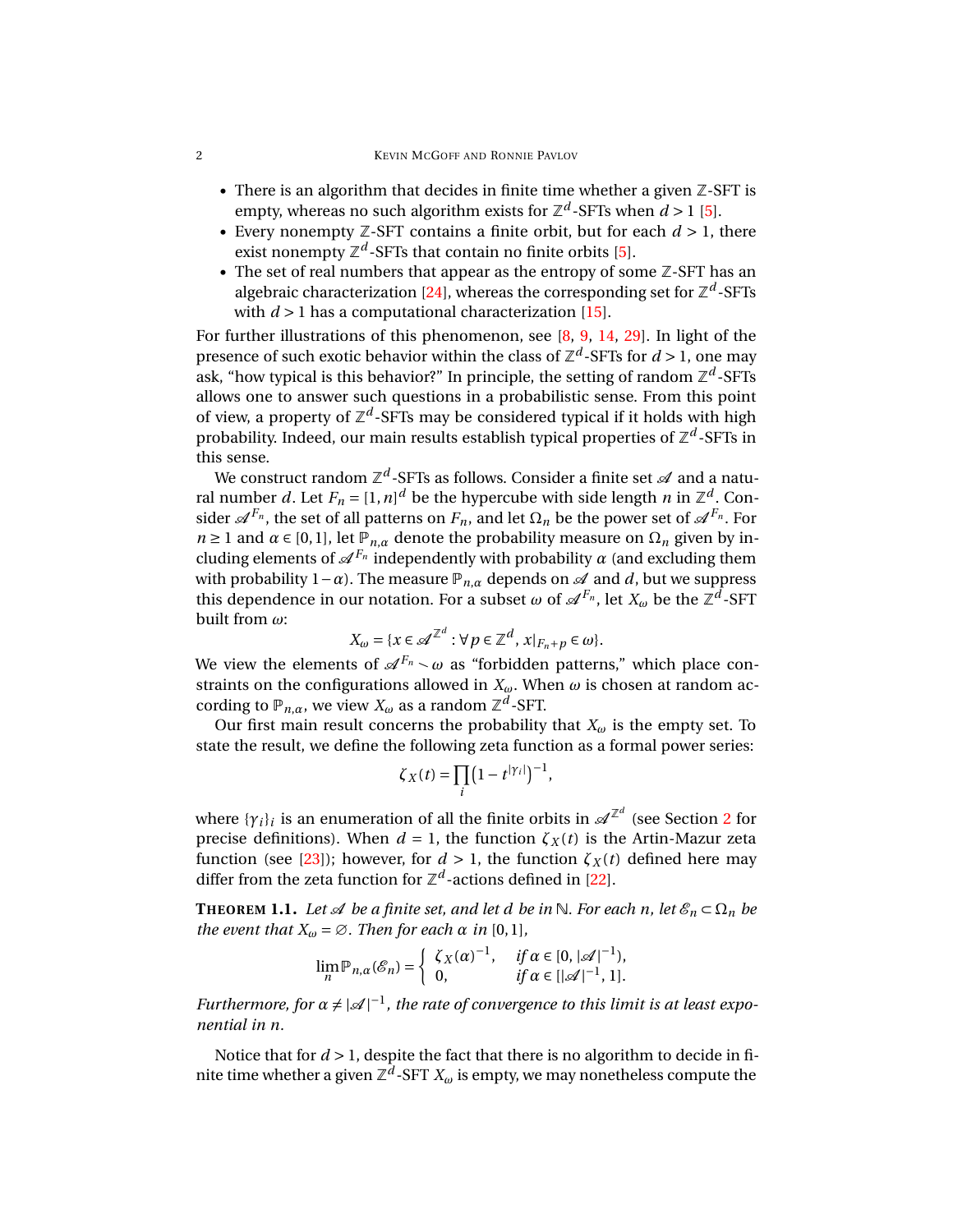- There is an algorithm that decides in finite time whether a given $\mathbb{Z}$-SFT is empty, whereas no such algorithm exists for $\mathbb{Z}^d$-SFTs when $d > 1$ [5].
- Every nonempty $\mathbb{Z}$-SFT contains a finite orbit, but for each $d > 1$, there exist nonempty $\mathbb{Z}^d$-SFTs that contain no finite orbits [5].
- The set of real numbers that appear as the entropy of some $\mathbb{Z}$-SFT has an algebraic characterization [24], whereas the corresponding set for $\mathbb{Z}^d$-SFTs with $d > 1$ has a computational characterization [15].

For further illustrations of this phenomenon, see [8, 9, 14, 29]. In light of the presence of such exotic behavior within the class of $\mathbb{Z}^d$-SFTs for $d > 1$, one may ask, "how typical is this behavior?" In principle, the setting of random $\mathbb{Z}^d$-SFTs allows one to answer such questions in a probabilistic sense. From this point of view, a property of $\mathbb{Z}^d$-SFTs may be considered typical if it holds with high probability. Indeed, our main results establish typical properties of $\mathbb{Z}^d$-SFTs in this sense.

We construct random $\mathbb{Z}^d$-SFTs as follows. Consider a finite set $\mathscr{A}$ and a natural number $d$. Let $F_n = [1, n]^d$ be the hypercube with side length $n$ in $\mathbb{Z}^d$. Consider $\mathscr{A}^{F_n}$, the set of all patterns on $F_n$, and let $\Omega_n$ be the power set of $\mathscr{A}^{F_n}$. For $n \geq 1$ and $\alpha \in [0, 1]$, let $\mathbb{P}_{n,\alpha}$ denote the probability measure on $\Omega_n$ given by including elements of $\mathscr{A}^{F_n}$ independently with probability $\alpha$ (and excluding them with probability $1 - \alpha$). The measure $\mathbb{P}_{n,\alpha}$ depends on $\mathscr{A}$ and $d$, but we suppress this dependence in our notation. For a subset $\omega$ of $\mathscr{A}^{F_n}$, let $X_\omega$ be the $\mathbb{Z}^d$-SFT built from $\omega$:

$$X_\omega = \{x \in \mathscr{A}^{\mathbb{Z}^d} : \forall p \in \mathbb{Z}^d, \, x|_{F_n + p} \in \omega\}.$$

We view the elements of $\mathscr{A}^{F_n} \setminus \omega$ as "forbidden patterns," which place constraints on the configurations allowed in $X_\omega$. When $\omega$ is chosen at random according to $\mathbb{P}_{n,\alpha}$, we view $X_\omega$ as a random $\mathbb{Z}^d$-SFT.

Our first main result concerns the probability that $X_\omega$ is the empty set. To state the result, we define the following zeta function as a formal power series:

$$\zeta_X(t) = \prod_i \left(1 - t^{|\gamma_i|}\right)^{-1},$$

where $\{\gamma_i\}_i$ is an enumeration of all the finite orbits in $\mathscr{A}^{\mathbb{Z}^d}$ (see Section 2 for precise definitions). When $d = 1$, the function $\zeta_X(t)$ is the Artin-Mazur zeta function (see [23]); however, for $d > 1$, the function $\zeta_X(t)$ defined here may differ from the zeta function for $\mathbb{Z}^d$-actions defined in [22].

**THEOREM 1.1.** *Let $\mathscr{A}$ be a finite set, and let $d$ be in $\mathbb{N}$. For each $n$, let $\mathscr{E}_n \subset \Omega_n$ be the event that $X_\omega = \varnothing$. Then for each $\alpha$ in $[0, 1]$,*

$$\lim_n \mathbb{P}_{n,\alpha}(\mathscr{E}_n) = \begin{cases} \zeta_X(\alpha)^{-1}, & \text{if } \alpha \in [0, |\mathscr{A}|^{-1}), \\ 0, & \text{if } \alpha \in [|\mathscr{A}|^{-1}, 1]. \end{cases}$$

*Furthermore, for $\alpha \neq |\mathscr{A}|^{-1}$, the rate of convergence to this limit is at least exponential in $n$.*

Notice that for $d > 1$, despite the fact that there is no algorithm to decide in finite time whether a given $\mathbb{Z}^d$-SFT $X_\omega$ is empty, we may nonetheless compute the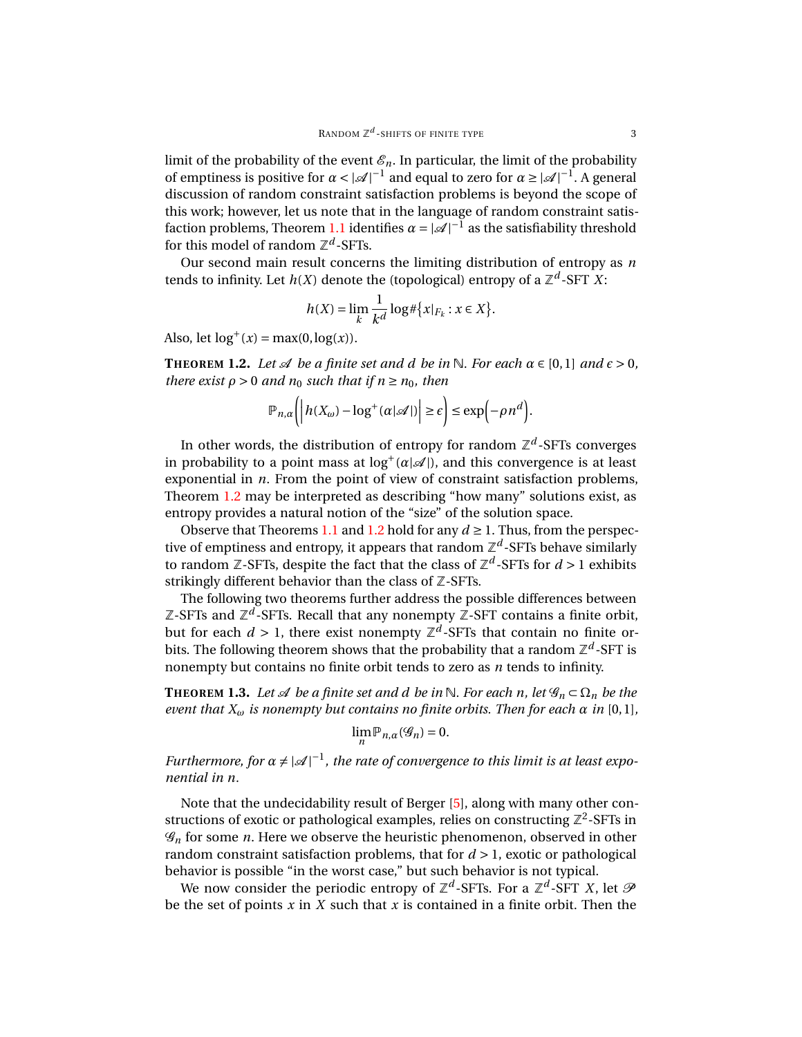limit of the probability of the event $\mathscr{E}_n$. In particular, the limit of the probability of emptiness is positive for $\alpha < |\mathscr{A}|^{-1}$ and equal to zero for $\alpha \geq |\mathscr{A}|^{-1}$. A general discussion of random constraint satisfaction problems is beyond the scope of this work; however, let us note that in the language of random constraint satisfaction problems, Theorem 1.1 identifies $\alpha = |\mathscr{A}|^{-1}$ as the satisfiability threshold for this model of random $\mathbb{Z}^d$-SFTs.

Our second main result concerns the limiting distribution of entropy as $n$ tends to infinity. Let $h(X)$ denote the (topological) entropy of a $\mathbb{Z}^d$-SFT $X$:

$$h(X) = \lim_k \frac{1}{k^d} \log \#\{x|_{F_k} : x \in X\}.$$

Also, let $\log^+(x) = \max(0, \log(x))$.

**Theorem 1.2.** *Let $\mathscr{A}$ be a finite set and $d$ be in $\mathbb{N}$. For each $\alpha \in [0,1]$ and $\epsilon > 0$, there exist $\rho > 0$ and $n_0$ such that if $n \geq n_0$, then*

$$\mathbb{P}_{n,\alpha}\Big( \Big| h(X_\omega) - \log^+(\alpha|\mathscr{A}|) \Big| \geq \epsilon \Big) \leq \exp\Big(-\rho n^d\Big).$$

In other words, the distribution of entropy for random $\mathbb{Z}^d$-SFTs converges in probability to a point mass at $\log^+(\alpha|\mathscr{A}|)$, and this convergence is at least exponential in $n$. From the point of view of constraint satisfaction problems, Theorem 1.2 may be interpreted as describing "how many" solutions exist, as entropy provides a natural notion of the "size" of the solution space.

Observe that Theorems 1.1 and 1.2 hold for any $d \geq 1$. Thus, from the perspective of emptiness and entropy, it appears that random $\mathbb{Z}^d$-SFTs behave similarly to random $\mathbb{Z}$-SFTs, despite the fact that the class of $\mathbb{Z}^d$-SFTs for $d > 1$ exhibits strikingly different behavior than the class of $\mathbb{Z}$-SFTs.

The following two theorems further address the possible differences between $\mathbb{Z}$-SFTs and $\mathbb{Z}^d$-SFTs. Recall that any nonempty $\mathbb{Z}$-SFT contains a finite orbit, but for each $d > 1$, there exist nonempty $\mathbb{Z}^d$-SFTs that contain no finite orbits. The following theorem shows that the probability that a random $\mathbb{Z}^d$-SFT is nonempty but contains no finite orbit tends to zero as $n$ tends to infinity.

**Theorem 1.3.** *Let $\mathscr{A}$ be a finite set and $d$ be in $\mathbb{N}$. For each $n$, let $\mathscr{G}_n \subset \Omega_n$ be the event that $X_\omega$ is nonempty but contains no finite orbits. Then for each $\alpha$ in $[0,1]$,*

$$\lim_n \mathbb{P}_{n,\alpha}(\mathscr{G}_n) = 0.$$

*Furthermore, for $\alpha \neq |\mathscr{A}|^{-1}$, the rate of convergence to this limit is at least exponential in $n$.*

Note that the undecidability result of Berger [5], along with many other constructions of exotic or pathological examples, relies on constructing $\mathbb{Z}^2$-SFTs in $\mathscr{G}_n$ for some $n$. Here we observe the heuristic phenomenon, observed in other random constraint satisfaction problems, that for $d > 1$, exotic or pathological behavior is possible "in the worst case," but such behavior is not typical.

We now consider the periodic entropy of $\mathbb{Z}^d$-SFTs. For a $\mathbb{Z}^d$-SFT $X$, let $\mathscr{P}$ be the set of points $x$ in $X$ such that $x$ is contained in a finite orbit. Then the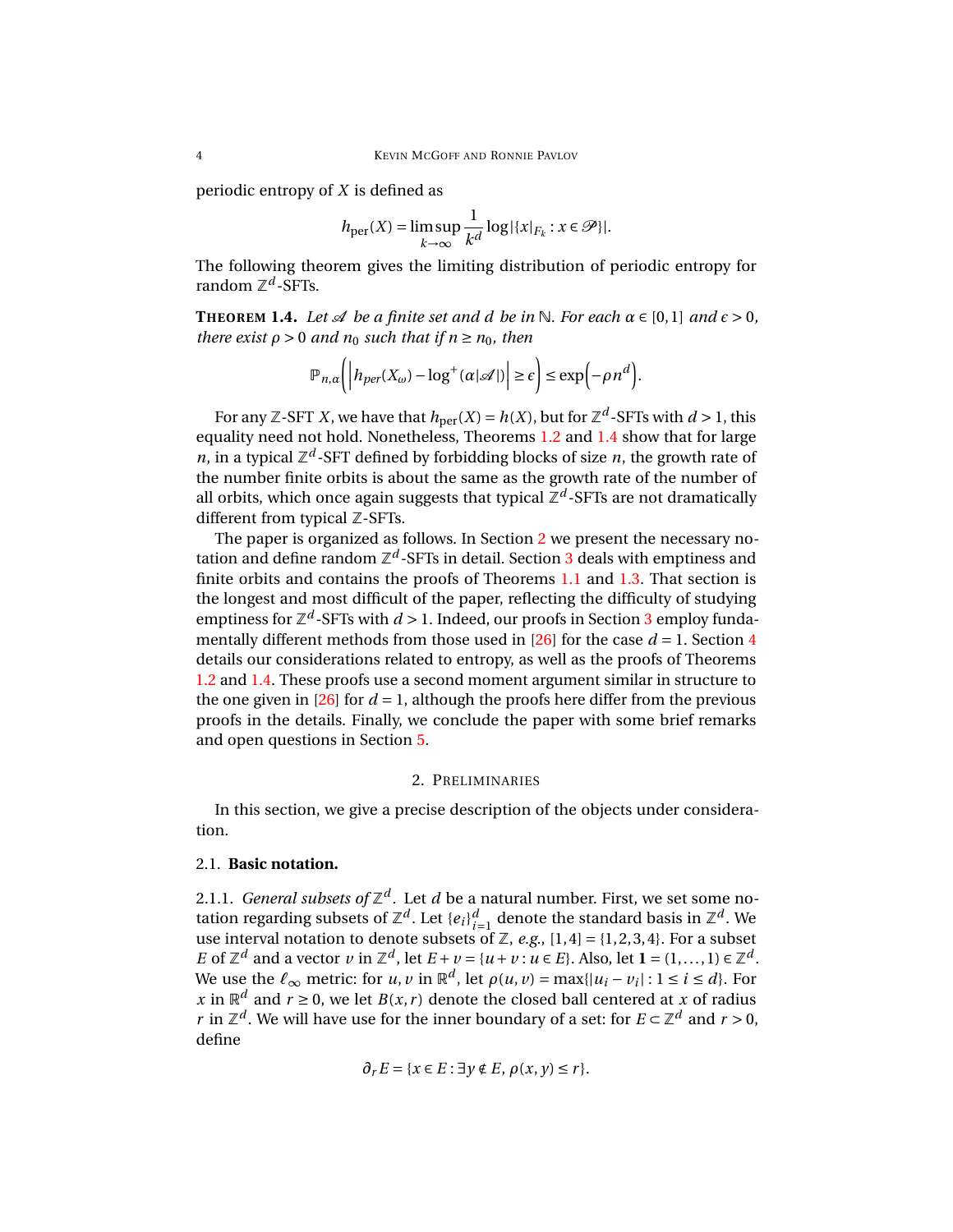periodic entropy of $X$ is defined as

$$h_{\text{per}}(X) = \limsup_{k\to\infty} \frac{1}{k^d} \log|\{x|_{F_k} : x \in \mathscr{P}\}|.$$

The following theorem gives the limiting distribution of periodic entropy for random $\mathbb{Z}^d$-SFTs.

**Theorem 1.4.** *Let $\mathscr{A}$ be a finite set and $d$ be in $\mathbb{N}$. For each $\alpha \in [0,1]$ and $\epsilon > 0$, there exist $\rho > 0$ and $n_0$ such that if $n \geq n_0$, then*

$$\mathbb{P}_{n,\alpha}\left(\left|h_{per}(X_\omega) - \log^+(\alpha|\mathscr{A}|)\right| \geq \epsilon\right) \leq \exp\left(-\rho n^d\right).$$

For any $\mathbb{Z}$-SFT $X$, we have that $h_{\text{per}}(X) = h(X)$, but for $\mathbb{Z}^d$-SFTs with $d > 1$, this equality need not hold. Nonetheless, Theorems 1.2 and 1.4 show that for large $n$, in a typical $\mathbb{Z}^d$-SFT defined by forbidding blocks of size $n$, the growth rate of the number finite orbits is about the same as the growth rate of the number of all orbits, which once again suggests that typical $\mathbb{Z}^d$-SFTs are not dramatically different from typical $\mathbb{Z}$-SFTs.

The paper is organized as follows. In Section 2 we present the necessary notation and define random $\mathbb{Z}^d$-SFTs in detail. Section 3 deals with emptiness and finite orbits and contains the proofs of Theorems 1.1 and 1.3. That section is the longest and most difficult of the paper, reflecting the difficulty of studying emptiness for $\mathbb{Z}^d$-SFTs with $d > 1$. Indeed, our proofs in Section 3 employ fundamentally different methods from those used in [26] for the case $d = 1$. Section 4 details our considerations related to entropy, as well as the proofs of Theorems 1.2 and 1.4. These proofs use a second moment argument similar in structure to the one given in [26] for $d = 1$, although the proofs here differ from the previous proofs in the details. Finally, we conclude the paper with some brief remarks and open questions in Section 5.

## 2. Preliminaries

In this section, we give a precise description of the objects under consideration.

### 2.1. Basic notation.

2.1.1. *General subsets of $\mathbb{Z}^d$.* Let $d$ be a natural number. First, we set some notation regarding subsets of $\mathbb{Z}^d$. Let $\{e_i\}_{i=1}^d$ denote the standard basis in $\mathbb{Z}^d$. We use interval notation to denote subsets of $\mathbb{Z}$, *e.g.*, $[1,4] = \{1,2,3,4\}$. For a subset $E$ of $\mathbb{Z}^d$ and a vector $v$ in $\mathbb{Z}^d$, let $E + v = \{u + v : u \in E\}$. Also, let $\mathbf{1} = (1,\dots,1) \in \mathbb{Z}^d$. We use the $\ell_\infty$ metric: for $u, v$ in $\mathbb{R}^d$, let $\rho(u,v) = \max\{|u_i - v_i| : 1 \leq i \leq d\}$. For $x$ in $\mathbb{R}^d$ and $r \geq 0$, we let $B(x,r)$ denote the closed ball centered at $x$ of radius $r$ in $\mathbb{Z}^d$. We will have use for the inner boundary of a set: for $E \subset \mathbb{Z}^d$ and $r > 0$, define

$$\partial_r E = \{x \in E : \exists y \notin E,\ \rho(x,y) \leq r\}.$$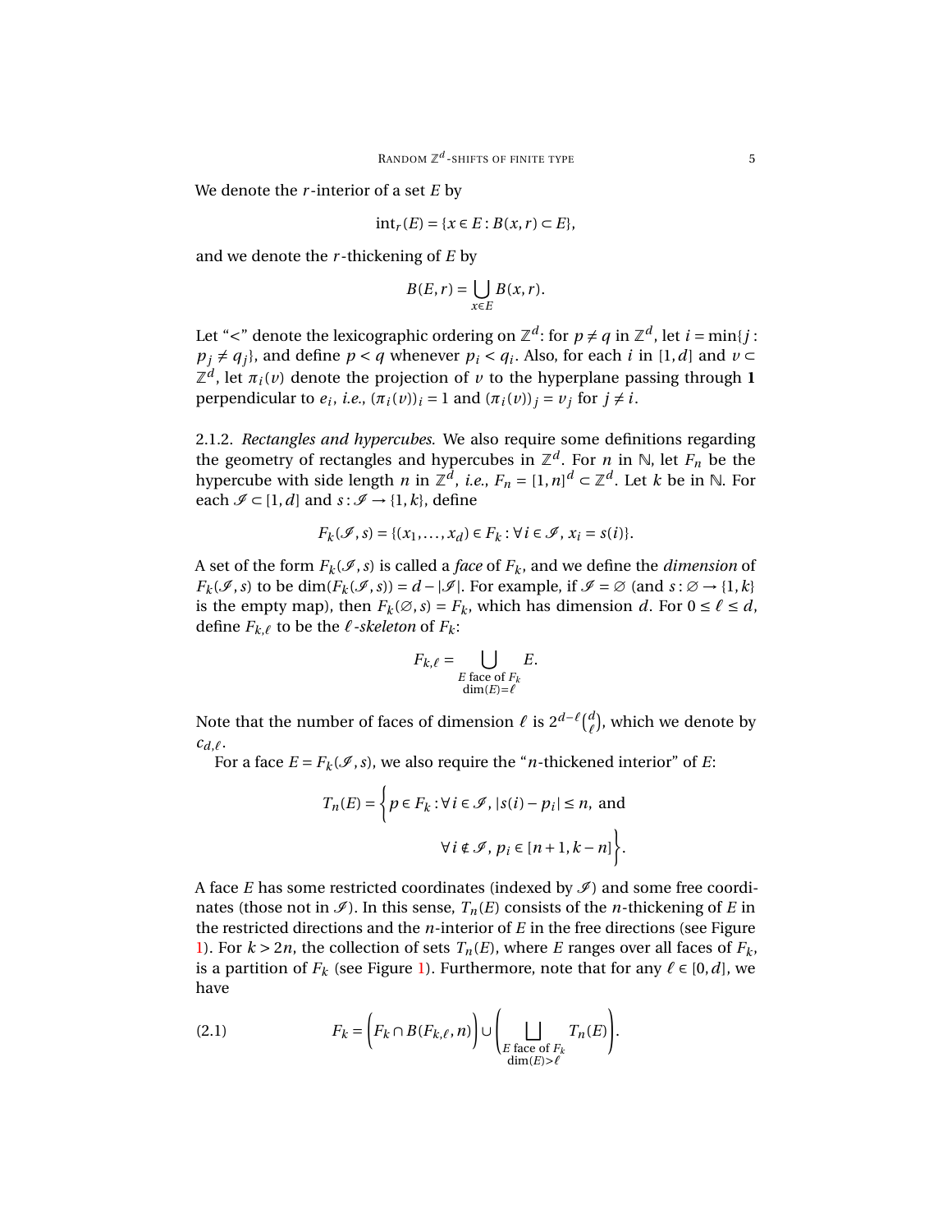We denote the $r$-interior of a set $E$ by

$$\text{int}_r(E) = \{x \in E : B(x,r) \subset E\},$$

and we denote the $r$-thickening of $E$ by

$$B(E,r) = \bigcup_{x \in E} B(x,r).$$

Let "<" denote the lexicographic ordering on $\mathbb{Z}^d$: for $p \neq q$ in $\mathbb{Z}^d$, let $i = \min\{j : p_j \neq q_j\}$, and define $p < q$ whenever $p_i < q_i$. Also, for each $i$ in $[1,d]$ and $v \subset \mathbb{Z}^d$, let $\pi_i(v)$ denote the projection of $v$ to the hyperplane passing through $\mathbf{1}$ perpendicular to $e_i$, *i.e.*, $(\pi_i(v))_i = 1$ and $(\pi_i(v))_j = v_j$ for $j \neq i$.

2.1.2. *Rectangles and hypercubes.* We also require some definitions regarding the geometry of rectangles and hypercubes in $\mathbb{Z}^d$. For $n$ in $\mathbb{N}$, let $F_n$ be the hypercube with side length $n$ in $\mathbb{Z}^d$, *i.e.*, $F_n = [1,n]^d \subset \mathbb{Z}^d$. Let $k$ be in $\mathbb{N}$. For each $\mathscr{I} \subset [1,d]$ and $s : \mathscr{I} \to \{1,k\}$, define

$$F_k(\mathscr{I}, s) = \{(x_1, \dots, x_d) \in F_k : \forall\, i \in \mathscr{I},\ x_i = s(i)\}.$$

A set of the form $F_k(\mathscr{I}, s)$ is called a *face* of $F_k$, and we define the *dimension* of $F_k(\mathscr{I}, s)$ to be $\dim(F_k(\mathscr{I}, s)) = d - |\mathscr{I}|$. For example, if $\mathscr{I} = \varnothing$ (and $s : \varnothing \to \{1,k\}$ is the empty map), then $F_k(\varnothing, s) = F_k$, which has dimension $d$. For $0 \leq \ell \leq d$, define $F_{k,\ell}$ to be the $\ell$*-skeleton* of $F_k$:

$$F_{k,\ell} = \bigcup_{\substack{E \text{ face of } F_k \\ \dim(E) = \ell}} E.$$

Note that the number of faces of dimension $\ell$ is $2^{d-\ell}\binom{d}{\ell}$, which we denote by $c_{d,\ell}$.

For a face $E = F_k(\mathscr{I}, s)$, we also require the "$n$-thickened interior" of $E$:

$$T_n(E) = \Big\{ p \in F_k : \forall\, i \in \mathscr{I},\ |s(i) - p_i| \leq n, \text{ and } \forall\, i \notin \mathscr{I},\ p_i \in [n+1, k-n] \Big\}.$$

A face $E$ has some restricted coordinates (indexed by $\mathscr{I}$) and some free coordinates (those not in $\mathscr{I}$). In this sense, $T_n(E)$ consists of the $n$-thickening of $E$ in the restricted directions and the $n$-interior of $E$ in the free directions (see Figure 1). For $k > 2n$, the collection of sets $T_n(E)$, where $E$ ranges over all faces of $F_k$, is a partition of $F_k$ (see Figure 1). Furthermore, note that for any $\ell \in [0,d]$, we have

$$F_k = \Big(F_k \cap B(F_{k,\ell}, n)\Big) \cup \Bigg( \bigsqcup_{\substack{E \text{ face of } F_k \\ \dim(E) > \ell}} T_n(E) \Bigg). \tag{2.1}$$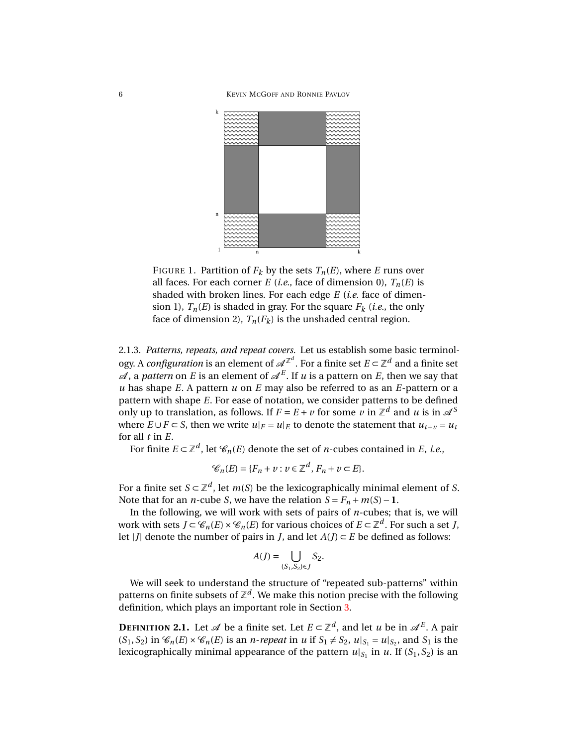FIGURE 1. Partition of $F_k$ by the sets $T_n(E)$, where $E$ runs over all faces. For each corner $E$ (*i.e.*, face of dimension 0), $T_n(E)$ is shaded with broken lines. For each edge $E$ (*i.e.* face of dimension 1), $T_n(E)$ is shaded in gray. For the square $F_k$ (*i.e.*, the only face of dimension 2), $T_n(F_k)$ is the unshaded central region.

2.1.3. *Patterns, repeats, and repeat covers.* Let us establish some basic terminology. A *configuration* is an element of $\mathscr{A}^{\mathbb{Z}^d}$. For a finite set $E \subset \mathbb{Z}^d$ and a finite set $\mathscr{A}$, a *pattern* on $E$ is an element of $\mathscr{A}^E$. If $u$ is a pattern on $E$, then we say that $u$ has shape $E$. A pattern $u$ on $E$ may also be referred to as an $E$-pattern or a pattern with shape $E$. For ease of notation, we consider patterns to be defined only up to translation, as follows. If $F = E + v$ for some $v$ in $\mathbb{Z}^d$ and $u$ is in $\mathscr{A}^S$ where $E \cup F \subset S$, then we write $u|_F = u|_E$ to denote the statement that $u_{t+v} = u_t$ for all $t$ in $E$.

For finite $E \subset \mathbb{Z}^d$, let $\mathscr{C}_n(E)$ denote the set of $n$-cubes contained in $E$, *i.e.*,

$$\mathscr{C}_n(E) = \{F_n + v : v \in \mathbb{Z}^d, F_n + v \subset E\}.$$

For a finite set $S \subset \mathbb{Z}^d$, let $m(S)$ be the lexicographically minimal element of $S$. Note that for an $n$-cube $S$, we have the relation $S = F_n + m(S) - \mathbf{1}$.

In the following, we will work with sets of pairs of $n$-cubes; that is, we will work with sets $J \subset \mathscr{C}_n(E) \times \mathscr{C}_n(E)$ for various choices of $E \subset \mathbb{Z}^d$. For such a set $J$, let $|J|$ denote the number of pairs in $J$, and let $A(J) \subset E$ be defined as follows:

$$A(J) = \bigcup_{(S_1, S_2) \in J} S_2.$$

We will seek to understand the structure of "repeated sub-patterns" within patterns on finite subsets of $\mathbb{Z}^d$. We make this notion precise with the following definition, which plays an important role in Section 3.

**DEFINITION 2.1.** Let $\mathscr{A}$ be a finite set. Let $E \subset \mathbb{Z}^d$, and let $u$ be in $\mathscr{A}^E$. A pair $(S_1, S_2)$ in $\mathscr{C}_n(E) \times \mathscr{C}_n(E)$ is an *$n$-repeat* in $u$ if $S_1 \neq S_2$, $u|_{S_1} = u|_{S_2}$, and $S_1$ is the lexicographically minimal appearance of the pattern $u|_{S_1}$ in $u$. If $(S_1, S_2)$ is an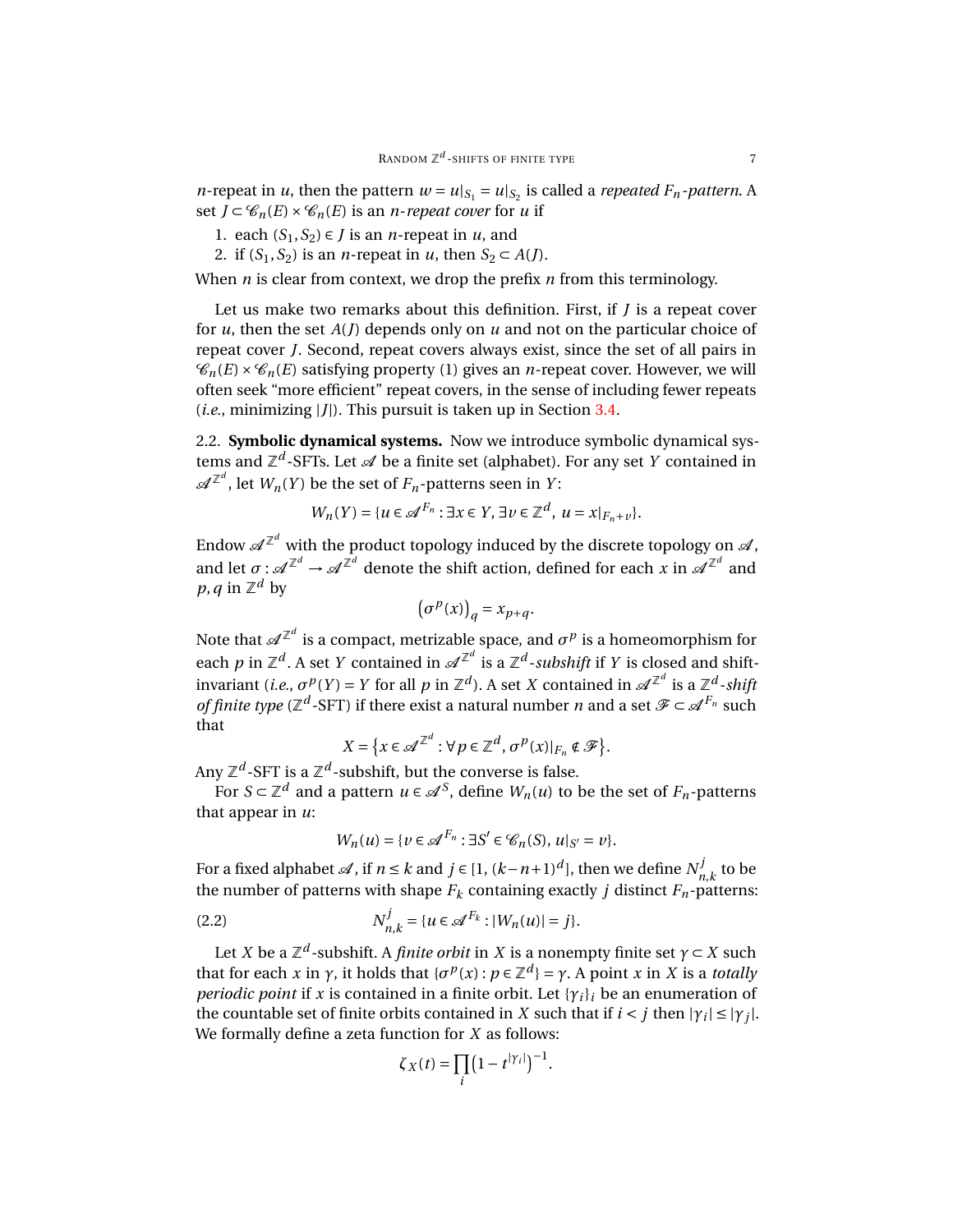$n$-repeat in $u$, then the pattern $w = u|_{S_1} = u|_{S_2}$ is called a *repeated $F_n$-pattern*. A set $J \subset \mathscr{C}_n(E) \times \mathscr{C}_n(E)$ is an *$n$-repeat cover* for $u$ if

1. each $(S_1, S_2) \in J$ is an $n$-repeat in $u$, and
2. if $(S_1, S_2)$ is an $n$-repeat in $u$, then $S_2 \subset A(J)$.

When $n$ is clear from context, we drop the prefix $n$ from this terminology.

Let us make two remarks about this definition. First, if $J$ is a repeat cover for $u$, then the set $A(J)$ depends only on $u$ and not on the particular choice of repeat cover $J$. Second, repeat covers always exist, since the set of all pairs in $\mathscr{C}_n(E) \times \mathscr{C}_n(E)$ satisfying property (1) gives an $n$-repeat cover. However, we will often seek "more efficient" repeat covers, in the sense of including fewer repeats (*i.e.*, minimizing $|J|$). This pursuit is taken up in Section 3.4.

2.2. **Symbolic dynamical systems.** Now we introduce symbolic dynamical systems and $\mathbb{Z}^d$-SFTs. Let $\mathscr{A}$ be a finite set (alphabet). For any set $Y$ contained in $\mathscr{A}^{\mathbb{Z}^d}$, let $W_n(Y)$ be the set of $F_n$-patterns seen in $Y$:

$$W_n(Y) = \{u \in \mathscr{A}^{F_n} : \exists x \in Y, \exists v \in \mathbb{Z}^d,\ u = x|_{F_n+v}\}.$$

Endow $\mathscr{A}^{\mathbb{Z}^d}$ with the product topology induced by the discrete topology on $\mathscr{A}$, and let $\sigma : \mathscr{A}^{\mathbb{Z}^d} \to \mathscr{A}^{\mathbb{Z}^d}$ denote the shift action, defined for each $x$ in $\mathscr{A}^{\mathbb{Z}^d}$ and $p, q$ in $\mathbb{Z}^d$ by

$$\left(\sigma^p(x)\right)_q = x_{p+q}.$$

Note that $\mathscr{A}^{\mathbb{Z}^d}$ is a compact, metrizable space, and $\sigma^p$ is a homeomorphism for each $p$ in $\mathbb{Z}^d$. A set $Y$ contained in $\mathscr{A}^{\mathbb{Z}^d}$ is a *$\mathbb{Z}^d$-subshift* if $Y$ is closed and shift-invariant (*i.e.*, $\sigma^p(Y) = Y$ for all $p$ in $\mathbb{Z}^d$). A set $X$ contained in $\mathscr{A}^{\mathbb{Z}^d}$ is a *$\mathbb{Z}^d$-shift of finite type* ($\mathbb{Z}^d$-SFT) if there exist a natural number $n$ and a set $\mathscr{F} \subset \mathscr{A}^{F_n}$ such that

$$X = \left\{x \in \mathscr{A}^{\mathbb{Z}^d} : \forall p \in \mathbb{Z}^d,\ \sigma^p(x)|_{F_n} \notin \mathscr{F}\right\}.$$

Any $\mathbb{Z}^d$-SFT is a $\mathbb{Z}^d$-subshift, but the converse is false.

For $S \subset \mathbb{Z}^d$ and a pattern $u \in \mathscr{A}^S$, define $W_n(u)$ to be the set of $F_n$-patterns that appear in $u$:

$$W_n(u) = \{v \in \mathscr{A}^{F_n} : \exists S' \in \mathscr{C}_n(S),\ u|_{S'} = v\}.$$

For a fixed alphabet $\mathscr{A}$, if $n \leq k$ and $j \in [1, (k-n+1)^d]$, then we define $N^j_{n,k}$ to be the number of patterns with shape $F_k$ containing exactly $j$ distinct $F_n$-patterns:

$$N^j_{n,k} = \{u \in \mathscr{A}^{F_k} : |W_n(u)| = j\}. \tag{2.2}$$

Let $X$ be a $\mathbb{Z}^d$-subshift. A *finite orbit* in $X$ is a nonempty finite set $\gamma \subset X$ such that for each $x$ in $\gamma$, it holds that $\{\sigma^p(x) : p \in \mathbb{Z}^d\} = \gamma$. A point $x$ in $X$ is a *totally periodic point* if $x$ is contained in a finite orbit. Let $\{\gamma_i\}_i$ be an enumeration of the countable set of finite orbits contained in $X$ such that if $i < j$ then $|\gamma_i| \leq |\gamma_j|$. We formally define a zeta function for $X$ as follows:

$$\zeta_X(t) = \prod_i \left(1 - t^{|\gamma_i|}\right)^{-1}.$$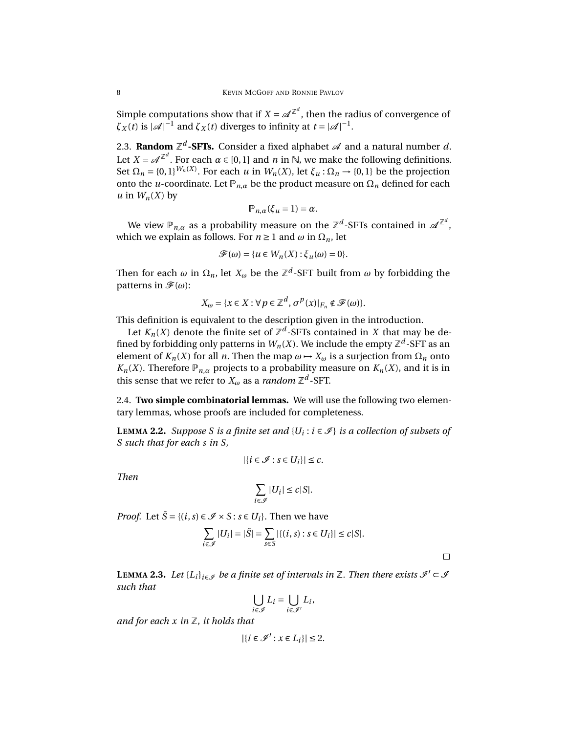Simple computations show that if $X = \mathscr{A}^{\mathbb{Z}^d}$, then the radius of convergence of $\zeta_X(t)$ is $|\mathscr{A}|^{-1}$ and $\zeta_X(t)$ diverges to infinity at $t = |\mathscr{A}|^{-1}$.

### 2.3. Random $\mathbb{Z}^d$-SFTs.

Consider a fixed alphabet $\mathscr{A}$ and a natural number $d$. Let $X = \mathscr{A}^{\mathbb{Z}^d}$. For each $\alpha \in [0,1]$ and $n$ in $\mathbb{N}$, we make the following definitions. Set $\Omega_n = \{0,1\}^{W_n(X)}$. For each $u$ in $W_n(X)$, let $\xi_u : \Omega_n \to \{0,1\}$ be the projection onto the $u$-coordinate. Let $\mathbb{P}_{n,\alpha}$ be the product measure on $\Omega_n$ defined for each $u$ in $W_n(X)$ by

$$\mathbb{P}_{n,\alpha}(\xi_u = 1) = \alpha.$$

We view $\mathbb{P}_{n,\alpha}$ as a probability measure on the $\mathbb{Z}^d$-SFTs contained in $\mathscr{A}^{\mathbb{Z}^d}$, which we explain as follows. For $n \geq 1$ and $\omega$ in $\Omega_n$, let

$$\mathscr{F}(\omega) = \{u \in W_n(X) : \xi_u(\omega) = 0\}.$$

Then for each $\omega$ in $\Omega_n$, let $X_\omega$ be the $\mathbb{Z}^d$-SFT built from $\omega$ by forbidding the patterns in $\mathscr{F}(\omega)$:

$$X_\omega = \{x \in X : \forall p \in \mathbb{Z}^d, \sigma^p(x)|_{F_n} \notin \mathscr{F}(\omega)\}.$$

This definition is equivalent to the description given in the introduction.

Let $K_n(X)$ denote the finite set of $\mathbb{Z}^d$-SFTs contained in $X$ that may be defined by forbidding only patterns in $W_n(X)$. We include the empty $\mathbb{Z}^d$-SFT as an element of $K_n(X)$ for all $n$. Then the map $\omega \mapsto X_\omega$ is a surjection from $\Omega_n$ onto $K_n(X)$. Therefore $\mathbb{P}_{n,\alpha}$ projects to a probability measure on $K_n(X)$, and it is in this sense that we refer to $X_\omega$ as a *random* $\mathbb{Z}^d$-SFT.

### 2.4. Two simple combinatorial lemmas.

We will use the following two elementary lemmas, whose proofs are included for completeness.

**Lemma 2.2.** *Suppose $S$ is a finite set and $\{U_i : i \in \mathscr{I}\}$ is a collection of subsets of $S$ such that for each $s$ in $S$,*

$$|\{i \in \mathscr{I} : s \in U_i\}| \leq c.$$

*Then*

$$\sum_{i \in \mathscr{I}} |U_i| \leq c|S|.$$

*Proof.* Let $\tilde{S} = \{(i,s) \in \mathscr{I} \times S : s \in U_i\}$. Then we have

$$\sum_{i \in \mathscr{I}} |U_i| = |\tilde{S}| = \sum_{s \in S} |\{(i,s) : s \in U_i\}| \leq c|S|.$$

□

**Lemma 2.3.** *Let $\{L_i\}_{i \in \mathscr{I}}$ be a finite set of intervals in $\mathbb{Z}$. Then there exists $\mathscr{I}' \subset \mathscr{I}$ such that*

$$\bigcup_{i \in \mathscr{I}} L_i = \bigcup_{i \in \mathscr{I}'} L_i,$$

*and for each $x$ in $\mathbb{Z}$, it holds that*

$$|\{i \in \mathscr{I}' : x \in L_i\}| \leq 2.$$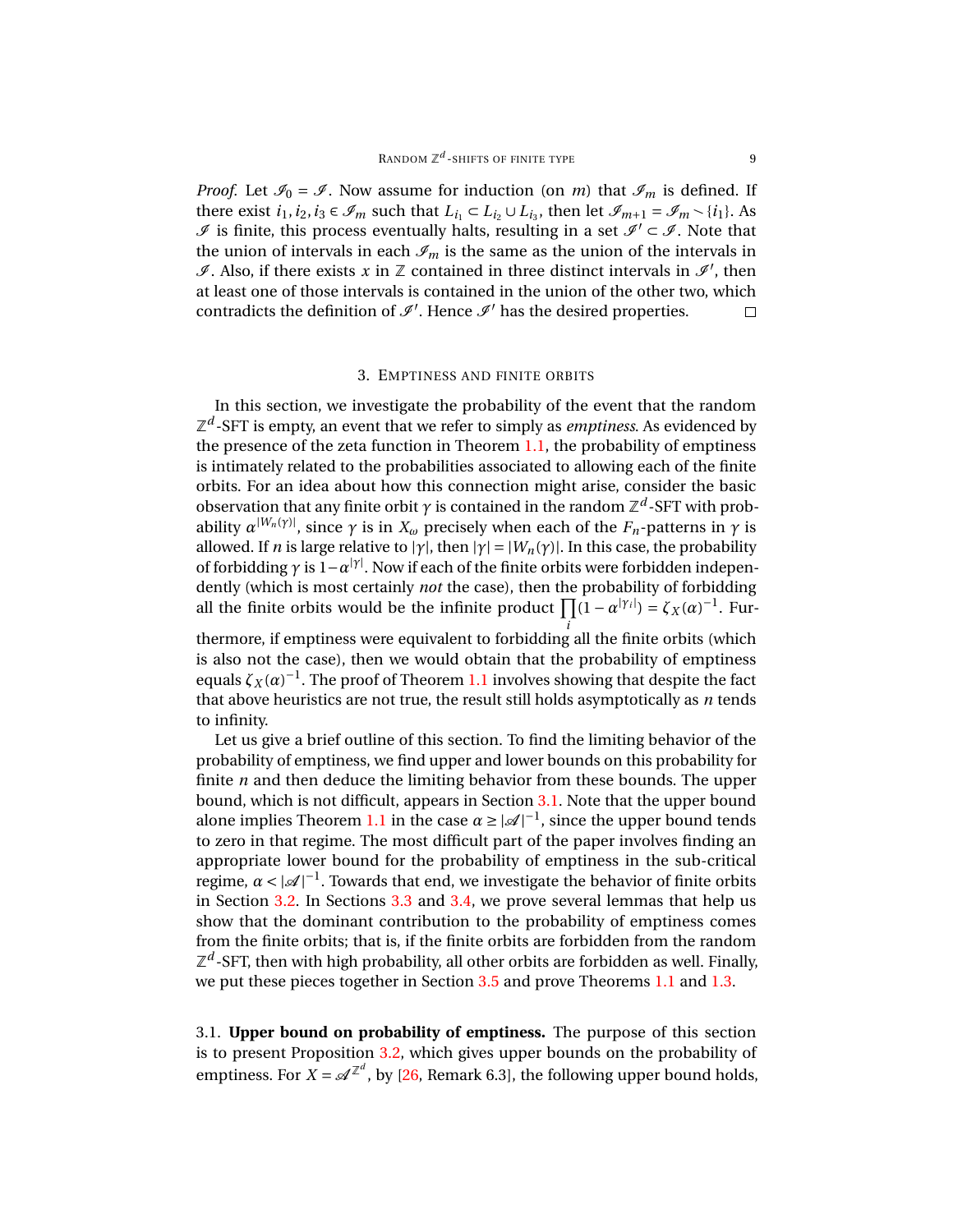*Proof.* Let $\mathscr{I}_0 = \mathscr{I}$. Now assume for induction (on $m$) that $\mathscr{I}_m$ is defined. If there exist $i_1, i_2, i_3 \in \mathscr{I}_m$ such that $L_{i_1} \subset L_{i_2} \cup L_{i_3}$, then let $\mathscr{I}_{m+1} = \mathscr{I}_m \smallsetminus \{i_1\}$. As $\mathscr{I}$ is finite, this process eventually halts, resulting in a set $\mathscr{I}' \subset \mathscr{I}$. Note that the union of intervals in each $\mathscr{I}_m$ is the same as the union of the intervals in $\mathscr{I}$. Also, if there exists $x$ in $\mathbb{Z}$ contained in three distinct intervals in $\mathscr{I}'$, then at least one of those intervals is contained in the union of the other two, which contradicts the definition of $\mathscr{I}'$. Hence $\mathscr{I}'$ has the desired properties. □

## 3. Emptiness and finite orbits

In this section, we investigate the probability of the event that the random $\mathbb{Z}^d$-SFT is empty, an event that we refer to simply as *emptiness*. As evidenced by the presence of the zeta function in Theorem 1.1, the probability of emptiness is intimately related to the probabilities associated to allowing each of the finite orbits. For an idea about how this connection might arise, consider the basic observation that any finite orbit $\gamma$ is contained in the random $\mathbb{Z}^d$-SFT with probability $\alpha^{|W_n(\gamma)|}$, since $\gamma$ is in $X_\omega$ precisely when each of the $F_n$-patterns in $\gamma$ is allowed. If $n$ is large relative to $|\gamma|$, then $|\gamma| = |W_n(\gamma)|$. In this case, the probability of forbidding $\gamma$ is $1-\alpha^{|\gamma|}$. Now if each of the finite orbits were forbidden independently (which is most certainly *not* the case), then the probability of forbidding all the finite orbits would be the infinite product $\prod_i (1-\alpha^{|\gamma_i|}) = \zeta_X(\alpha)^{-1}$. Furthermore, if emptiness were equivalent to forbidding all the finite orbits (which is also not the case), then we would obtain that the probability of emptiness equals $\zeta_X(\alpha)^{-1}$. The proof of Theorem 1.1 involves showing that despite the fact that above heuristics are not true, the result still holds asymptotically as $n$ tends to infinity.

Let us give a brief outline of this section. To find the limiting behavior of the probability of emptiness, we find upper and lower bounds on this probability for finite $n$ and then deduce the limiting behavior from these bounds. The upper bound, which is not difficult, appears in Section 3.1. Note that the upper bound alone implies Theorem 1.1 in the case $\alpha \geq |\mathscr{A}|^{-1}$, since the upper bound tends to zero in that regime. The most difficult part of the paper involves finding an appropriate lower bound for the probability of emptiness in the sub-critical regime, $\alpha < |\mathscr{A}|^{-1}$. Towards that end, we investigate the behavior of finite orbits in Section 3.2. In Sections 3.3 and 3.4, we prove several lemmas that help us show that the dominant contribution to the probability of emptiness comes from the finite orbits; that is, if the finite orbits are forbidden from the random $\mathbb{Z}^d$-SFT, then with high probability, all other orbits are forbidden as well. Finally, we put these pieces together in Section 3.5 and prove Theorems 1.1 and 1.3.

3.1. **Upper bound on probability of emptiness.** The purpose of this section is to present Proposition 3.2, which gives upper bounds on the probability of emptiness. For $X = \mathscr{A}^{\mathbb{Z}^d}$, by [26, Remark 6.3], the following upper bound holds,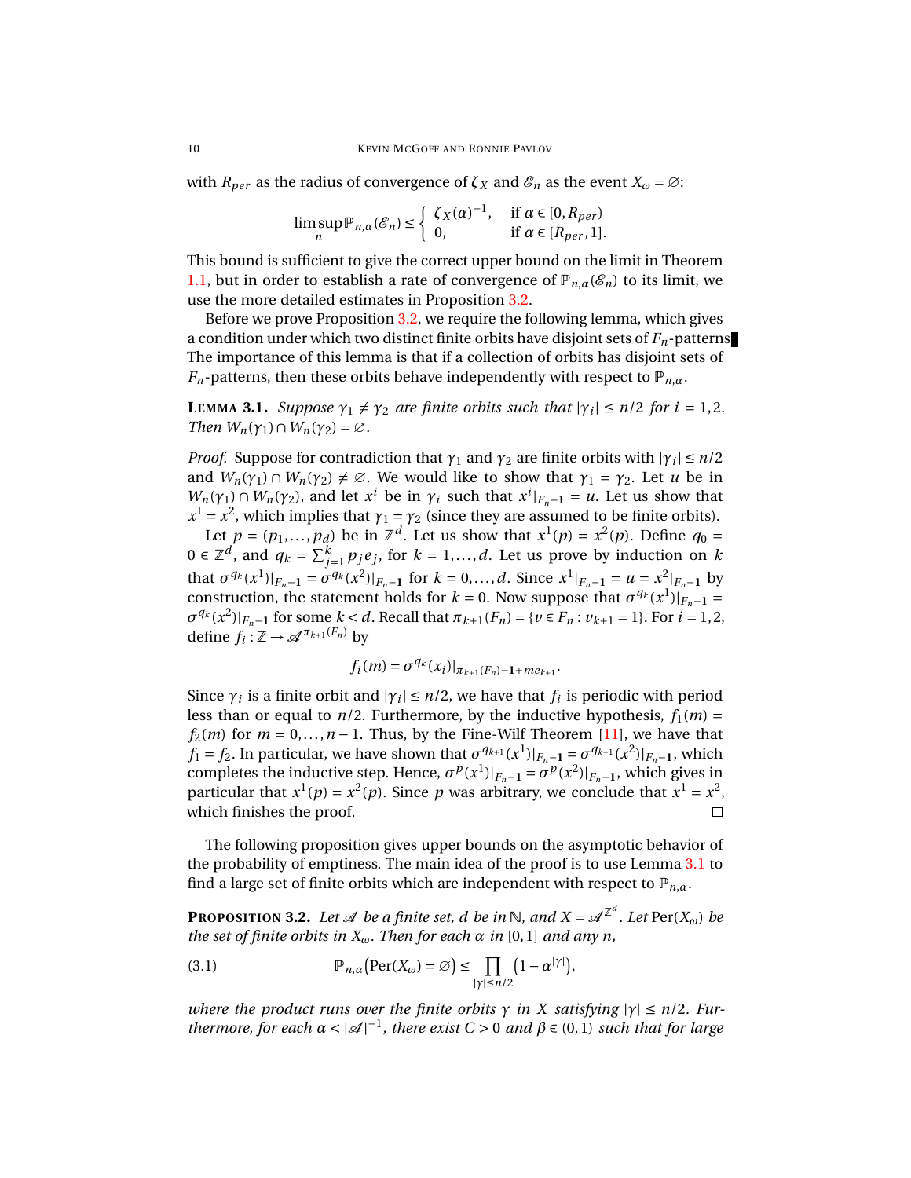with $R_{per}$ as the radius of convergence of $\zeta_X$ and $\mathcal{E}_n$ as the event $X_\omega = \varnothing$:

$$\limsup_n \mathbb{P}_{n,\alpha}(\mathcal{E}_n) \leq \begin{cases} \zeta_X(\alpha)^{-1}, & \text{if } \alpha \in [0, R_{per}) \\ 0, & \text{if } \alpha \in [R_{per}, 1]. \end{cases}$$

This bound is sufficient to give the correct upper bound on the limit in Theorem 1.1, but in order to establish a rate of convergence of $\mathbb{P}_{n,\alpha}(\mathcal{E}_n)$ to its limit, we use the more detailed estimates in Proposition 3.2.

Before we prove Proposition 3.2, we require the following lemma, which gives a condition under which two distinct finite orbits have disjoint sets of $F_n$-patterns. The importance of this lemma is that if a collection of orbits has disjoint sets of $F_n$-patterns, then these orbits behave independently with respect to $\mathbb{P}_{n,\alpha}$.

**Lemma 3.1.** *Suppose $\gamma_1 \neq \gamma_2$ are finite orbits such that $|\gamma_i| \leq n/2$ for $i = 1, 2$. Then $W_n(\gamma_1) \cap W_n(\gamma_2) = \varnothing$.*

*Proof.* Suppose for contradiction that $\gamma_1$ and $\gamma_2$ are finite orbits with $|\gamma_i| \leq n/2$ and $W_n(\gamma_1) \cap W_n(\gamma_2) \neq \varnothing$. We would like to show that $\gamma_1 = \gamma_2$. Let $u$ be in $W_n(\gamma_1) \cap W_n(\gamma_2)$, and let $x^i$ be in $\gamma_i$ such that $x^i|_{F_n - \mathbf{1}} = u$. Let us show that $x^1 = x^2$, which implies that $\gamma_1 = \gamma_2$ (since they are assumed to be finite orbits).

Let $p = (p_1, \ldots, p_d)$ be in $\mathbb{Z}^d$. Let us show that $x^1(p) = x^2(p)$. Define $q_0 = 0 \in \mathbb{Z}^d$, and $q_k = \sum_{j=1}^k p_j e_j$, for $k = 1, \ldots, d$. Let us prove by induction on $k$ that $\sigma^{q_k}(x^1)|_{F_n - \mathbf{1}} = \sigma^{q_k}(x^2)|_{F_n - \mathbf{1}}$ for $k = 0, \ldots, d$. Since $x^1|_{F_n - \mathbf{1}} = u = x^2|_{F_n - \mathbf{1}}$ by construction, the statement holds for $k = 0$. Now suppose that $\sigma^{q_k}(x^1)|_{F_n - \mathbf{1}} = \sigma^{q_k}(x^2)|_{F_n - \mathbf{1}}$ for some $k < d$. Recall that $\pi_{k+1}(F_n) = \{v \in F_n : v_{k+1} = 1\}$. For $i = 1, 2$, define $f_i : \mathbb{Z} \to \mathcal{A}^{\pi_{k+1}(F_n)}$ by

$$f_i(m) = \sigma^{q_k}(x_i)|_{\pi_{k+1}(F_n) - \mathbf{1} + m e_{k+1}}.$$

Since $\gamma_i$ is a finite orbit and $|\gamma_i| \leq n/2$, we have that $f_i$ is periodic with period less than or equal to $n/2$. Furthermore, by the inductive hypothesis, $f_1(m) = f_2(m)$ for $m = 0, \ldots, n-1$. Thus, by the Fine-Wilf Theorem [11], we have that $f_1 = f_2$. In particular, we have shown that $\sigma^{q_{k+1}}(x^1)|_{F_n - \mathbf{1}} = \sigma^{q_{k+1}}(x^2)|_{F_n - \mathbf{1}}$, which completes the inductive step. Hence, $\sigma^p(x^1)|_{F_n - \mathbf{1}} = \sigma^p(x^2)|_{F_n - \mathbf{1}}$, which gives in particular that $x^1(p) = x^2(p)$. Since $p$ was arbitrary, we conclude that $x^1 = x^2$, which finishes the proof. $\square$

The following proposition gives upper bounds on the asymptotic behavior of the probability of emptiness. The main idea of the proof is to use Lemma 3.1 to find a large set of finite orbits which are independent with respect to $\mathbb{P}_{n,\alpha}$.

**Proposition 3.2.** *Let $\mathcal{A}$ be a finite set, $d$ be in $\mathbb{N}$, and $X = \mathcal{A}^{\mathbb{Z}^d}$. Let $\mathrm{Per}(X_\omega)$ be the set of finite orbits in $X_\omega$. Then for each $\alpha$ in $[0,1]$ and any $n$,*

$$\mathbb{P}_{n,\alpha}\big(\mathrm{Per}(X_\omega) = \varnothing\big) \leq \prod_{|\gamma| \leq n/2} \big(1 - \alpha^{|\gamma|}\big), \tag{3.1}$$

*where the product runs over the finite orbits $\gamma$ in $X$ satisfying $|\gamma| \leq n/2$. Furthermore, for each $\alpha < |\mathcal{A}|^{-1}$, there exist $C > 0$ and $\beta \in (0,1)$ such that for large*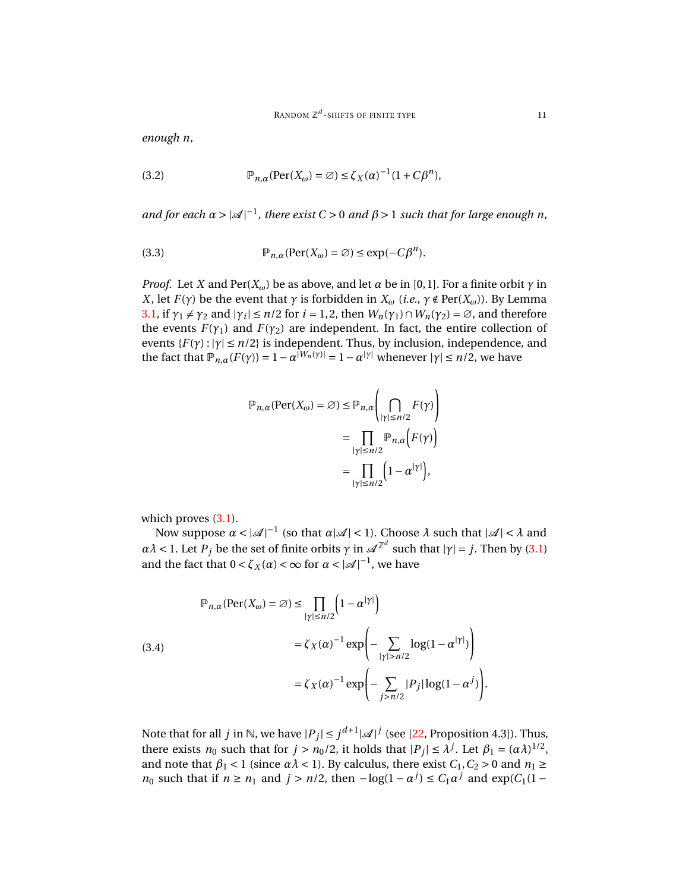*enough $n$,*

$$\mathbb{P}_{n,\alpha}(\operatorname{Per}(X_\omega) = \varnothing) \leq \zeta_X(\alpha)^{-1}(1 + C\beta^n), \tag{3.2}$$

*and for each $\alpha > |\mathscr{A}|^{-1}$, there exist $C > 0$ and $\beta > 1$ such that for large enough $n$,*

$$\mathbb{P}_{n,\alpha}(\operatorname{Per}(X_\omega) = \varnothing) \leq \exp(-C\beta^n). \tag{3.3}$$

*Proof.* Let $X$ and $\operatorname{Per}(X_\omega)$ be as above, and let $\alpha$ be in $[0,1]$. For a finite orbit $\gamma$ in $X$, let $F(\gamma)$ be the event that $\gamma$ is forbidden in $X_\omega$ (*i.e.*, $\gamma \notin \operatorname{Per}(X_\omega)$). By Lemma 3.1, if $\gamma_1 \neq \gamma_2$ and $|\gamma_i| \leq n/2$ for $i = 1,2$, then $W_n(\gamma_1) \cap W_n(\gamma_2) = \varnothing$, and therefore the events $F(\gamma_1)$ and $F(\gamma_2)$ are independent. In fact, the entire collection of events $\{F(\gamma) : |\gamma| \leq n/2\}$ is independent. Thus, by inclusion, independence, and the fact that $\mathbb{P}_{n,\alpha}(F(\gamma)) = 1 - \alpha^{|W_n(\gamma)|} = 1 - \alpha^{|\gamma|}$ whenever $|\gamma| \leq n/2$, we have

$$\begin{aligned}
\mathbb{P}_{n,\alpha}(\operatorname{Per}(X_\omega) = \varnothing) &\leq \mathbb{P}_{n,\alpha}\Bigg(\bigcap_{|\gamma| \leq n/2} F(\gamma)\Bigg) \\
&= \prod_{|\gamma| \leq n/2} \mathbb{P}_{n,\alpha}\Big(F(\gamma)\Big) \\
&= \prod_{|\gamma| \leq n/2} \Big(1 - \alpha^{|\gamma|}\Big),
\end{aligned}$$

which proves (3.1).

Now suppose $\alpha < |\mathscr{A}|^{-1}$ (so that $\alpha|\mathscr{A}| < 1$). Choose $\lambda$ such that $|\mathscr{A}| < \lambda$ and $\alpha\lambda < 1$. Let $P_j$ be the set of finite orbits $\gamma$ in $\mathscr{A}^{\mathbb{Z}^d}$ such that $|\gamma| = j$. Then by (3.1) and the fact that $0 < \zeta_X(\alpha) < \infty$ for $\alpha < |\mathscr{A}|^{-1}$, we have

$$\begin{aligned}
\mathbb{P}_{n,\alpha}(\operatorname{Per}(X_\omega) = \varnothing) &\leq \prod_{|\gamma| \leq n/2} \Big(1 - \alpha^{|\gamma|}\Big) \\
&= \zeta_X(\alpha)^{-1} \exp\Bigg(-\sum_{|\gamma| > n/2} \log(1 - \alpha^{|\gamma|})\Bigg) \\
&= \zeta_X(\alpha)^{-1} \exp\Bigg(-\sum_{j > n/2} |P_j| \log(1 - \alpha^j)\Bigg).
\end{aligned} \tag{3.4}$$

Note that for all $j$ in $\mathbb{N}$, we have $|P_j| \leq j^{d+1}|\mathscr{A}|^j$ (see [22, Proposition 4.3]). Thus, there exists $n_0$ such that for $j > n_0/2$, it holds that $|P_j| \leq \lambda^j$. Let $\beta_1 = (\alpha\lambda)^{1/2}$, and note that $\beta_1 < 1$ (since $\alpha\lambda < 1$). By calculus, there exist $C_1, C_2 > 0$ and $n_1 \geq n_0$ such that if $n \geq n_1$ and $j > n/2$, then $-\log(1 - \alpha^j) \leq C_1\alpha^j$ and $\exp(C_1(1 -$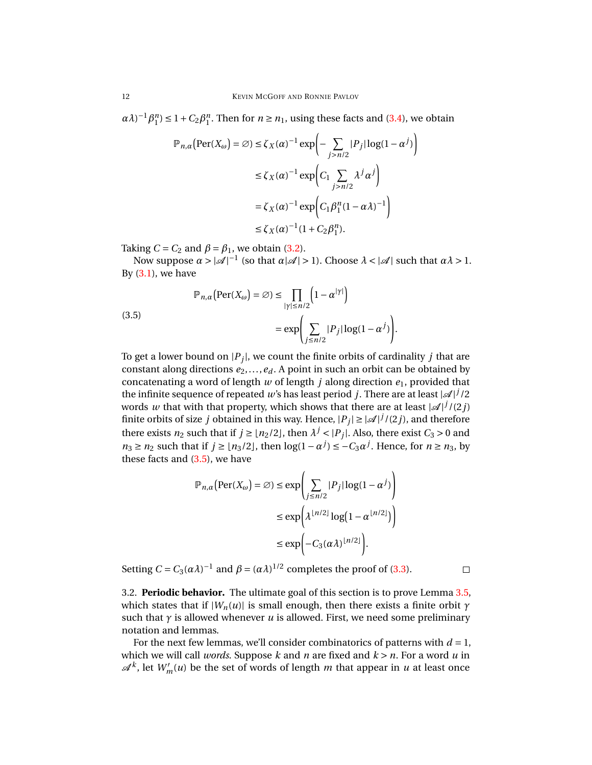$\alpha\lambda)^{-1}\beta_1^n) \leq 1 + C_2\beta_1^n$. Then for $n \geq n_1$, using these facts and (3.4), we obtain

$$\begin{aligned}
\mathbb{P}_{n,\alpha}\big(\mathrm{Per}(X_\omega) = \varnothing\big) &\leq \zeta_X(\alpha)^{-1} \exp\Big(-\sum_{j>n/2} |P_j| \log(1-\alpha^j)\Big) \\
&\leq \zeta_X(\alpha)^{-1} \exp\Big(C_1 \sum_{j>n/2} \lambda^j \alpha^j\Big) \\
&= \zeta_X(\alpha)^{-1} \exp\Big(C_1 \beta_1^n (1-\alpha\lambda)^{-1}\Big) \\
&\leq \zeta_X(\alpha)^{-1}(1 + C_2\beta_1^n).
\end{aligned}$$

Taking $C = C_2$ and $\beta = \beta_1$, we obtain (3.2).

Now suppose $\alpha > |\mathscr{A}|^{-1}$ (so that $\alpha|\mathscr{A}| > 1$). Choose $\lambda < |\mathscr{A}|$ such that $\alpha\lambda > 1$. By (3.1), we have

$$\begin{aligned}
\mathbb{P}_{n,\alpha}\big(\mathrm{Per}(X_\omega) = \varnothing\big) &\leq \prod_{|\gamma| \leq n/2} \Big(1 - \alpha^{|\gamma|}\Big) \\
&= \exp\Big(\sum_{j \leq n/2} |P_j| \log(1-\alpha^j)\Big).
\end{aligned} \tag{3.5}$$

To get a lower bound on $|P_j|$, we count the finite orbits of cardinality $j$ that are constant along directions $e_2, \ldots, e_d$. A point in such an orbit can be obtained by concatenating a word of length $w$ of length $j$ along direction $e_1$, provided that the infinite sequence of repeated $w$'s has least period $j$. There are at least $|\mathscr{A}|^j/2$ words $w$ that with that property, which shows that there are at least $|\mathscr{A}|^j/(2j)$ finite orbits of size $j$ obtained in this way. Hence, $|P_j| \geq |\mathscr{A}|^j/(2j)$, and therefore there exists $n_2$ such that if $j \geq \lfloor n_2/2 \rfloor$, then $\lambda^j < |P_j|$. Also, there exist $C_3 > 0$ and $n_3 \geq n_2$ such that if $j \geq \lfloor n_3/2 \rfloor$, then $\log(1-\alpha^j) \leq -C_3\alpha^j$. Hence, for $n \geq n_3$, by these facts and (3.5), we have

$$\begin{aligned}
\mathbb{P}_{n,\alpha}\big(\mathrm{Per}(X_\omega) = \varnothing\big) &\leq \exp\Big(\sum_{j \leq n/2} |P_j| \log(1-\alpha^j)\Big) \\
&\leq \exp\Big(\lambda^{\lfloor n/2 \rfloor} \log\big(1 - \alpha^{\lfloor n/2 \rfloor}\big)\Big) \\
&\leq \exp\Big(-C_3(\alpha\lambda)^{\lfloor n/2 \rfloor}\Big).
\end{aligned}$$

Setting $C = C_3(\alpha\lambda)^{-1}$ and $\beta = (\alpha\lambda)^{1/2}$ completes the proof of (3.3). □

### 3.2. **Periodic behavior.**

The ultimate goal of this section is to prove Lemma 3.5, which states that if $|W_n(u)|$ is small enough, then there exists a finite orbit $\gamma$ such that $\gamma$ is allowed whenever $u$ is allowed. First, we need some preliminary notation and lemmas.

For the next few lemmas, we'll consider combinatorics of patterns with $d = 1$, which we will call *words*. Suppose $k$ and $n$ are fixed and $k > n$. For a word $u$ in $\mathscr{A}^k$, let $W'_m(u)$ be the set of words of length $m$ that appear in $u$ at least once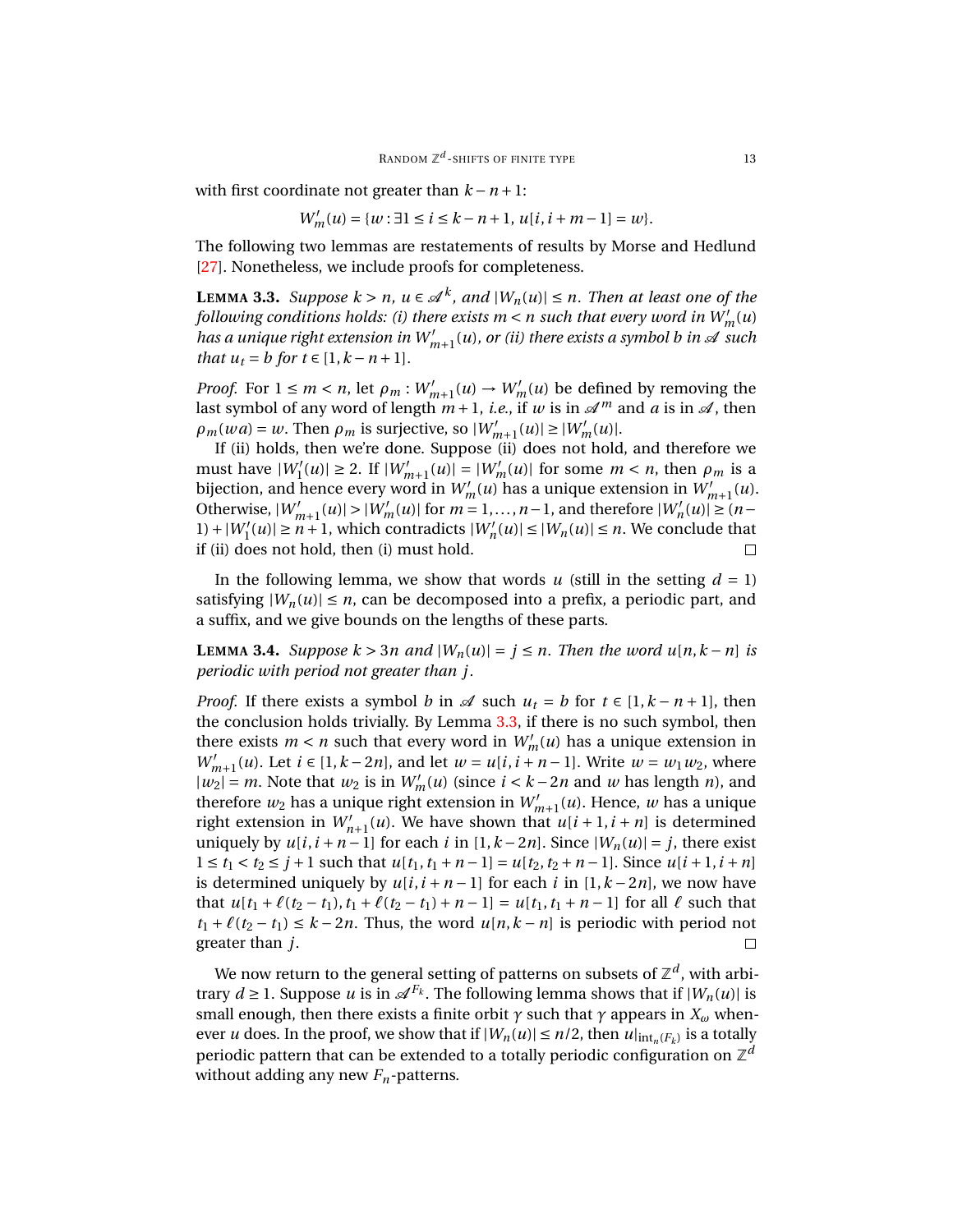with first coordinate not greater than $k-n+1$:

$$W'_m(u) = \{w : \exists 1 \le i \le k-n+1,\ u[i, i+m-1] = w\}.$$

The following two lemmas are restatements of results by Morse and Hedlund [27]. Nonetheless, we include proofs for completeness.

**Lemma 3.3.** *Suppose $k > n$, $u \in \mathscr{A}^k$, and $|W_n(u)| \le n$. Then at least one of the following conditions holds: (i) there exists $m < n$ such that every word in $W'_m(u)$ has a unique right extension in $W'_{m+1}(u)$, or (ii) there exists a symbol $b$ in $\mathscr{A}$ such that $u_t = b$ for $t \in [1, k-n+1]$.*

*Proof.* For $1 \le m < n$, let $\rho_m : W'_{m+1}(u) \to W'_m(u)$ be defined by removing the last symbol of any word of length $m+1$, *i.e.*, if $w$ is in $\mathscr{A}^m$ and $a$ is in $\mathscr{A}$, then $\rho_m(wa) = w$. Then $\rho_m$ is surjective, so $|W'_{m+1}(u)| \ge |W'_m(u)|$.

If (ii) holds, then we're done. Suppose (ii) does not hold, and therefore we must have $|W'_1(u)| \ge 2$. If $|W'_{m+1}(u)| = |W'_m(u)|$ for some $m < n$, then $\rho_m$ is a bijection, and hence every word in $W'_m(u)$ has a unique extension in $W'_{m+1}(u)$. Otherwise, $|W'_{m+1}(u)| > |W'_m(u)|$ for $m = 1, \dots, n-1$, and therefore $|W'_n(u)| \ge (n-1) + |W'_1(u)| \ge n+1$, which contradicts $|W'_n(u)| \le |W_n(u)| \le n$. We conclude that if (ii) does not hold, then (i) must hold. $\square$

In the following lemma, we show that words $u$ (still in the setting $d = 1$) satisfying $|W_n(u)| \le n$, can be decomposed into a prefix, a periodic part, and a suffix, and we give bounds on the lengths of these parts.

**Lemma 3.4.** *Suppose $k > 3n$ and $|W_n(u)| = j \le n$. Then the word $u[n, k-n]$ is periodic with period not greater than $j$.*

*Proof.* If there exists a symbol $b$ in $\mathscr{A}$ such that $u_t = b$ for $t \in [1, k-n+1]$, then the conclusion holds trivially. By Lemma 3.3, if there is no such symbol, then there exists $m < n$ such that every word in $W'_m(u)$ has a unique extension in $W'_{m+1}(u)$. Let $i \in [1, k-2n]$, and let $w = u[i, i+n-1]$. Write $w = w_1 w_2$, where $|w_2| = m$. Note that $w_2$ is in $W'_m(u)$ (since $i < k-2n$ and $w$ has length $n$), and therefore $w_2$ has a unique right extension in $W'_{m+1}(u)$. Hence, $w$ has a unique right extension in $W'_{n+1}(u)$. We have shown that $u[i+1, i+n]$ is determined uniquely by $u[i, i+n-1]$ for each $i$ in $[1, k-2n]$. Since $|W_n(u)| = j$, there exist $1 \le t_1 < t_2 \le j+1$ such that $u[t_1, t_1+n-1] = u[t_2, t_2+n-1]$. Since $u[i+1, i+n]$ is determined uniquely by $u[i, i+n-1]$ for each $i$ in $[1, k-2n]$, we now have that $u[t_1 + \ell(t_2-t_1), t_1 + \ell(t_2-t_1) + n-1] = u[t_1, t_1+n-1]$ for all $\ell$ such that $t_1 + \ell(t_2 - t_1) \le k-2n$. Thus, the word $u[n, k-n]$ is periodic with period not greater than $j$. $\square$

We now return to the general setting of patterns on subsets of $\mathbb{Z}^d$, with arbitrary $d \ge 1$. Suppose $u$ is in $\mathscr{A}^{F_k}$. The following lemma shows that if $|W_n(u)|$ is small enough, then there exists a finite orbit $\gamma$ such that $\gamma$ appears in $X_\omega$ whenever $u$ does. In the proof, we show that if $|W_n(u)| \le n/2$, then $u|_{\text{int}_n(F_k)}$ is a totally periodic pattern that can be extended to a totally periodic configuration on $\mathbb{Z}^d$ without adding any new $F_n$-patterns.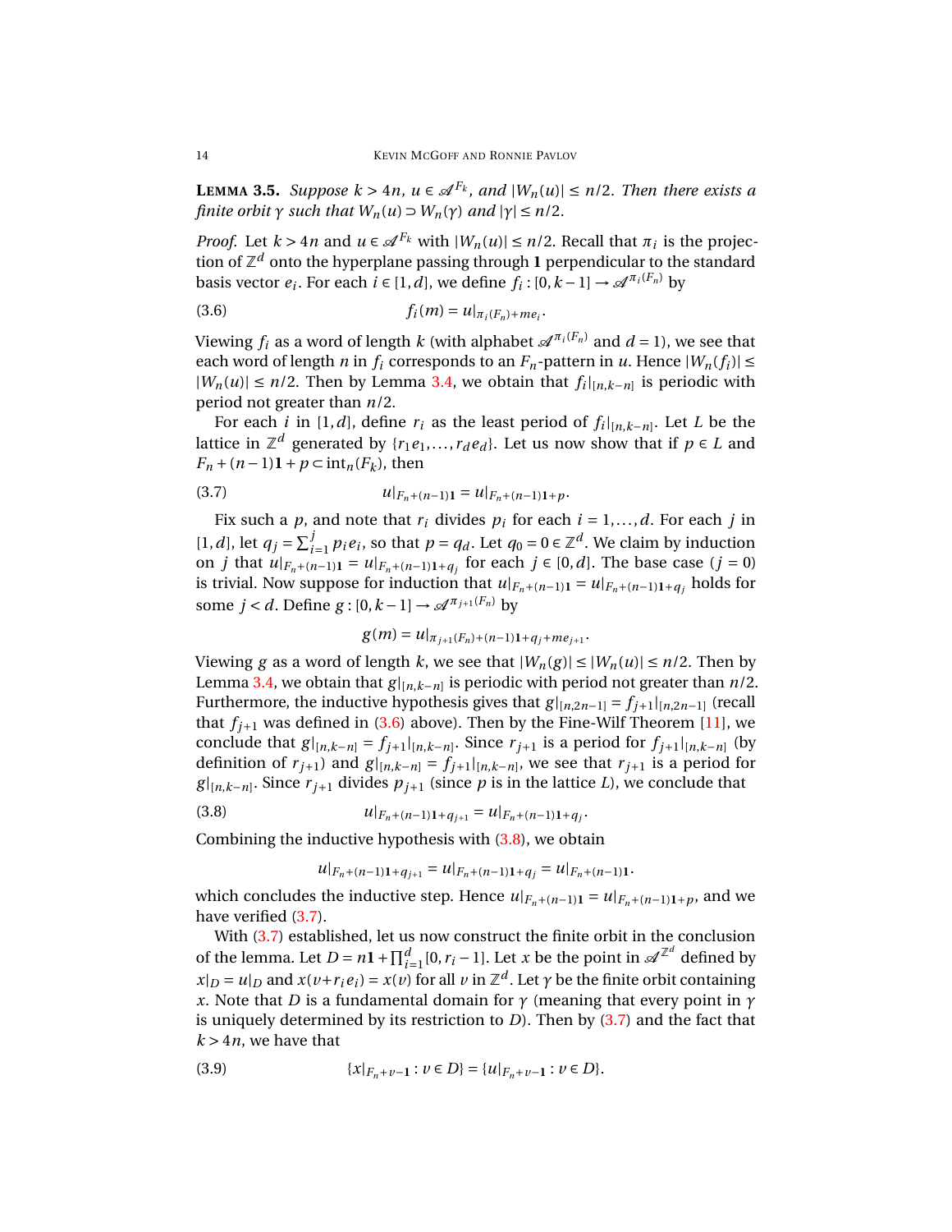**Lemma 3.5.** *Suppose $k > 4n$, $u \in \mathscr{A}^{F_k}$, and $|W_n(u)| \le n/2$. Then there exists a finite orbit $\gamma$ such that $W_n(u) \supset W_n(\gamma)$ and $|\gamma| \le n/2$.*

*Proof.* Let $k > 4n$ and $u \in \mathscr{A}^{F_k}$ with $|W_n(u)| \le n/2$. Recall that $\pi_i$ is the projection of $\mathbb{Z}^d$ onto the hyperplane passing through $\mathbf{1}$ perpendicular to the standard basis vector $e_i$. For each $i \in [1,d]$, we define $f_i : [0, k-1] \to \mathscr{A}^{\pi_i(F_n)}$ by

$$f_i(m) = u|_{\pi_i(F_n)+me_i}. \tag{3.6}$$

Viewing $f_i$ as a word of length $k$ (with alphabet $\mathscr{A}^{\pi_i(F_n)}$ and $d = 1$), we see that each word of length $n$ in $f_i$ corresponds to an $F_n$-pattern in $u$. Hence $|W_n(f_i)| \le |W_n(u)| \le n/2$. Then by Lemma 3.4, we obtain that $f_i|_{[n,k-n]}$ is periodic with period not greater than $n/2$.

For each $i$ in $[1,d]$, define $r_i$ as the least period of $f_i|_{[n,k-n]}$. Let $L$ be the lattice in $\mathbb{Z}^d$ generated by $\{r_1 e_1, \dots, r_d e_d\}$. Let us now show that if $p \in L$ and $F_n + (n-1)\mathbf{1} + p \subset \text{int}_n(F_k)$, then

$$u|_{F_n+(n-1)\mathbf{1}} = u|_{F_n+(n-1)\mathbf{1}+p}. \tag{3.7}$$

Fix such a $p$, and note that $r_i$ divides $p_i$ for each $i = 1, \dots, d$. For each $j$ in $[1,d]$, let $q_j = \sum_{i=1}^{j} p_i e_i$, so that $p = q_d$. Let $q_0 = 0 \in \mathbb{Z}^d$. We claim by induction on $j$ that $u|_{F_n+(n-1)\mathbf{1}} = u|_{F_n+(n-1)\mathbf{1}+q_j}$ for each $j \in [0,d]$. The base case ($j = 0$) is trivial. Now suppose for induction that $u|_{F_n+(n-1)\mathbf{1}} = u|_{F_n+(n-1)\mathbf{1}+q_j}$ holds for some $j < d$. Define $g : [0, k-1] \to \mathscr{A}^{\pi_{j+1}(F_n)}$ by

$$g(m) = u|_{\pi_{j+1}(F_n)+(n-1)\mathbf{1}+q_j+me_{j+1}}.$$

Viewing $g$ as a word of length $k$, we see that $|W_n(g)| \le |W_n(u)| \le n/2$. Then by Lemma 3.4, we obtain that $g|_{[n,k-n]}$ is periodic with period not greater than $n/2$. Furthermore, the inductive hypothesis gives that $g|_{[n,2n-1]} = f_{j+1}|_{[n,2n-1]}$ (recall that $f_{j+1}$ was defined in (3.6) above). Then by the Fine-Wilf Theorem [11], we conclude that $g|_{[n,k-n]} = f_{j+1}|_{[n,k-n]}$. Since $r_{j+1}$ is a period for $f_{j+1}|_{[n,k-n]}$ (by definition of $r_{j+1}$) and $g|_{[n,k-n]} = f_{j+1}|_{[n,k-n]}$, we see that $r_{j+1}$ is a period for $g|_{[n,k-n]}$. Since $r_{j+1}$ divides $p_{j+1}$ (since $p$ is in the lattice $L$), we conclude that

$$u|_{F_n+(n-1)\mathbf{1}+q_{j+1}} = u|_{F_n+(n-1)\mathbf{1}+q_j}. \tag{3.8}$$

Combining the inductive hypothesis with (3.8), we obtain

$$u|_{F_n+(n-1)\mathbf{1}+q_{j+1}} = u|_{F_n+(n-1)\mathbf{1}+q_j} = u|_{F_n+(n-1)\mathbf{1}}.$$

which concludes the inductive step. Hence $u|_{F_n+(n-1)\mathbf{1}} = u|_{F_n+(n-1)\mathbf{1}+p}$, and we have verified (3.7).

With (3.7) established, let us now construct the finite orbit in the conclusion of the lemma. Let $D = n\mathbf{1} + \prod_{i=1}^{d} [0, r_i - 1]$. Let $x$ be the point in $\mathscr{A}^{\mathbb{Z}^d}$ defined by $x|_D = u|_D$ and $x(v + r_i e_i) = x(v)$ for all $v$ in $\mathbb{Z}^d$. Let $\gamma$ be the finite orbit containing $x$. Note that $D$ is a fundamental domain for $\gamma$ (meaning that every point in $\gamma$ is uniquely determined by its restriction to $D$). Then by (3.7) and the fact that $k > 4n$, we have that

$$\{x|_{F_n+v-\mathbf{1}} : v \in D\} = \{u|_{F_n+v-\mathbf{1}} : v \in D\}. \tag{3.9}$$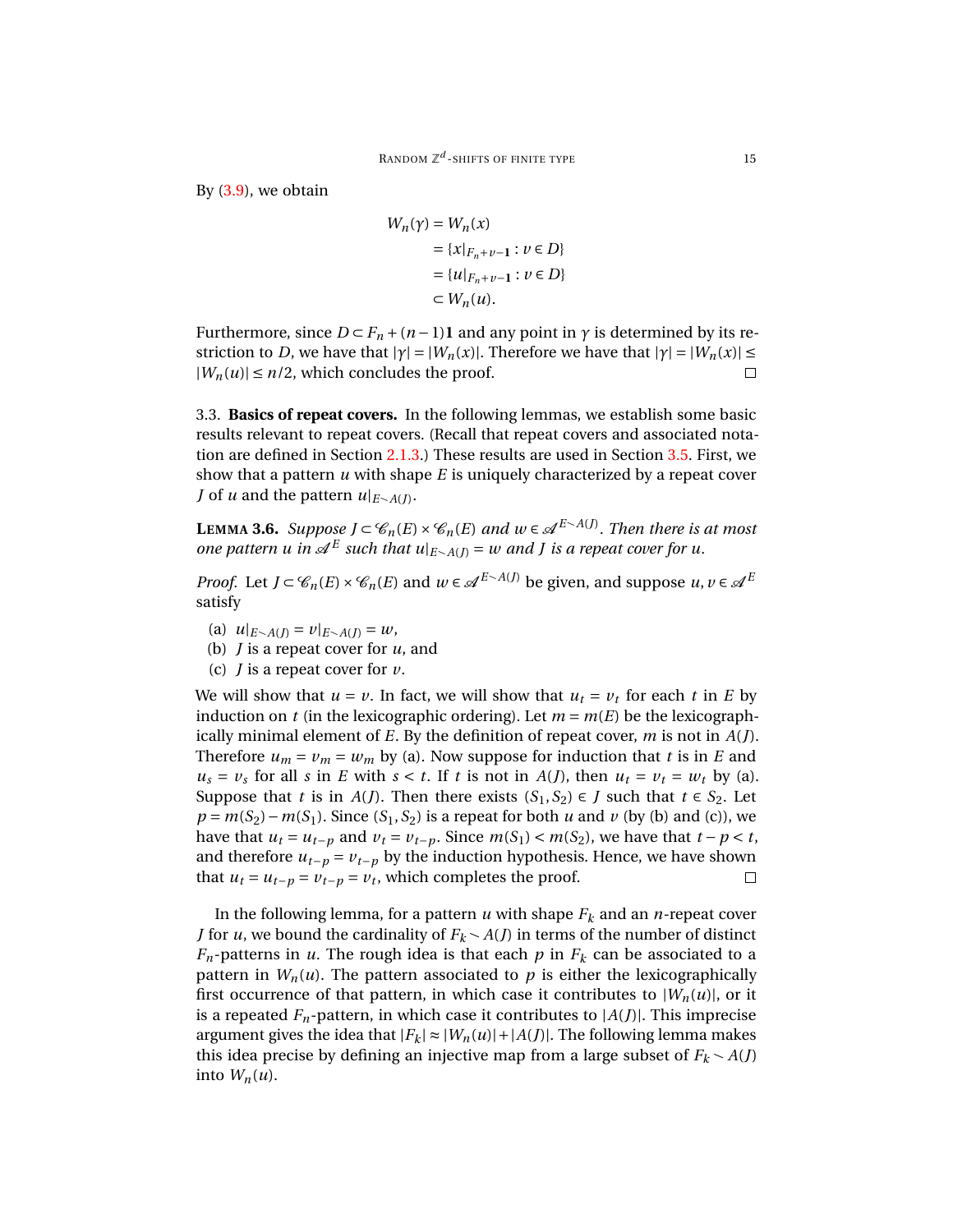By (3.9), we obtain

$$
\begin{aligned}
W_n(\gamma) &= W_n(x) \\
&= \{x|_{F_n+v-\mathbf{1}} : v \in D\} \\
&= \{u|_{F_n+v-\mathbf{1}} : v \in D\} \\
&\subset W_n(u).
\end{aligned}
$$

Furthermore, since $D \subset F_n + (n-1)\mathbf{1}$ and any point in $\gamma$ is determined by its restriction to $D$, we have that $|\gamma| = |W_n(x)|$. Therefore we have that $|\gamma| = |W_n(x)| \le |W_n(u)| \le n/2$, which concludes the proof. ☐

3.3. **Basics of repeat covers.** In the following lemmas, we establish some basic results relevant to repeat covers. (Recall that repeat covers and associated notation are defined in Section 2.1.3.) These results are used in Section 3.5. First, we show that a pattern $u$ with shape $E$ is uniquely characterized by a repeat cover $J$ of $u$ and the pattern $u|_{E \smallsetminus A(J)}$.

**LEMMA 3.6.** *Suppose $J \subset \mathscr{C}_n(E) \times \mathscr{C}_n(E)$ and $w \in \mathscr{A}^{E \smallsetminus A(J)}$. Then there is at most one pattern $u$ in $\mathscr{A}^E$ such that $u|_{E \smallsetminus A(J)} = w$ and $J$ is a repeat cover for $u$.*

*Proof.* Let $J \subset \mathscr{C}_n(E) \times \mathscr{C}_n(E)$ and $w \in \mathscr{A}^{E \smallsetminus A(J)}$ be given, and suppose $u, v \in \mathscr{A}^E$ satisfy

(a) $u|_{E \smallsetminus A(J)} = v|_{E \smallsetminus A(J)} = w$,
(b) $J$ is a repeat cover for $u$, and
(c) $J$ is a repeat cover for $v$.

We will show that $u = v$. In fact, we will show that $u_t = v_t$ for each $t$ in $E$ by induction on $t$ (in the lexicographic ordering). Let $m = m(E)$ be the lexicographically minimal element of $E$. By the definition of repeat cover, $m$ is not in $A(J)$. Therefore $u_m = v_m = w_m$ by (a). Now suppose for induction that $t$ is in $E$ and $u_s = v_s$ for all $s$ in $E$ with $s < t$. If $t$ is not in $A(J)$, then $u_t = v_t = w_t$ by (a). Suppose that $t$ is in $A(J)$. Then there exists $(S_1, S_2) \in J$ such that $t \in S_2$. Let $p = m(S_2) - m(S_1)$. Since $(S_1, S_2)$ is a repeat for both $u$ and $v$ (by (b) and (c)), we have that $u_t = u_{t-p}$ and $v_t = v_{t-p}$. Since $m(S_1) < m(S_2)$, we have that $t - p < t$, and therefore $u_{t-p} = v_{t-p}$ by the induction hypothesis. Hence, we have shown that $u_t = u_{t-p} = v_{t-p} = v_t$, which completes the proof. ☐

In the following lemma, for a pattern $u$ with shape $F_k$ and an $n$-repeat cover $J$ for $u$, we bound the cardinality of $F_k \smallsetminus A(J)$ in terms of the number of distinct $F_n$-patterns in $u$. The rough idea is that each $p$ in $F_k$ can be associated to a pattern in $W_n(u)$. The pattern associated to $p$ is either the lexicographically first occurrence of that pattern, in which case it contributes to $|W_n(u)|$, or it is a repeated $F_n$-pattern, in which case it contributes to $|A(J)|$. This imprecise argument gives the idea that $|F_k| \approx |W_n(u)| + |A(J)|$. The following lemma makes this idea precise by defining an injective map from a large subset of $F_k \smallsetminus A(J)$ into $W_n(u)$.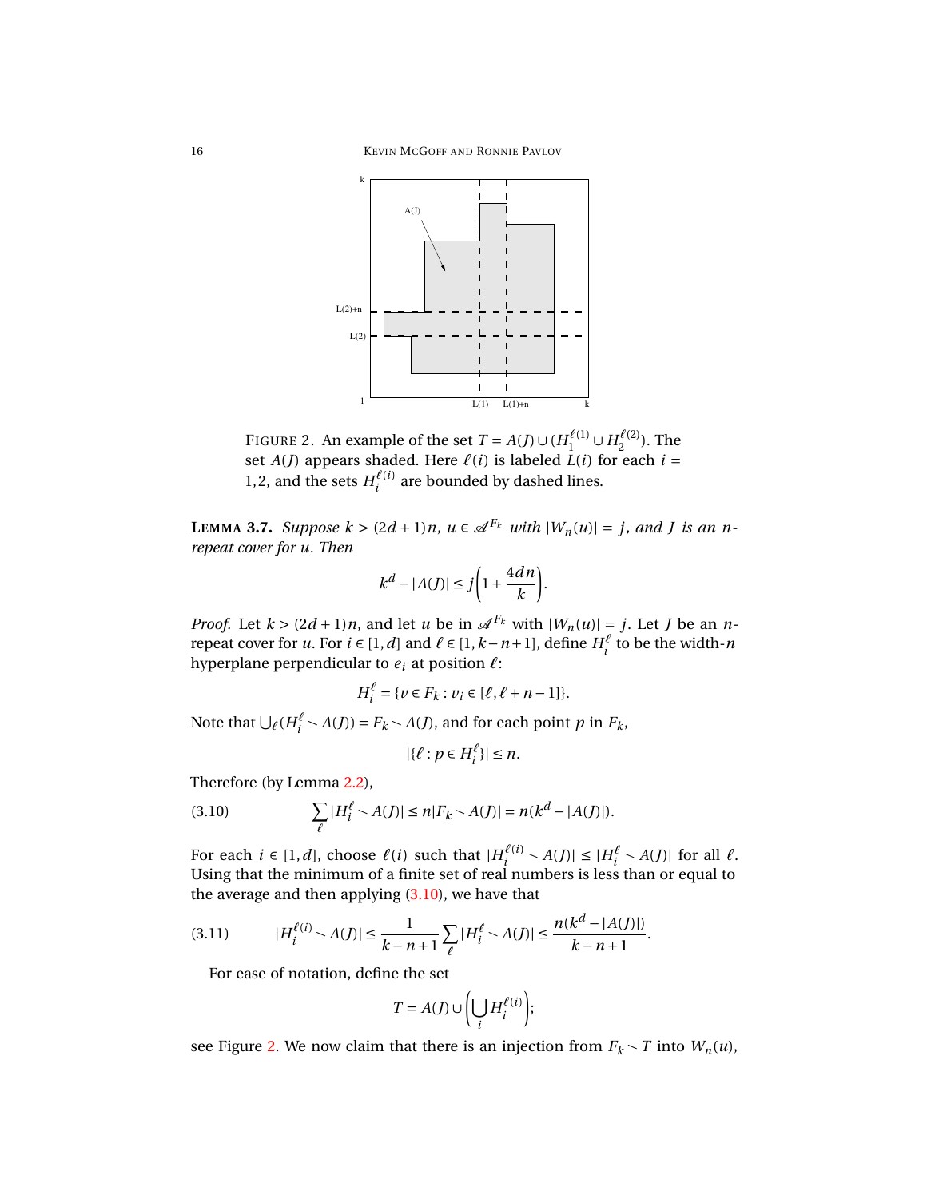FIGURE 2. An example of the set $T = A(J) \cup (H_1^{\ell(1)} \cup H_2^{\ell(2)})$. The set $A(J)$ appears shaded. Here $\ell(i)$ is labeled $L(i)$ for each $i = 1,2$, and the sets $H_i^{\ell(i)}$ are bounded by dashed lines.

**LEMMA 3.7.** *Suppose $k > (2d+1)n$, $u \in \mathscr{A}^{F_k}$ with $|W_n(u)| = j$, and $J$ is an $n$-repeat cover for $u$. Then*

$$k^d - |A(J)| \leq j\left(1 + \frac{4dn}{k}\right).$$

*Proof.* Let $k > (2d+1)n$, and let $u$ be in $\mathscr{A}^{F_k}$ with $|W_n(u)| = j$. Let $J$ be an $n$-repeat cover for $u$. For $i \in [1,d]$ and $\ell \in [1, k-n+1]$, define $H_i^\ell$ to be the width-$n$ hyperplane perpendicular to $e_i$ at position $\ell$:

$$H_i^\ell = \{v \in F_k : v_i \in [\ell, \ell + n - 1]\}.$$

Note that $\bigcup_\ell (H_i^\ell \setminus A(J)) = F_k \setminus A(J)$, and for each point $p$ in $F_k$,

$$|\{\ell : p \in H_i^\ell\}| \leq n.$$

Therefore (by Lemma 2.2),

$$\sum_\ell |H_i^\ell \setminus A(J)| \leq n|F_k \setminus A(J)| = n(k^d - |A(J)|). \tag{3.10}$$

For each $i \in [1,d]$, choose $\ell(i)$ such that $|H_i^{\ell(i)} \setminus A(J)| \leq |H_i^\ell \setminus A(J)|$ for all $\ell$. Using that the minimum of a finite set of real numbers is less than or equal to the average and then applying (3.10), we have that

$$|H_i^{\ell(i)} \setminus A(J)| \leq \frac{1}{k-n+1}\sum_\ell |H_i^\ell \setminus A(J)| \leq \frac{n(k^d - |A(J)|)}{k-n+1}. \tag{3.11}$$

For ease of notation, define the set

$$T = A(J) \cup \left(\bigcup_i H_i^{\ell(i)}\right);$$

see Figure 2. We now claim that there is an injection from $F_k \setminus T$ into $W_n(u)$,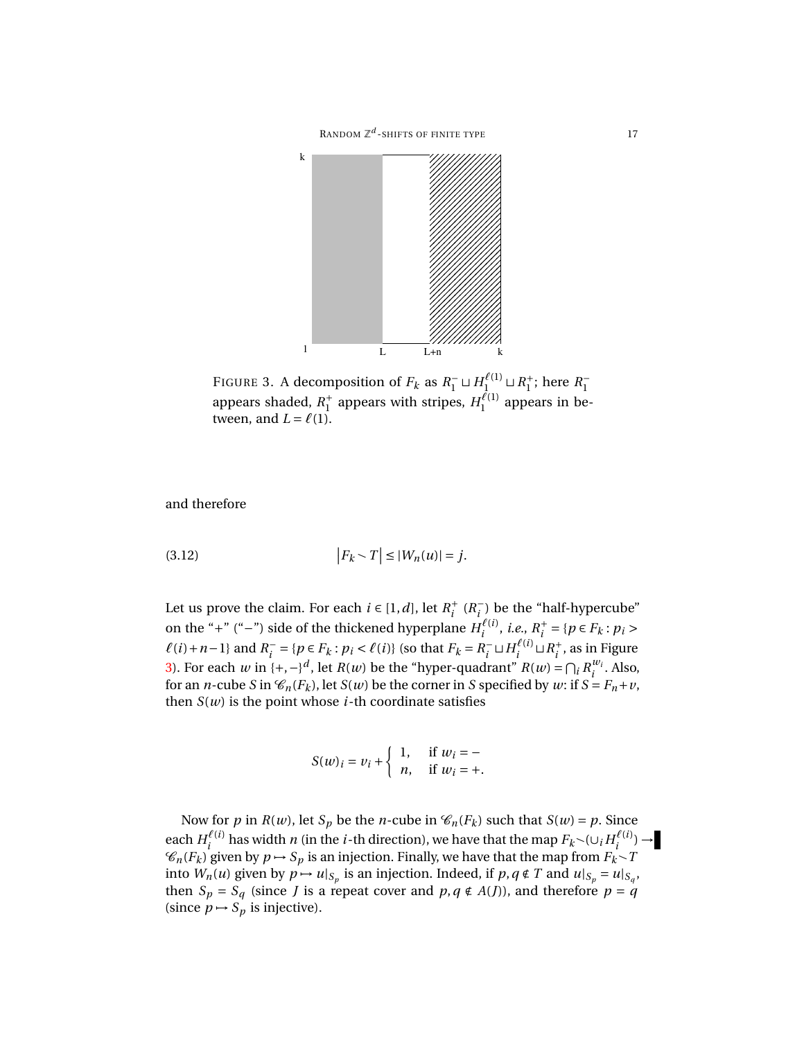FIGURE 3. A decomposition of $F_k$ as $R_1^- \sqcup H_1^{\ell(1)} \sqcup R_1^+$; here $R_1^-$ appears shaded, $R_1^+$ appears with stripes, $H_1^{\ell(1)}$ appears in between, and $L = \ell(1)$.

and therefore

$$\left|F_k \smallsetminus T\right| \leq |W_n(u)| = j. \tag{3.12}$$

Let us prove the claim. For each $i \in [1,d]$, let $R_i^+$ ($R_i^-$) be the "half-hypercube" on the "+" ("−") side of the thickened hyperplane $H_i^{\ell(i)}$, *i.e.*, $R_i^+ = \{p \in F_k : p_i > \ell(i)+n-1\}$ and $R_i^- = \{p \in F_k : p_i < \ell(i)\}$ (so that $F_k = R_i^- \sqcup H_i^{\ell(i)} \sqcup R_i^+$, as in Figure 3). For each $w$ in $\{+,-\}^d$, let $R(w)$ be the "hyper-quadrant" $R(w) = \bigcap_i R_i^{w_i}$. Also, for an $n$-cube $S$ in $\mathscr{C}_n(F_k)$, let $S(w)$ be the corner in $S$ specified by $w$: if $S = F_n + v$, then $S(w)$ is the point whose $i$-th coordinate satisfies

$$S(w)_i = v_i + \begin{cases} 1, & \text{if } w_i = - \\ n, & \text{if } w_i = +. \end{cases}$$

Now for $p$ in $R(w)$, let $S_p$ be the $n$-cube in $\mathscr{C}_n(F_k)$ such that $S(w) = p$. Since each $H_i^{\ell(i)}$ has width $n$ (in the $i$-th direction), we have that the map $F_k \smallsetminus (\cup_i H_i^{\ell(i)}) \to \mathscr{C}_n(F_k)$ given by $p \mapsto S_p$ is an injection. Finally, we have that the map from $F_k \smallsetminus T$ into $W_n(u)$ given by $p \mapsto u|_{S_p}$ is an injection. Indeed, if $p, q \notin T$ and $u|_{S_p} = u|_{S_q}$, then $S_p = S_q$ (since $J$ is a repeat cover and $p, q \notin A(J)$), and therefore $p = q$ (since $p \mapsto S_p$ is injective).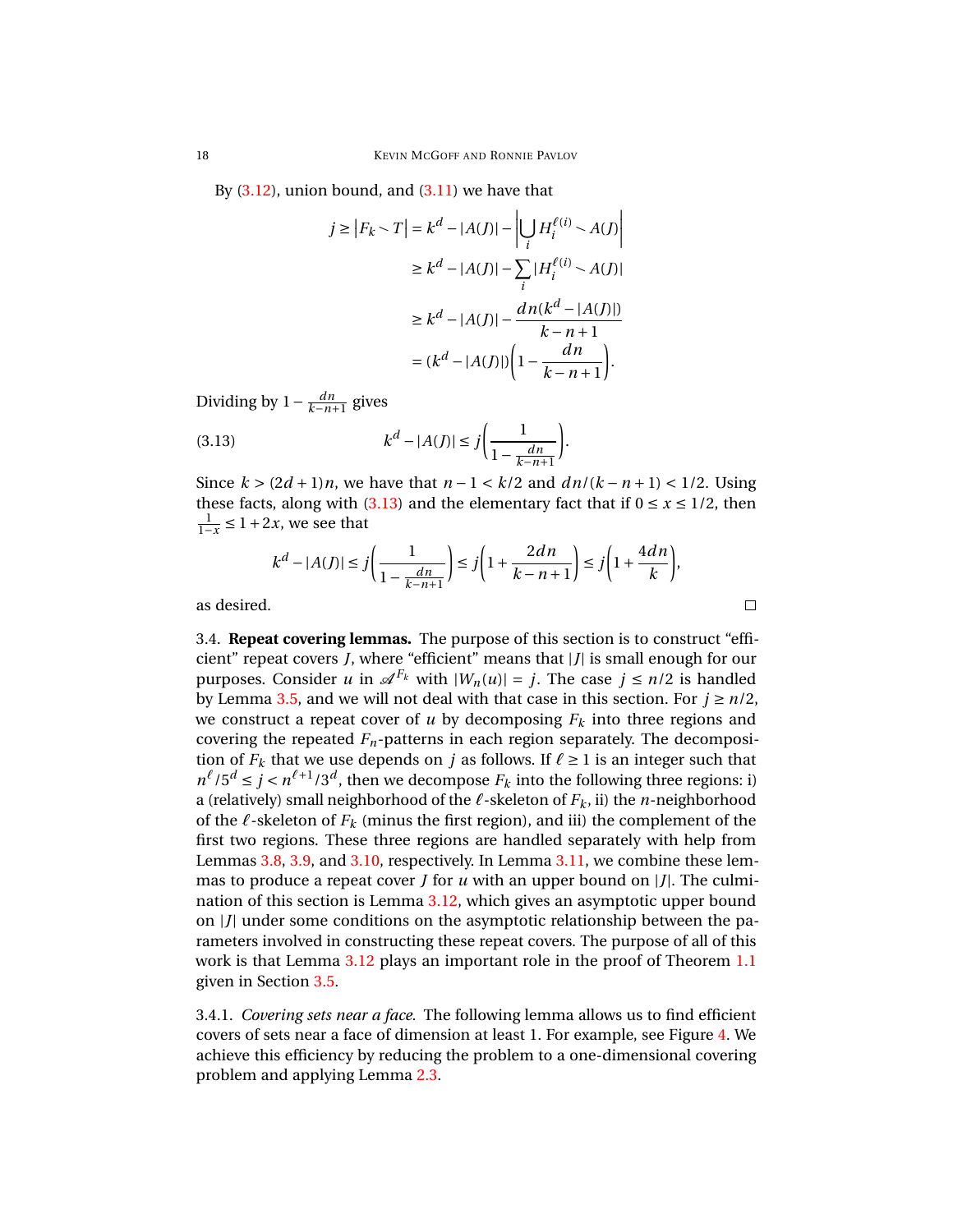By (3.12), union bound, and (3.11) we have that

$$
\begin{aligned}
j \ge \left|F_k \smallsetminus T\right| &= k^d - |A(J)| - \left|\bigcup_i H_i^{\ell(i)} \smallsetminus A(J)\right| \\
&\ge k^d - |A(J)| - \sum_i |H_i^{\ell(i)} \smallsetminus A(J)| \\
&\ge k^d - |A(J)| - \frac{dn(k^d - |A(J)|)}{k-n+1} \\
&= (k^d - |A(J)|)\left(1 - \frac{dn}{k-n+1}\right).
\end{aligned}
$$

Dividing by $1 - \frac{dn}{k-n+1}$ gives

$$
k^d - |A(J)| \le j\left(\frac{1}{1-\frac{dn}{k-n+1}}\right). \tag{3.13}
$$

Since $k > (2d+1)n$, we have that $n-1 < k/2$ and $dn/(k-n+1) < 1/2$. Using these facts, along with (3.13) and the elementary fact that if $0 \le x \le 1/2$, then $\frac{1}{1-x} \le 1+2x$, we see that

$$
k^d - |A(J)| \le j\left(\frac{1}{1-\frac{dn}{k-n+1}}\right) \le j\left(1 + \frac{2dn}{k-n+1}\right) \le j\left(1 + \frac{4dn}{k}\right),
$$

as desired. □

3.4. **Repeat covering lemmas.** The purpose of this section is to construct "efficient" repeat covers $J$, where "efficient" means that $|J|$ is small enough for our purposes. Consider $u$ in $\mathscr{A}^{F_k}$ with $|W_n(u)| = j$. The case $j \le n/2$ is handled by Lemma 3.5, and we will not deal with that case in this section. For $j \ge n/2$, we construct a repeat cover of $u$ by decomposing $F_k$ into three regions and covering the repeated $F_n$-patterns in each region separately. The decomposition of $F_k$ that we use depends on $j$ as follows. If $\ell \ge 1$ is an integer such that $n^\ell/5^d \le j < n^{\ell+1}/3^d$, then we decompose $F_k$ into the following three regions: i) a (relatively) small neighborhood of the $\ell$-skeleton of $F_k$, ii) the $n$-neighborhood of the $\ell$-skeleton of $F_k$ (minus the first region), and iii) the complement of the first two regions. These three regions are handled separately with help from Lemmas 3.8, 3.9, and 3.10, respectively. In Lemma 3.11, we combine these lemmas to produce a repeat cover $J$ for $u$ with an upper bound on $|J|$. The culmination of this section is Lemma 3.12, which gives an asymptotic upper bound on $|J|$ under some conditions on the asymptotic relationship between the parameters involved in constructing these repeat covers. The purpose of all of this work is that Lemma 3.12 plays an important role in the proof of Theorem 1.1 given in Section 3.5.

3.4.1. *Covering sets near a face.* The following lemma allows us to find efficient covers of sets near a face of dimension at least 1. For example, see Figure 4. We achieve this efficiency by reducing the problem to a one-dimensional covering problem and applying Lemma 2.3.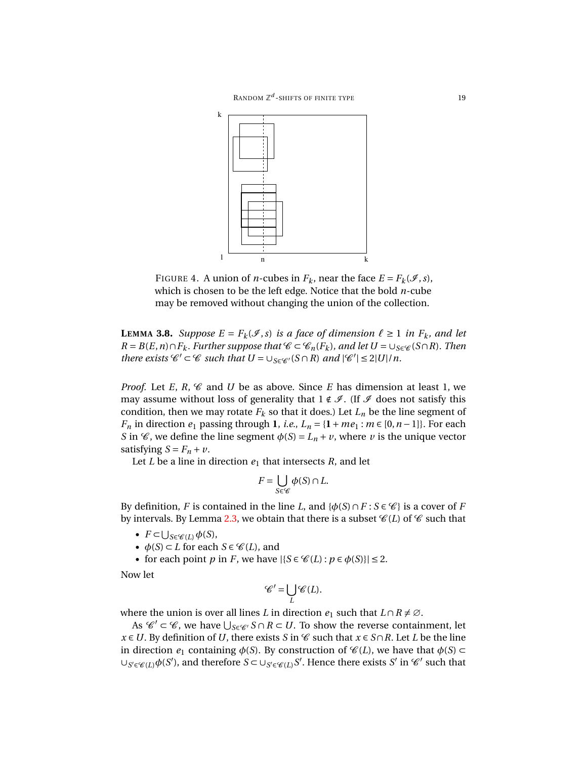FIGURE 4. A union of $n$-cubes in $F_k$, near the face $E = F_k(\mathscr{I}, s)$, which is chosen to be the left edge. Notice that the bold $n$-cube may be removed without changing the union of the collection.

**LEMMA 3.8.** *Suppose $E = F_k(\mathscr{I}, s)$ is a face of dimension $\ell \geq 1$ in $F_k$, and let $R = B(E, n) \cap F_k$. Further suppose that $\mathscr{C} \subset \mathscr{C}_n(F_k)$, and let $U = \cup_{S \in \mathscr{C}}(S \cap R)$. Then there exists $\mathscr{C}' \subset \mathscr{C}$ such that $U = \cup_{S \in \mathscr{C}'}(S \cap R)$ and $|\mathscr{C}'| \leq 2|U|/n$.*

*Proof.* Let $E$, $R$, $\mathscr{C}$ and $U$ be as above. Since $E$ has dimension at least 1, we may assume without loss of generality that $1 \notin \mathscr{I}$. (If $\mathscr{I}$ does not satisfy this condition, then we may rotate $F_k$ so that it does.) Let $L_n$ be the line segment of $F_n$ in direction $e_1$ passing through $\mathbf{1}$, *i.e.*, $L_n = \{\mathbf{1} + me_1 : m \in [0, n-1]\}$. For each $S$ in $\mathscr{C}$, we define the line segment $\phi(S) = L_n + v$, where $v$ is the unique vector satisfying $S = F_n + v$.

Let $L$ be a line in direction $e_1$ that intersects $R$, and let

$$F = \bigcup_{S \in \mathscr{C}} \phi(S) \cap L.$$

By definition, $F$ is contained in the line $L$, and $\{\phi(S) \cap F : S \in \mathscr{C}\}$ is a cover of $F$ by intervals. By Lemma 2.3, we obtain that there is a subset $\mathscr{C}(L)$ of $\mathscr{C}$ such that

- $F \subset \bigcup_{S \in \mathscr{C}(L)} \phi(S)$,
- $\phi(S) \subset L$ for each $S \in \mathscr{C}(L)$, and
- for each point $p$ in $F$, we have $|\{S \in \mathscr{C}(L) : p \in \phi(S)\}| \leq 2$.

Now let

$$\mathscr{C}' = \bigcup_{L} \mathscr{C}(L).$$

where the union is over all lines $L$ in direction $e_1$ such that $L \cap R \neq \varnothing$.

As $\mathscr{C}' \subset \mathscr{C}$, we have $\bigcup_{S \in \mathscr{C}'} S \cap R \subset U$. To show the reverse containment, let $x \in U$. By definition of $U$, there exists $S$ in $\mathscr{C}$ such that $x \in S \cap R$. Let $L$ be the line in direction $e_1$ containing $\phi(S)$. By construction of $\mathscr{C}(L)$, we have that $\phi(S) \subset \cup_{S' \in \mathscr{C}(L)} \phi(S')$, and therefore $S \subset \cup_{S' \in \mathscr{C}(L)} S'$. Hence there exists $S'$ in $\mathscr{C}'$ such that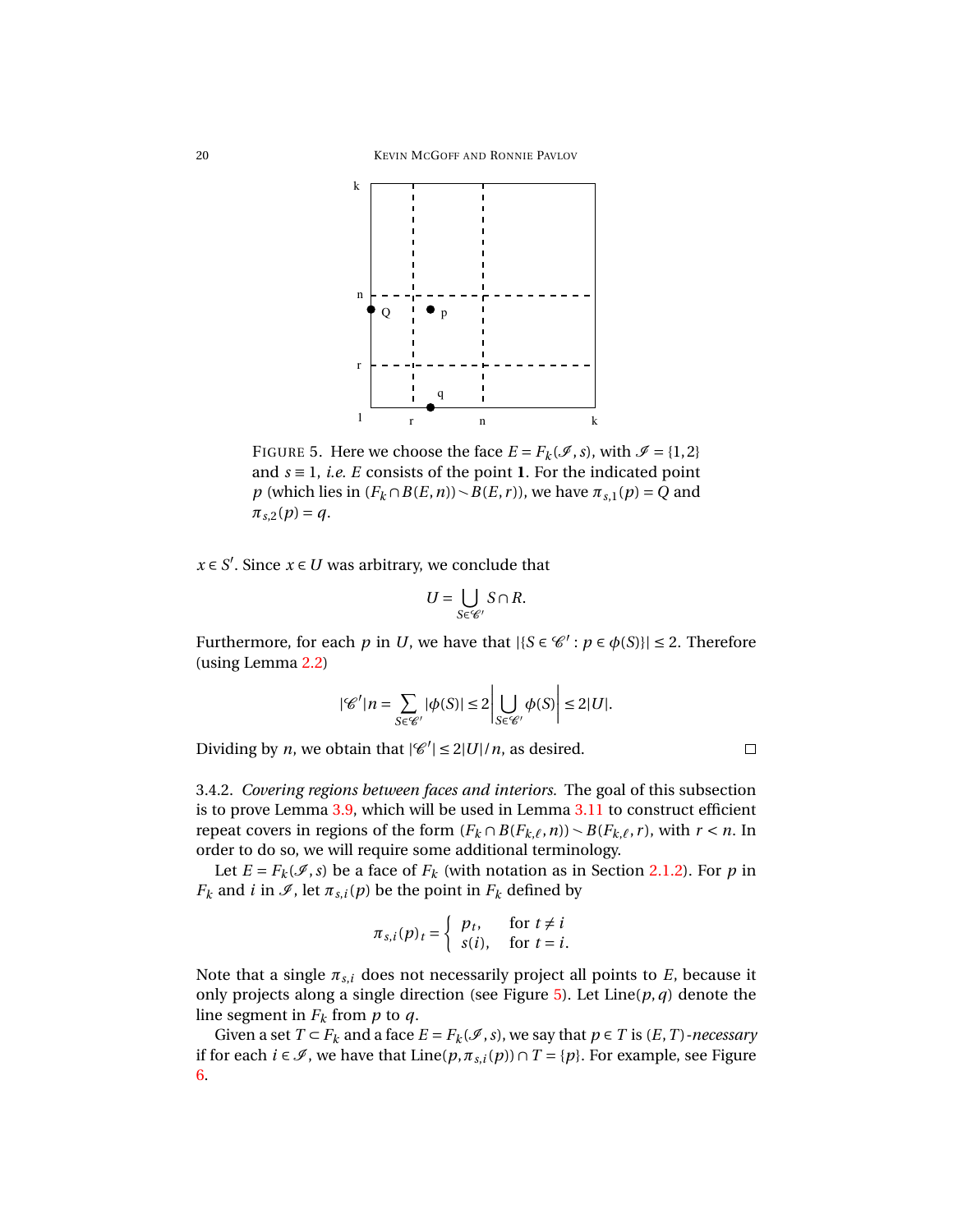FIGURE 5. Here we choose the face $E = F_k(\mathscr{I}, s)$, with $\mathscr{I} = \{1,2\}$ and $s \equiv 1$, *i.e.* $E$ consists of the point $\mathbf{1}$. For the indicated point $p$ (which lies in $(F_k \cap B(E,n)) \smallsetminus B(E,r)$), we have $\pi_{s,1}(p) = Q$ and $\pi_{s,2}(p) = q$.

$x \in S'$. Since $x \in U$ was arbitrary, we conclude that

$$U = \bigcup_{S \in \mathscr{C}'} S \cap R.$$

Furthermore, for each $p$ in $U$, we have that $|\{S \in \mathscr{C}' : p \in \phi(S)\}| \leq 2$. Therefore (using Lemma 2.2)

$$|\mathscr{C}'|n = \sum_{S \in \mathscr{C}'} |\phi(S)| \leq 2 \left| \bigcup_{S \in \mathscr{C}'} \phi(S) \right| \leq 2|U|.$$

Dividing by $n$, we obtain that $|\mathscr{C}'| \leq 2|U|/n$, as desired. □

3.4.2. *Covering regions between faces and interiors.* The goal of this subsection is to prove Lemma 3.9, which will be used in Lemma 3.11 to construct efficient repeat covers in regions of the form $(F_k \cap B(F_{k,\ell}, n)) \smallsetminus B(F_{k,\ell}, r)$, with $r < n$. In order to do so, we will require some additional terminology.

Let $E = F_k(\mathscr{I}, s)$ be a face of $F_k$ (with notation as in Section 2.1.2). For $p$ in $F_k$ and $i$ in $\mathscr{I}$, let $\pi_{s,i}(p)$ be the point in $F_k$ defined by

$$\pi_{s,i}(p)_t = \begin{cases} p_t, & \text{for } t \neq i \\ s(i), & \text{for } t = i. \end{cases}$$

Note that a single $\pi_{s,i}$ does not necessarily project all points to $E$, because it only projects along a single direction (see Figure 5). Let $\text{Line}(p,q)$ denote the line segment in $F_k$ from $p$ to $q$.

Given a set $T \subset F_k$ and a face $E = F_k(\mathscr{I}, s)$, we say that $p \in T$ is $(E,T)$*-necessary* if for each $i \in \mathscr{I}$, we have that $\text{Line}(p, \pi_{s,i}(p)) \cap T = \{p\}$. For example, see Figure 6.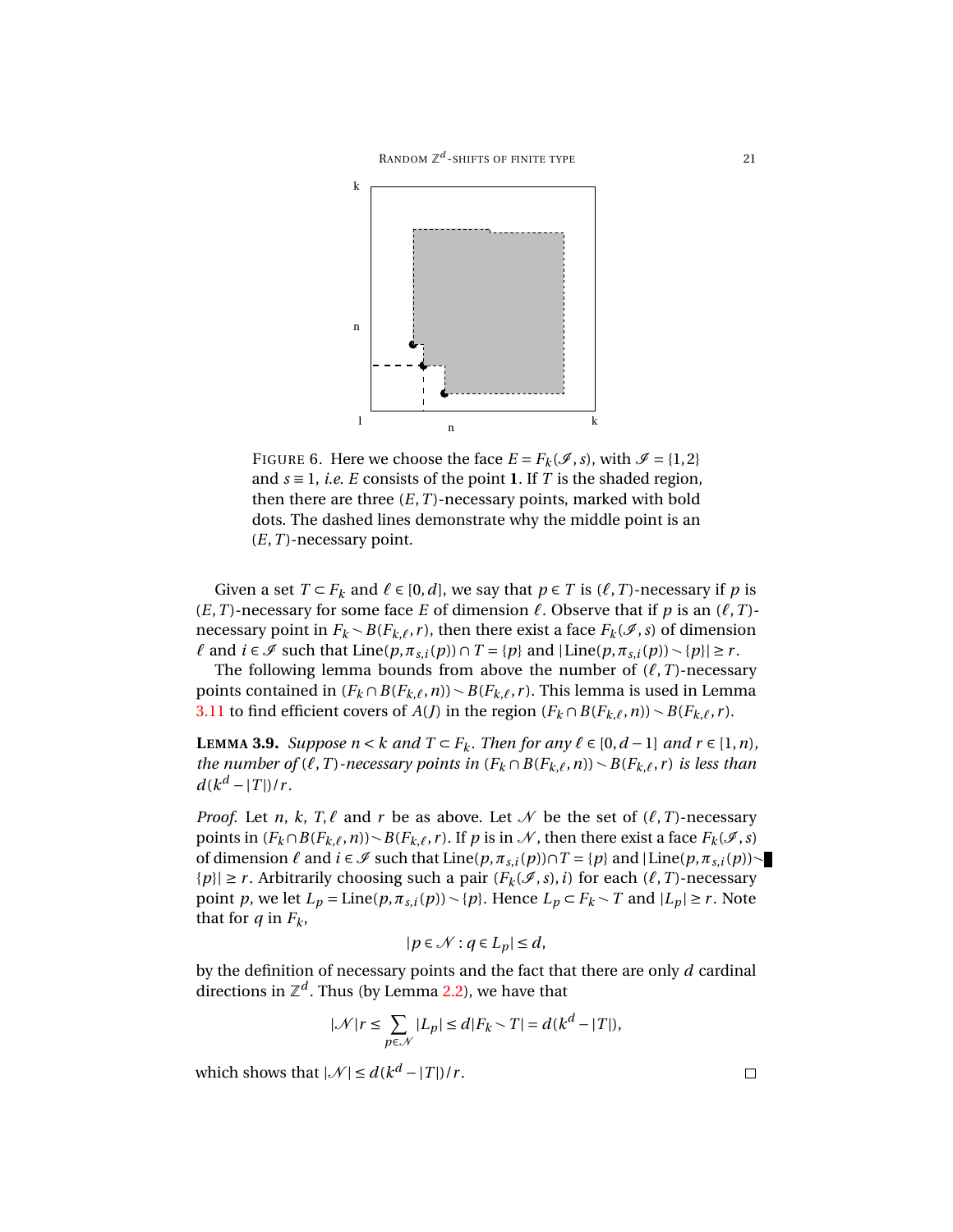FIGURE 6. Here we choose the face $E = F_k(\mathscr{I}, s)$, with $\mathscr{I} = \{1,2\}$ and $s \equiv 1$, *i.e.* $E$ consists of the point $\mathbf{1}$. If $T$ is the shaded region, then there are three $(E,T)$-necessary points, marked with bold dots. The dashed lines demonstrate why the middle point is an $(E,T)$-necessary point.

Given a set $T \subset F_k$ and $\ell \in [0,d]$, we say that $p \in T$ is $(\ell, T)$-necessary if $p$ is $(E,T)$-necessary for some face $E$ of dimension $\ell$. Observe that if $p$ is an $(\ell, T)$-necessary point in $F_k \smallsetminus B(F_{k,\ell}, r)$, then there exist a face $F_k(\mathscr{I}, s)$ of dimension $\ell$ and $i \in \mathscr{I}$ such that $\text{Line}(p, \pi_{s,i}(p)) \cap T = \{p\}$ and $|\text{Line}(p, \pi_{s,i}(p)) \smallsetminus \{p\}| \geq r$.

The following lemma bounds from above the number of $(\ell, T)$-necessary points contained in $(F_k \cap B(F_{k,\ell}, n)) \smallsetminus B(F_{k,\ell}, r)$. This lemma is used in Lemma 3.11 to find efficient covers of $A(J)$ in the region $(F_k \cap B(F_{k,\ell}, n)) \smallsetminus B(F_{k,\ell}, r)$.

**LEMMA 3.9.** *Suppose $n < k$ and $T \subset F_k$. Then for any $\ell \in [0, d-1]$ and $r \in [1, n)$, the number of $(\ell, T)$-necessary points in $(F_k \cap B(F_{k,\ell}, n)) \smallsetminus B(F_{k,\ell}, r)$ is less than $d(k^d - |T|)/r$.*

*Proof.* Let $n$, $k$, $T$, $\ell$ and $r$ be as above. Let $\mathscr{N}$ be the set of $(\ell, T)$-necessary points in $(F_k \cap B(F_{k,\ell}, n)) \smallsetminus B(F_{k,\ell}, r)$. If $p$ is in $\mathscr{N}$, then there exist a face $F_k(\mathscr{I}, s)$ of dimension $\ell$ and $i \in \mathscr{I}$ such that $\text{Line}(p, \pi_{s,i}(p)) \cap T = \{p\}$ and $|\text{Line}(p, \pi_{s,i}(p)) \smallsetminus \{p\}| \geq r$. Arbitrarily choosing such a pair $(F_k(\mathscr{I}, s), i)$ for each $(\ell, T)$-necessary point $p$, we let $L_p = \text{Line}(p, \pi_{s,i}(p)) \smallsetminus \{p\}$. Hence $L_p \subset F_k \smallsetminus T$ and $|L_p| \geq r$. Note that for $q$ in $F_k$,

$$|p \in \mathscr{N} : q \in L_p| \leq d,$$

by the definition of necessary points and the fact that there are only $d$ cardinal directions in $\mathbb{Z}^d$. Thus (by Lemma 2.2), we have that

$$|\mathscr{N}| r \leq \sum_{p \in \mathscr{N}} |L_p| \leq d |F_k \smallsetminus T| = d(k^d - |T|),$$

which shows that $|\mathscr{N}| \leq d(k^d - |T|)/r$. □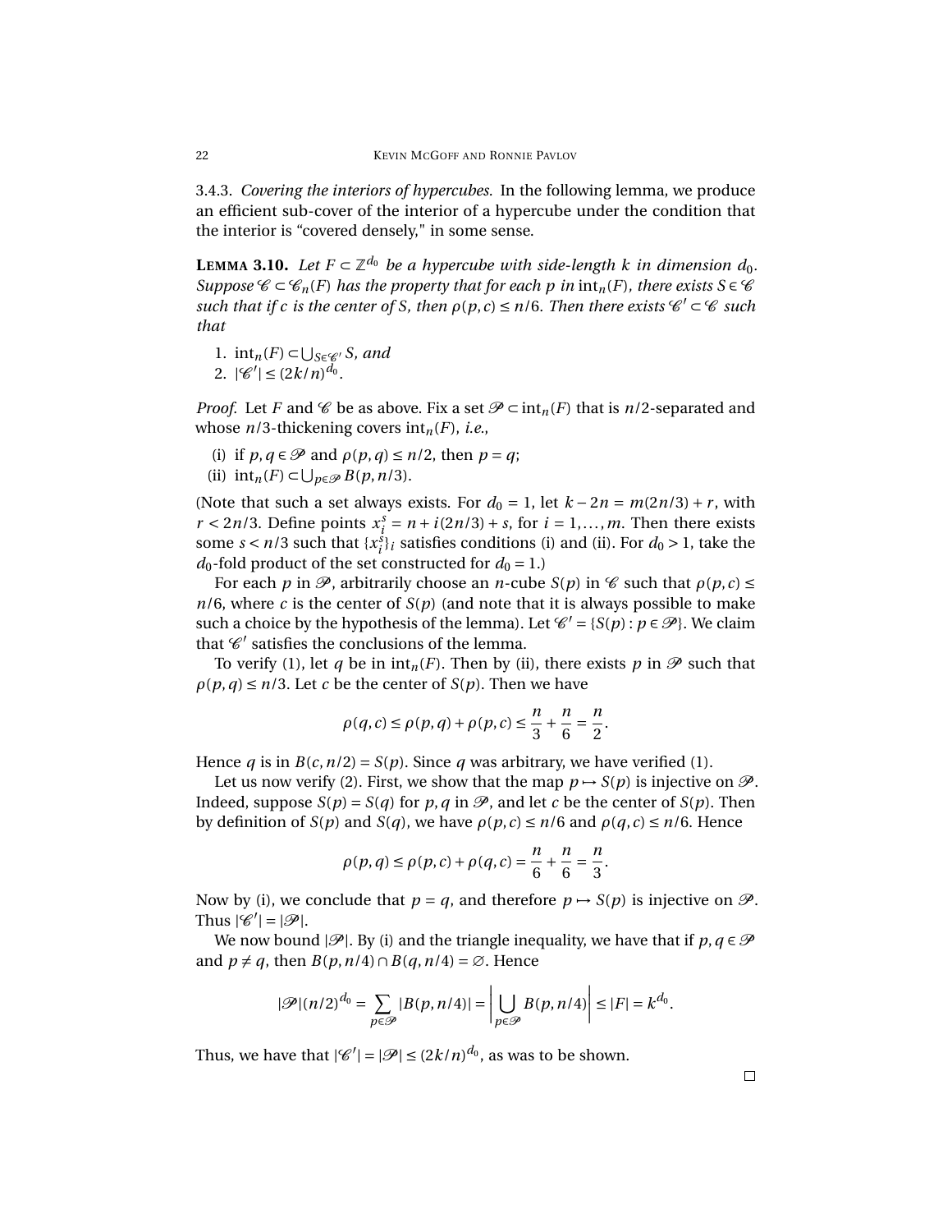3.4.3. *Covering the interiors of hypercubes.* In the following lemma, we produce an efficient sub-cover of the interior of a hypercube under the condition that the interior is "covered densely," in some sense.

**LEMMA 3.10.** *Let $F \subset \mathbb{Z}^{d_0}$ be a hypercube with side-length $k$ in dimension $d_0$. Suppose $\mathscr{C} \subset \mathscr{C}_n(F)$ has the property that for each $p$ in $\text{int}_n(F)$, there exists $S \in \mathscr{C}$ such that if $c$ is the center of $S$, then $\rho(p,c) \leq n/6$. Then there exists $\mathscr{C}' \subset \mathscr{C}$ such that*

1. $\text{int}_n(F) \subset \bigcup_{S \in \mathscr{C}'} S$*, and*
2. $|\mathscr{C}'| \leq (2k/n)^{d_0}$.

*Proof.* Let $F$ and $\mathscr{C}$ be as above. Fix a set $\mathscr{P} \subset \text{int}_n(F)$ that is $n/2$-separated and whose $n/3$-thickening covers $\text{int}_n(F)$, *i.e.*,

(i) if $p, q \in \mathscr{P}$ and $\rho(p,q) \leq n/2$, then $p = q$;
(ii) $\text{int}_n(F) \subset \bigcup_{p \in \mathscr{P}} B(p, n/3)$.

(Note that such a set always exists. For $d_0 = 1$, let $k - 2n = m(2n/3) + r$, with $r < 2n/3$. Define points $x_i^s = n + i(2n/3) + s$, for $i = 1, \dots, m$. Then there exists some $s < n/3$ such that $\{x_i^s\}_i$ satisfies conditions (i) and (ii). For $d_0 > 1$, take the $d_0$-fold product of the set constructed for $d_0 = 1$.)

For each $p$ in $\mathscr{P}$, arbitrarily choose an $n$-cube $S(p)$ in $\mathscr{C}$ such that $\rho(p,c) \leq n/6$, where $c$ is the center of $S(p)$ (and note that it is always possible to make such a choice by the hypothesis of the lemma). Let $\mathscr{C}' = \{S(p) : p \in \mathscr{P}\}$. We claim that $\mathscr{C}'$ satisfies the conclusions of the lemma.

To verify (1), let $q$ be in $\text{int}_n(F)$. Then by (ii), there exists $p$ in $\mathscr{P}$ such that $\rho(p,q) \leq n/3$. Let $c$ be the center of $S(p)$. Then we have

$$\rho(q,c) \leq \rho(p,q) + \rho(p,c) \leq \frac{n}{3} + \frac{n}{6} = \frac{n}{2}.$$

Hence $q$ is in $B(c, n/2) = S(p)$. Since $q$ was arbitrary, we have verified (1).

Let us now verify (2). First, we show that the map $p \mapsto S(p)$ is injective on $\mathscr{P}$. Indeed, suppose $S(p) = S(q)$ for $p, q$ in $\mathscr{P}$, and let $c$ be the center of $S(p)$. Then by definition of $S(p)$ and $S(q)$, we have $\rho(p,c) \leq n/6$ and $\rho(q,c) \leq n/6$. Hence

$$\rho(p,q) \leq \rho(p,c) + \rho(q,c) = \frac{n}{6} + \frac{n}{6} = \frac{n}{3}.$$

Now by (i), we conclude that $p = q$, and therefore $p \mapsto S(p)$ is injective on $\mathscr{P}$. Thus $|\mathscr{C}'| = |\mathscr{P}|$.

We now bound $|\mathscr{P}|$. By (i) and the triangle inequality, we have that if $p, q \in \mathscr{P}$ and $p \neq q$, then $B(p, n/4) \cap B(q, n/4) = \varnothing$. Hence

$$|\mathscr{P}|(n/2)^{d_0} = \sum_{p \in \mathscr{P}} |B(p, n/4)| = \left| \bigcup_{p \in \mathscr{P}} B(p, n/4) \right| \leq |F| = k^{d_0}.$$

Thus, we have that $|\mathscr{C}'| = |\mathscr{P}| \leq (2k/n)^{d_0}$, as was to be shown. $\square$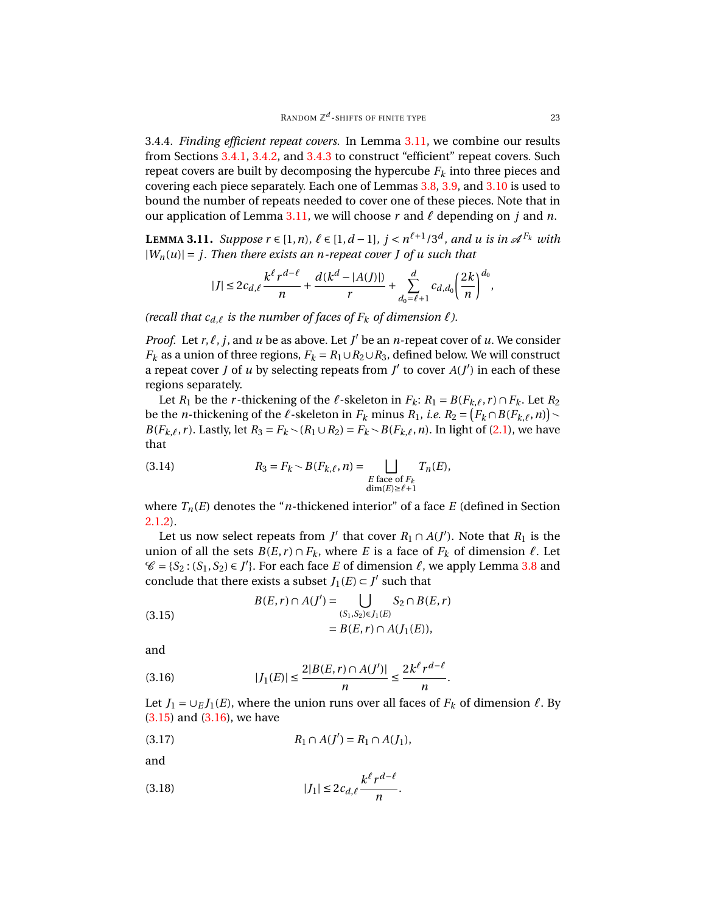3.4.4. *Finding efficient repeat covers.* In Lemma 3.11, we combine our results from Sections 3.4.1, 3.4.2, and 3.4.3 to construct "efficient" repeat covers. Such repeat covers are built by decomposing the hypercube $F_k$ into three pieces and covering each piece separately. Each one of Lemmas 3.8, 3.9, and 3.10 is used to bound the number of repeats needed to cover one of these pieces. Note that in our application of Lemma 3.11, we will choose $r$ and $\ell$ depending on $j$ and $n$.

**Lemma 3.11.** *Suppose $r \in [1, n)$, $\ell \in [1, d-1]$, $j < n^{\ell+1}/3^d$, and $u$ is in $\mathscr{A}^{F_k}$ with $|W_n(u)| = j$. Then there exists an $n$-repeat cover $J$ of $u$ such that*

$$|J| \le 2c_{d,\ell}\frac{k^\ell r^{d-\ell}}{n} + \frac{d(k^d - |A(J)|)}{r} + \sum_{d_0=\ell+1}^{d} c_{d,d_0}\left(\frac{2k}{n}\right)^{d_0},$$

*(recall that $c_{d,\ell}$ is the number of faces of $F_k$ of dimension $\ell$).*

*Proof.* Let $r, \ell, j$, and $u$ be as above. Let $J'$ be an $n$-repeat cover of $u$. We consider $F_k$ as a union of three regions, $F_k = R_1 \cup R_2 \cup R_3$, defined below. We will construct a repeat cover $J$ of $u$ by selecting repeats from $J'$ to cover $A(J')$ in each of these regions separately.

Let $R_1$ be the $r$-thickening of the $\ell$-skeleton in $F_k$: $R_1 = B(F_{k,\ell}, r) \cap F_k$. Let $R_2$ be the $n$-thickening of the $\ell$-skeleton in $F_k$ minus $R_1$, *i.e.* $R_2 = \big(F_k \cap B(F_{k,\ell}, n)\big) \smallsetminus B(F_{k,\ell}, r)$. Lastly, let $R_3 = F_k \smallsetminus (R_1 \cup R_2) = F_k \smallsetminus B(F_{k,\ell}, n)$. In light of (2.1), we have that

$$R_3 = F_k \smallsetminus B(F_{k,\ell}, n) = \bigsqcup_{\substack{E \text{ face of } F_k \\ \dim(E) \ge \ell+1}} T_n(E), \tag{3.14}$$

where $T_n(E)$ denotes the "$n$-thickened interior" of a face $E$ (defined in Section 2.1.2).

Let us now select repeats from $J'$ that cover $R_1 \cap A(J')$. Note that $R_1$ is the union of all the sets $B(E, r) \cap F_k$, where $E$ is a face of $F_k$ of dimension $\ell$. Let $\mathscr{C} = \{S_2 : (S_1, S_2) \in J'\}$. For each face $E$ of dimension $\ell$, we apply Lemma 3.8 and conclude that there exists a subset $J_1(E) \subset J'$ such that

$$\begin{aligned} B(E, r) \cap A(J') &= \bigcup_{(S_1, S_2) \in J_1(E)} S_2 \cap B(E, r) \\ &= B(E, r) \cap A(J_1(E)), \end{aligned} \tag{3.15}$$

and

$$|J_1(E)| \le \frac{2|B(E, r) \cap A(J')|}{n} \le \frac{2k^\ell r^{d-\ell}}{n}. \tag{3.16}$$

Let $J_1 = \cup_E J_1(E)$, where the union runs over all faces of $F_k$ of dimension $\ell$. By (3.15) and (3.16), we have

$$R_1 \cap A(J') = R_1 \cap A(J_1), \tag{3.17}$$

and

$$|J_1| \le 2c_{d,\ell}\frac{k^\ell r^{d-\ell}}{n}. \tag{3.18}$$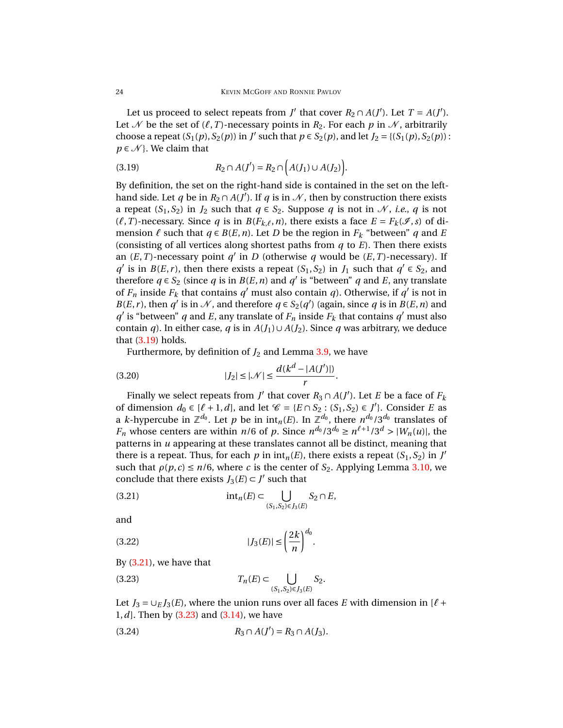Let us proceed to select repeats from $J'$ that cover $R_2 \cap A(J')$. Let $T = A(J')$. Let $\mathscr{N}$ be the set of $(\ell, T)$-necessary points in $R_2$. For each $p$ in $\mathscr{N}$, arbitrarily choose a repeat $(S_1(p), S_2(p))$ in $J'$ such that $p \in S_2(p)$, and let $J_2 = \{(S_1(p), S_2(p)) : p \in \mathscr{N}\}$. We claim that

$$R_2 \cap A(J') = R_2 \cap \Big(A(J_1) \cup A(J_2)\Big). \tag{3.19}$$

By definition, the set on the right-hand side is contained in the set on the left-hand side. Let $q$ be in $R_2 \cap A(J')$. If $q$ is in $\mathscr{N}$, then by construction there exists a repeat $(S_1, S_2)$ in $J_2$ such that $q \in S_2$. Suppose $q$ is not in $\mathscr{N}$, *i.e.*, $q$ is not $(\ell, T)$-necessary. Since $q$ is in $B(F_{k,\ell}, n)$, there exists a face $E = F_k(\mathscr{I}, s)$ of dimension $\ell$ such that $q \in B(E, n)$. Let $D$ be the region in $F_k$ "between" $q$ and $E$ (consisting of all vertices along shortest paths from $q$ to $E$). Then there exists an $(E, T)$-necessary point $q'$ in $D$ (otherwise $q$ would be $(E, T)$-necessary). If $q'$ is in $B(E, r)$, then there exists a repeat $(S_1, S_2)$ in $J_1$ such that $q' \in S_2$, and therefore $q \in S_2$ (since $q$ is in $B(E, n)$ and $q'$ is "between" $q$ and $E$, any translate of $F_n$ inside $F_k$ that contains $q'$ must also contain $q$). Otherwise, if $q'$ is not in $B(E, r)$, then $q'$ is in $\mathscr{N}$, and therefore $q \in S_2(q')$ (again, since $q$ is in $B(E, n)$ and $q'$ is "between" $q$ and $E$, any translate of $F_n$ inside $F_k$ that contains $q'$ must also contain $q$). In either case, $q$ is in $A(J_1) \cup A(J_2)$. Since $q$ was arbitrary, we deduce that (3.19) holds.

Furthermore, by definition of $J_2$ and Lemma 3.9, we have

$$|J_2| \le |\mathscr{N}| \le \frac{d(k^d - |A(J')|)}{r}. \tag{3.20}$$

Finally we select repeats from $J'$ that cover $R_3 \cap A(J')$. Let $E$ be a face of $F_k$ of dimension $d_0 \in [\ell+1, d]$, and let $\mathscr{C} = \{E \cap S_2 : (S_1, S_2) \in J'\}$. Consider $E$ as a $k$-hypercube in $\mathbb{Z}^{d_0}$. Let $p$ be in $\mathrm{int}_n(E)$. In $\mathbb{Z}^{d_0}$, there $n^{d_0}/3^{d_0}$ translates of $F_n$ whose centers are within $n/6$ of $p$. Since $n^{d_0}/3^{d_0} \ge n^{\ell+1}/3^d > |W_n(u)|$, the patterns in $u$ appearing at these translates cannot all be distinct, meaning that there is a repeat. Thus, for each $p$ in $\mathrm{int}_n(E)$, there exists a repeat $(S_1, S_2)$ in $J'$ such that $\rho(p, c) \le n/6$, where $c$ is the center of $S_2$. Applying Lemma 3.10, we conclude that there exists $J_3(E) \subset J'$ such that

$$\mathrm{int}_n(E) \subset \bigcup_{(S_1,S_2)\in J_3(E)} S_2 \cap E, \tag{3.21}$$

and

$$|J_3(E)| \le \left(\frac{2k}{n}\right)^{d_0}. \tag{3.22}$$

By (3.21), we have that

$$T_n(E) \subset \bigcup_{(S_1,S_2)\in J_3(E)} S_2. \tag{3.23}$$

Let $J_3 = \cup_E J_3(E)$, where the union runs over all faces $E$ with dimension in $[\ell+1, d]$. Then by (3.23) and (3.14), we have

$$R_3 \cap A(J') = R_3 \cap A(J_3). \tag{3.24}$$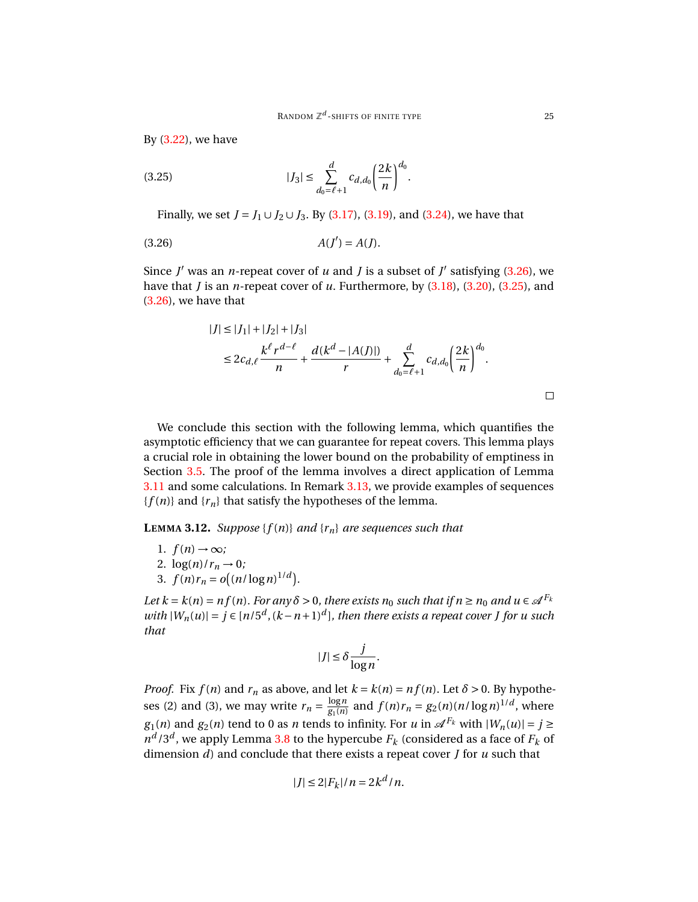By (3.22), we have

$$|J_3| \le \sum_{d_0=\ell+1}^{d} c_{d,d_0}\left(\frac{2k}{n}\right)^{d_0}. \tag{3.25}$$

Finally, we set $J = J_1 \cup J_2 \cup J_3$. By (3.17), (3.19), and (3.24), we have that

$$A(J') = A(J). \tag{3.26}$$

Since $J'$ was an $n$-repeat cover of $u$ and $J$ is a subset of $J'$ satisfying (3.26), we have that $J$ is an $n$-repeat cover of $u$. Furthermore, by (3.18), (3.20), (3.25), and (3.26), we have that

$$\begin{aligned}
|J| &\le |J_1| + |J_2| + |J_3| \\
&\le 2c_{d,\ell}\frac{k^\ell r^{d-\ell}}{n} + \frac{d(k^d - |A(J)|)}{r} + \sum_{d_0=\ell+1}^{d} c_{d,d_0}\left(\frac{2k}{n}\right)^{d_0}.
\end{aligned}$$

□

We conclude this section with the following lemma, which quantifies the asymptotic efficiency that we can guarantee for repeat covers. This lemma plays a crucial role in obtaining the lower bound on the probability of emptiness in Section 3.5. The proof of the lemma involves a direct application of Lemma 3.11 and some calculations. In Remark 3.13, we provide examples of sequences $\{f(n)\}$ and $\{r_n\}$ that satisfy the hypotheses of the lemma.

**Lemma 3.12.** *Suppose $\{f(n)\}$ and $\{r_n\}$ are sequences such that*

1. $f(n) \to \infty$;
2. $\log(n)/r_n \to 0$;
3. $f(n)r_n = o\big((n/\log n)^{1/d}\big)$.

*Let $k = k(n) = nf(n)$. For any $\delta > 0$, there exists $n_0$ such that if $n \ge n_0$ and $u \in \mathscr{A}^{F_k}$ with $|W_n(u)| = j \in [n/5^d, (k-n+1)^d]$, then there exists a repeat cover $J$ for $u$ such that*

$$|J| \le \delta \frac{j}{\log n}.$$

*Proof.* Fix $f(n)$ and $r_n$ as above, and let $k = k(n) = nf(n)$. Let $\delta > 0$. By hypotheses (2) and (3), we may write $r_n = \frac{\log n}{g_1(n)}$ and $f(n)r_n = g_2(n)(n/\log n)^{1/d}$, where $g_1(n)$ and $g_2(n)$ tend to 0 as $n$ tends to infinity. For $u$ in $\mathscr{A}^{F_k}$ with $|W_n(u)| = j \ge n^d/3^d$, we apply Lemma 3.8 to the hypercube $F_k$ (considered as a face of $F_k$ of dimension $d$) and conclude that there exists a repeat cover $J$ for $u$ such that

$$|J| \le 2|F_k|/n = 2k^d/n.$$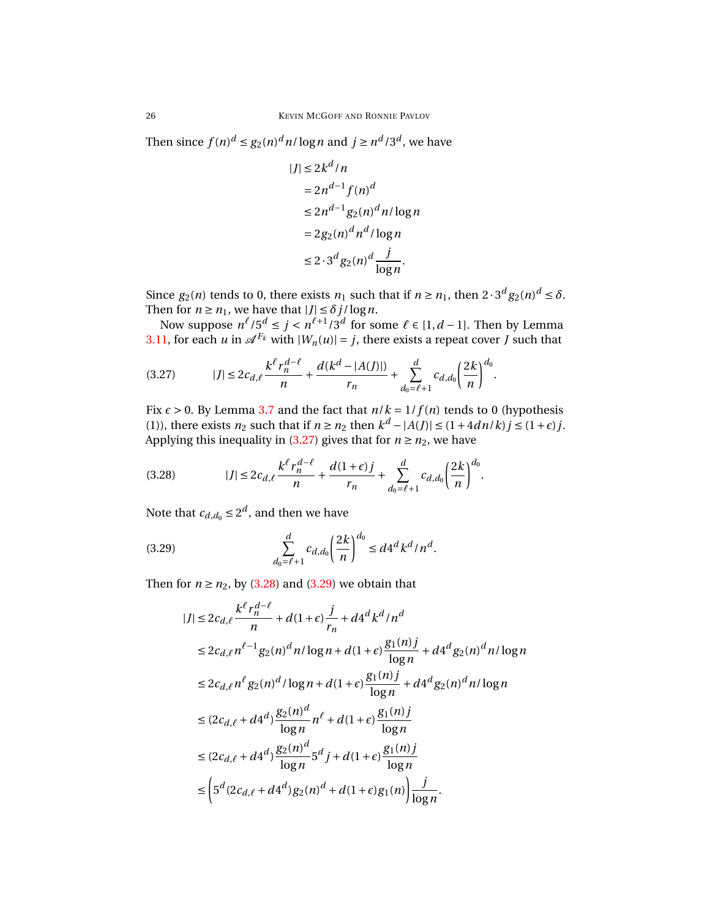Then since $f(n)^d \le g_2(n)^d n/\log n$ and $j \ge n^d/3^d$, we have

$$
\begin{aligned}
|J| &\le 2k^d/n \\
&= 2n^{d-1} f(n)^d \\
&\le 2n^{d-1} g_2(n)^d n/\log n \\
&= 2g_2(n)^d n^d/\log n \\
&\le 2\cdot 3^d g_2(n)^d \frac{j}{\log n}.
\end{aligned}
$$

Since $g_2(n)$ tends to 0, there exists $n_1$ such that if $n \ge n_1$, then $2\cdot 3^d g_2(n)^d \le \delta$. Then for $n \ge n_1$, we have that $|J| \le \delta j/\log n$.

Now suppose $n^\ell/5^d \le j < n^{\ell+1}/3^d$ for some $\ell \in [1, d-1]$. Then by Lemma 3.11, for each $u$ in $\mathscr{A}^{F_k}$ with $|W_n(u)| = j$, there exists a repeat cover $J$ such that

$$
|J| \le 2c_{d,\ell}\frac{k^\ell r_n^{d-\ell}}{n} + \frac{d(k^d - |A(J)|)}{r_n} + \sum_{d_0=\ell+1}^{d} c_{d,d_0}\left(\frac{2k}{n}\right)^{d_0}. \tag{3.27}
$$

Fix $\epsilon > 0$. By Lemma 3.7 and the fact that $n/k = 1/f(n)$ tends to 0 (hypothesis (1)), there exists $n_2$ such that if $n \ge n_2$ then $k^d - |A(J)| \le (1 + 4dn/k)j \le (1+\epsilon)j$. Applying this inequality in (3.27) gives that for $n \ge n_2$, we have

$$
|J| \le 2c_{d,\ell}\frac{k^\ell r_n^{d-\ell}}{n} + \frac{d(1+\epsilon)j}{r_n} + \sum_{d_0=\ell+1}^{d} c_{d,d_0}\left(\frac{2k}{n}\right)^{d_0}. \tag{3.28}
$$

Note that $c_{d,d_0} \le 2^d$, and then we have

$$
\sum_{d_0=\ell+1}^{d} c_{d,d_0}\left(\frac{2k}{n}\right)^{d_0} \le d4^d k^d/n^d. \tag{3.29}
$$

Then for $n \ge n_2$, by (3.28) and (3.29) we obtain that

$$
\begin{aligned}
|J| &\le 2c_{d,\ell}\frac{k^\ell r_n^{d-\ell}}{n} + d(1+\epsilon)\frac{j}{r_n} + d4^d k^d/n^d \\
&\le 2c_{d,\ell} n^{\ell-1} g_2(n)^d n/\log n + d(1+\epsilon)\frac{g_1(n)j}{\log n} + d4^d g_2(n)^d n/\log n \\
&\le 2c_{d,\ell} n^{\ell} g_2(n)^d/\log n + d(1+\epsilon)\frac{g_1(n)j}{\log n} + d4^d g_2(n)^d n/\log n \\
&\le (2c_{d,\ell} + d4^d)\frac{g_2(n)^d}{\log n} n^\ell + d(1+\epsilon)\frac{g_1(n)j}{\log n} \\
&\le (2c_{d,\ell} + d4^d)\frac{g_2(n)^d}{\log n} 5^d j + d(1+\epsilon)\frac{g_1(n)j}{\log n} \\
&\le \left(5^d(2c_{d,\ell} + d4^d) g_2(n)^d + d(1+\epsilon)g_1(n)\right)\frac{j}{\log n}.
\end{aligned}
$$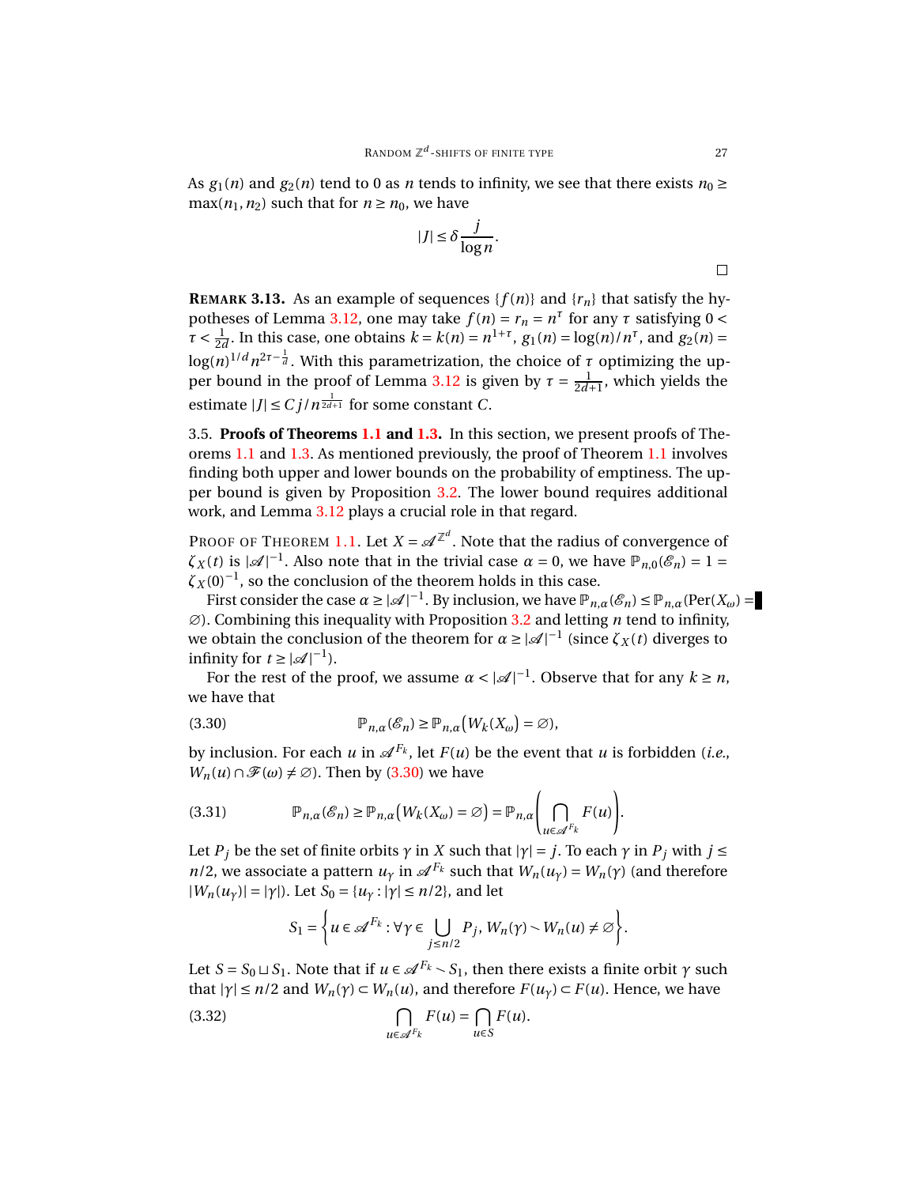As $g_1(n)$ and $g_2(n)$ tend to 0 as $n$ tends to infinity, we see that there exists $n_0 \geq \max(n_1, n_2)$ such that for $n \geq n_0$, we have

$$|J| \leq \delta \frac{j}{\log n}.$$

□

**REMARK 3.13.** As an example of sequences $\{f(n)\}$ and $\{r_n\}$ that satisfy the hypotheses of Lemma 3.12, one may take $f(n) = r_n = n^\tau$ for any $\tau$ satisfying $0 < \tau < \frac{1}{2d}$. In this case, one obtains $k = k(n) = n^{1+\tau}$, $g_1(n) = \log(n)/n^\tau$, and $g_2(n) = \log(n)^{1/d} n^{2\tau - \frac{1}{d}}$. With this parametrization, the choice of $\tau$ optimizing the upper bound in the proof of Lemma 3.12 is given by $\tau = \frac{1}{2d+1}$, which yields the estimate $|J| \leq Cj/n^{\frac{1}{2d+1}}$ for some constant $C$.

3.5. **Proofs of Theorems 1.1 and 1.3.** In this section, we present proofs of Theorems 1.1 and 1.3. As mentioned previously, the proof of Theorem 1.1 involves finding both upper and lower bounds on the probability of emptiness. The upper bound is given by Proposition 3.2. The lower bound requires additional work, and Lemma 3.12 plays a crucial role in that regard.

PROOF OF THEOREM 1.1. Let $X = \mathscr{A}^{\mathbb{Z}^d}$. Note that the radius of convergence of $\zeta_X(t)$ is $|\mathscr{A}|^{-1}$. Also note that in the trivial case $\alpha = 0$, we have $\mathbb{P}_{n,0}(\mathscr{E}_n) = 1 = \zeta_X(0)^{-1}$, so the conclusion of the theorem holds in this case.

First consider the case $\alpha \geq |\mathscr{A}|^{-1}$. By inclusion, we have $\mathbb{P}_{n,\alpha}(\mathscr{E}_n) \leq \mathbb{P}_{n,\alpha}(\text{Per}(X_\omega) = \varnothing)$. Combining this inequality with Proposition 3.2 and letting $n$ tend to infinity, we obtain the conclusion of the theorem for $\alpha \geq |\mathscr{A}|^{-1}$ (since $\zeta_X(t)$ diverges to infinity for $t \geq |\mathscr{A}|^{-1}$).

For the rest of the proof, we assume $\alpha < |\mathscr{A}|^{-1}$. Observe that for any $k \geq n$, we have that

$$\mathbb{P}_{n,\alpha}(\mathscr{E}_n) \geq \mathbb{P}_{n,\alpha}\big(W_k(X_\omega) = \varnothing\big), \tag{3.30}$$

by inclusion. For each $u$ in $\mathscr{A}^{F_k}$, let $F(u)$ be the event that $u$ is forbidden (*i.e.*, $W_n(u) \cap \mathscr{F}(\omega) \neq \varnothing$). Then by (3.30) we have

$$\mathbb{P}_{n,\alpha}(\mathscr{E}_n) \geq \mathbb{P}_{n,\alpha}\big(W_k(X_\omega) = \varnothing\big) = \mathbb{P}_{n,\alpha}\left(\bigcap_{u \in \mathscr{A}^{F_k}} F(u)\right). \tag{3.31}$$

Let $P_j$ be the set of finite orbits $\gamma$ in $X$ such that $|\gamma| = j$. To each $\gamma$ in $P_j$ with $j \leq n/2$, we associate a pattern $u_\gamma$ in $\mathscr{A}^{F_k}$ such that $W_n(u_\gamma) = W_n(\gamma)$ (and therefore $|W_n(u_\gamma)| = |\gamma|$). Let $S_0 = \{u_\gamma : |\gamma| \leq n/2\}$, and let

$$S_1 = \left\{ u \in \mathscr{A}^{F_k} : \forall \gamma \in \bigcup_{j \leq n/2} P_j,\ W_n(\gamma) \smallsetminus W_n(u) \neq \varnothing \right\}.$$

Let $S = S_0 \sqcup S_1$. Note that if $u \in \mathscr{A}^{F_k} \smallsetminus S_1$, then there exists a finite orbit $\gamma$ such that $|\gamma| \leq n/2$ and $W_n(\gamma) \subset W_n(u)$, and therefore $F(u_\gamma) \subset F(u)$. Hence, we have

$$\bigcap_{u \in \mathscr{A}^{F_k}} F(u) = \bigcap_{u \in S} F(u). \tag{3.32}$$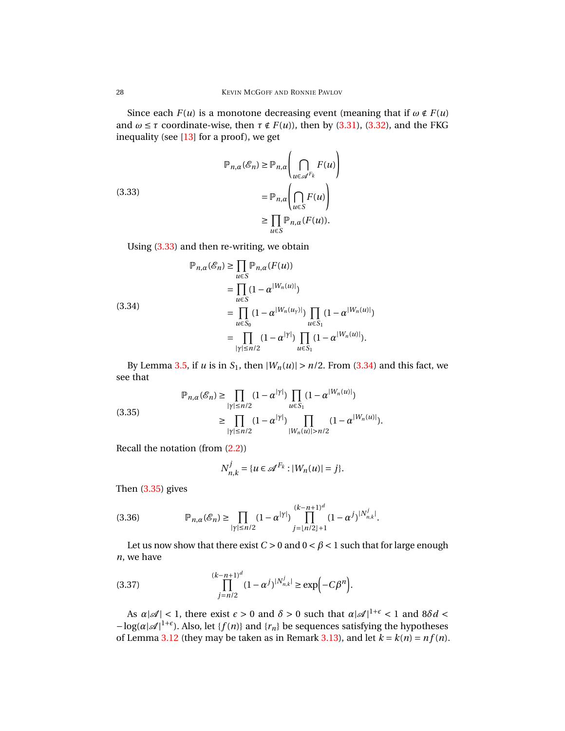Since each $F(u)$ is a monotone decreasing event (meaning that if $\omega \notin F(u)$ and $\omega \leq \tau$ coordinate-wise, then $\tau \notin F(u)$), then by (3.31), (3.32), and the FKG inequality (see [13] for a proof), we get

$$
\begin{aligned}
\mathbb{P}_{n,\alpha}(\mathscr{E}_n) &\geq \mathbb{P}_{n,\alpha}\left(\bigcap_{u \in \mathscr{A}^{F_k}} F(u)\right) \\
&= \mathbb{P}_{n,\alpha}\left(\bigcap_{u \in S} F(u)\right) \\
&\geq \prod_{u \in S} \mathbb{P}_{n,\alpha}(F(u)).
\end{aligned}
\tag{3.33}
$$

Using (3.33) and then re-writing, we obtain

$$
\begin{aligned}
\mathbb{P}_{n,\alpha}(\mathscr{E}_n) &\geq \prod_{u \in S} \mathbb{P}_{n,\alpha}(F(u)) \\
&= \prod_{u \in S} (1 - \alpha^{|W_n(u)|}) \\
&= \prod_{u \in S_0} (1 - \alpha^{|W_n(u_\gamma)|}) \prod_{u \in S_1} (1 - \alpha^{|W_n(u)|}) \\
&= \prod_{|\gamma| \leq n/2} (1 - \alpha^{|\gamma|}) \prod_{u \in S_1} (1 - \alpha^{|W_n(u)|}).
\end{aligned}
\tag{3.34}
$$

By Lemma 3.5, if $u$ is in $S_1$, then $|W_n(u)| > n/2$. From (3.34) and this fact, we see that

$$
\begin{aligned}
\mathbb{P}_{n,\alpha}(\mathscr{E}_n) &\geq \prod_{|\gamma| \leq n/2} (1 - \alpha^{|\gamma|}) \prod_{u \in S_1} (1 - \alpha^{|W_n(u)|}) \\
&\geq \prod_{|\gamma| \leq n/2} (1 - \alpha^{|\gamma|}) \prod_{|W_n(u)| > n/2} (1 - \alpha^{|W_n(u)|}).
\end{aligned}
\tag{3.35}
$$

Recall the notation (from (2.2))

$$
N_{n,k}^j = \{u \in \mathscr{A}^{F_k} : |W_n(u)| = j\}.
$$

Then (3.35) gives

$$
\mathbb{P}_{n,\alpha}(\mathscr{E}_n) \geq \prod_{|\gamma| \leq n/2} (1 - \alpha^{|\gamma|}) \prod_{j = \lfloor n/2 \rfloor + 1}^{(k-n+1)^d} (1 - \alpha^j)^{|N_{n,k}^j|}.
\tag{3.36}
$$

Let us now show that there exist $C > 0$ and $0 < \beta < 1$ such that for large enough $n$, we have

$$
\prod_{j = n/2}^{(k-n+1)^d} (1 - \alpha^j)^{|N_{n,k}^j|} \geq \exp\Big(-C\beta^n\Big).
\tag{3.37}
$$

As $\alpha|\mathscr{A}| < 1$, there exist $\epsilon > 0$ and $\delta > 0$ such that $\alpha|\mathscr{A}|^{1+\epsilon} < 1$ and $8\delta d < -\log(\alpha|\mathscr{A}|^{1+\epsilon})$. Also, let $\{f(n)\}$ and $\{r_n\}$ be sequences satisfying the hypotheses of Lemma 3.12 (they may be taken as in Remark 3.13), and let $k = k(n) = nf(n)$.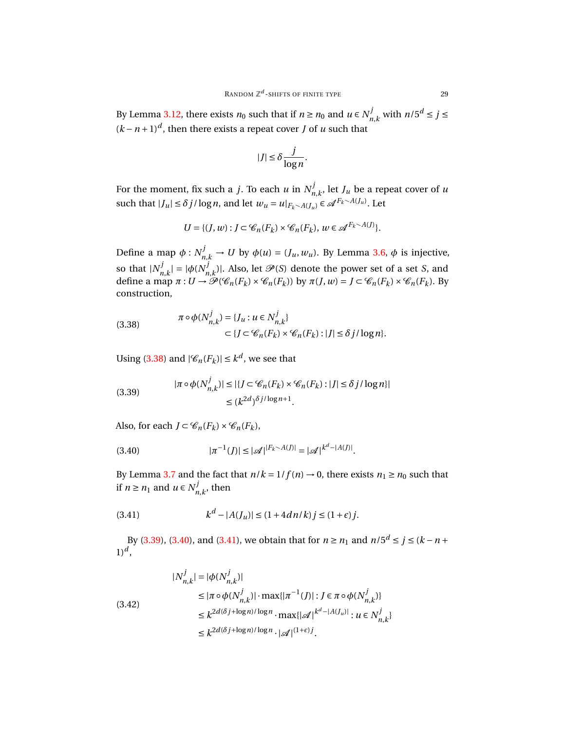By Lemma 3.12, there exists $n_0$ such that if $n \geq n_0$ and $u \in N^j_{n,k}$ with $n/5^d \leq j \leq (k-n+1)^d$, then there exists a repeat cover $J$ of $u$ such that

$$|J| \leq \delta \frac{j}{\log n}.$$

For the moment, fix such a $j$. To each $u$ in $N^j_{n,k}$, let $J_u$ be a repeat cover of $u$ such that $|J_u| \leq \delta j / \log n$, and let $w_u = u|_{F_k \smallsetminus A(J_u)} \in \mathscr{A}^{F_k \smallsetminus A(J_u)}$. Let

$$U = \{(J, w) : J \subset \mathscr{C}_n(F_k) \times \mathscr{C}_n(F_k),\, w \in \mathscr{A}^{F_k \smallsetminus A(J)}\}.$$

Define a map $\phi : N^j_{n,k} \to U$ by $\phi(u) = (J_u, w_u)$. By Lemma 3.6, $\phi$ is injective, so that $|N^j_{n,k}| = |\phi(N^j_{n,k})|$. Also, let $\mathscr{P}(S)$ denote the power set of a set $S$, and define a map $\pi : U \to \mathscr{P}(\mathscr{C}_n(F_k) \times \mathscr{C}_n(F_k))$ by $\pi(J, w) = J \subset \mathscr{C}_n(F_k) \times \mathscr{C}_n(F_k)$. By construction,

$$\begin{aligned} \pi \circ \phi(N^j_{n,k}) &= \{J_u : u \in N^j_{n,k}\} \\ &\subset \{J \subset \mathscr{C}_n(F_k) \times \mathscr{C}_n(F_k) : |J| \leq \delta j / \log n\}. \end{aligned} \tag{3.38}$$

Using (3.38) and $|\mathscr{C}_n(F_k)| \leq k^d$, we see that

$$\begin{aligned} |\pi \circ \phi(N^j_{n,k})| &\leq |\{J \subset \mathscr{C}_n(F_k) \times \mathscr{C}_n(F_k) : |J| \leq \delta j / \log n\}| \\ &\leq (k^{2d})^{\delta j / \log n + 1}. \end{aligned} \tag{3.39}$$

Also, for each $J \subset \mathscr{C}_n(F_k) \times \mathscr{C}_n(F_k)$,

$$|\pi^{-1}(J)| \leq |\mathscr{A}|^{|F_k \smallsetminus A(J)|} = |\mathscr{A}|^{k^d - |A(J)|}. \tag{3.40}$$

By Lemma 3.7 and the fact that $n/k = 1/f(n) \to 0$, there exists $n_1 \geq n_0$ such that if $n \geq n_1$ and $u \in N^j_{n,k}$, then

$$k^d - |A(J_u)| \leq (1 + 4dn/k)\, j \leq (1+\epsilon)\, j. \tag{3.41}$$

By (3.39), (3.40), and (3.41), we obtain that for $n \geq n_1$ and $n/5^d \leq j \leq (k-n+1)^d$,

$$\begin{aligned} |N^j_{n,k}| &= |\phi(N^j_{n,k})| \\ &\leq |\pi \circ \phi(N^j_{n,k})| \cdot \max\{|\pi^{-1}(J)| : J \in \pi \circ \phi(N^j_{n,k})\} \\ &\leq k^{2d(\delta j + \log n)/\log n} \cdot \max\{|\mathscr{A}|^{k^d - |A(J_u)|} : u \in N^j_{n,k}\} \\ &\leq k^{2d(\delta j + \log n)/\log n} \cdot |\mathscr{A}|^{(1+\epsilon) j}. \end{aligned} \tag{3.42}$$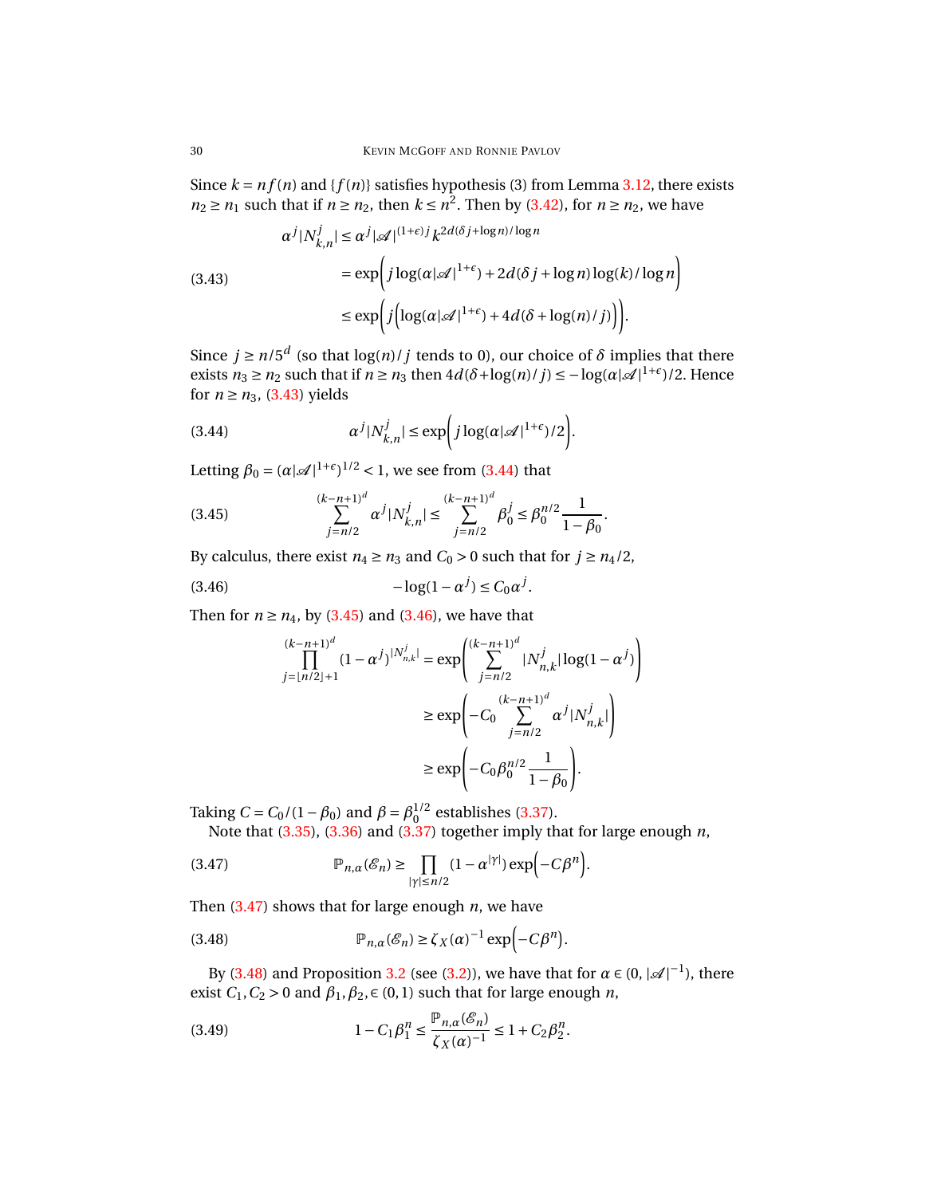Since $k = nf(n)$ and $\{f(n)\}$ satisfies hypothesis (3) from Lemma 3.12, there exists $n_2 \geq n_1$ such that if $n \geq n_2$, then $k \leq n^2$. Then by (3.42), for $n \geq n_2$, we have

$$
\begin{aligned}
\alpha^j |N^j_{k,n}| &\leq \alpha^j |\mathscr{A}|^{(1+\epsilon)j} k^{2d(\delta j + \log n)/\log n} \\
&= \exp\Big( j \log(\alpha |\mathscr{A}|^{1+\epsilon}) + 2d(\delta j + \log n)\log(k)/\log n \Big) \\
&\leq \exp\Big( j \Big( \log(\alpha|\mathscr{A}|^{1+\epsilon}) + 4d(\delta + \log(n)/j)\Big)\Big).
\end{aligned} \tag{3.43}
$$

Since $j \geq n/5^d$ (so that $\log(n)/j$ tends to 0), our choice of $\delta$ implies that there exists $n_3 \geq n_2$ such that if $n \geq n_3$ then $4d(\delta + \log(n)/j) \leq -\log(\alpha|\mathscr{A}|^{1+\epsilon})/2$. Hence for $n \geq n_3$, (3.43) yields

$$
\alpha^j |N^j_{k,n}| \leq \exp\Big( j \log(\alpha |\mathscr{A}|^{1+\epsilon})/2 \Big). \tag{3.44}
$$

Letting $\beta_0 = (\alpha|\mathscr{A}|^{1+\epsilon})^{1/2} < 1$, we see from (3.44) that

$$
\sum_{j=n/2}^{(k-n+1)^d} \alpha^j |N^j_{k,n}| \leq \sum_{j=n/2}^{(k-n+1)^d} \beta_0^j \leq \beta_0^{n/2} \frac{1}{1-\beta_0}. \tag{3.45}
$$

By calculus, there exist $n_4 \geq n_3$ and $C_0 > 0$ such that for $j \geq n_4/2$,

$$
-\log(1-\alpha^j) \leq C_0 \alpha^j. \tag{3.46}
$$

Then for $n \geq n_4$, by (3.45) and (3.46), we have that

$$
\begin{aligned}
\prod_{j=\lfloor n/2 \rfloor + 1}^{(k-n+1)^d} (1-\alpha^j)^{|N^j_{n,k}|} &= \exp\Bigg( \sum_{j=n/2}^{(k-n+1)^d} |N^j_{n,k}| \log(1-\alpha^j) \Bigg) \\
&\geq \exp\Bigg( -C_0 \sum_{j=n/2}^{(k-n+1)^d} \alpha^j |N^j_{n,k}| \Bigg) \\
&\geq \exp\Bigg( -C_0 \beta_0^{n/2} \frac{1}{1-\beta_0} \Bigg).
\end{aligned}
$$

Taking $C = C_0/(1-\beta_0)$ and $\beta = \beta_0^{1/2}$ establishes (3.37).

Note that (3.35), (3.36) and (3.37) together imply that for large enough $n$,

$$
\mathbb{P}_{n,\alpha}(\mathscr{E}_n) \geq \prod_{|\gamma| \leq n/2} (1-\alpha^{|\gamma|}) \exp\Big(-C\beta^n\Big). \tag{3.47}
$$

Then (3.47) shows that for large enough $n$, we have

$$
\mathbb{P}_{n,\alpha}(\mathscr{E}_n) \geq \zeta_X(\alpha)^{-1} \exp\Big(-C\beta^n\Big). \tag{3.48}
$$

By (3.48) and Proposition 3.2 (see (3.2)), we have that for $\alpha \in (0, |\mathscr{A}|^{-1})$, there exist $C_1, C_2 > 0$ and $\beta_1, \beta_2, \in (0,1)$ such that for large enough $n$,

$$
1 - C_1\beta_1^n \leq \frac{\mathbb{P}_{n,\alpha}(\mathscr{E}_n)}{\zeta_X(\alpha)^{-1}} \leq 1 + C_2\beta_2^n. \tag{3.49}
$$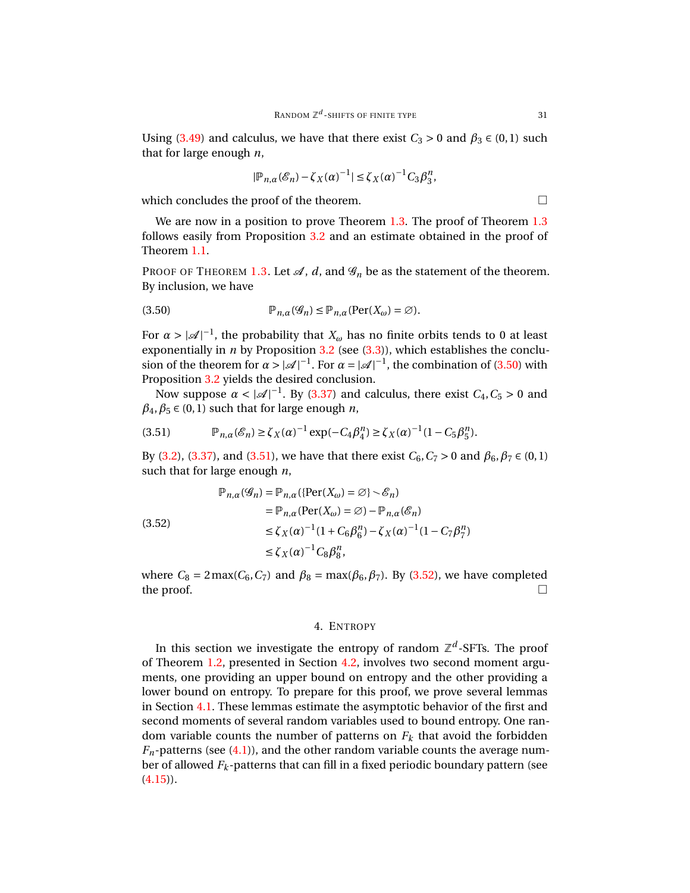Using (3.49) and calculus, we have that there exist $C_3 > 0$ and $\beta_3 \in (0,1)$ such that for large enough $n$,

$$|\mathbb{P}_{n,\alpha}(\mathscr{E}_n) - \zeta_X(\alpha)^{-1}| \leq \zeta_X(\alpha)^{-1} C_3 \beta_3^n,$$

which concludes the proof of the theorem. □

We are now in a position to prove Theorem 1.3. The proof of Theorem 1.3 follows easily from Proposition 3.2 and an estimate obtained in the proof of Theorem 1.1.

PROOF OF THEOREM 1.3. Let $\mathscr{A}$, $d$, and $\mathscr{G}_n$ be as the statement of the theorem. By inclusion, we have

$$\mathbb{P}_{n,\alpha}(\mathscr{G}_n) \leq \mathbb{P}_{n,\alpha}(\mathrm{Per}(X_\omega) = \varnothing). \tag{3.50}$$

For $\alpha > |\mathscr{A}|^{-1}$, the probability that $X_\omega$ has no finite orbits tends to 0 at least exponentially in $n$ by Proposition 3.2 (see (3.3)), which establishes the conclusion of the theorem for $\alpha > |\mathscr{A}|^{-1}$. For $\alpha = |\mathscr{A}|^{-1}$, the combination of (3.50) with Proposition 3.2 yields the desired conclusion.

Now suppose $\alpha < |\mathscr{A}|^{-1}$. By (3.37) and calculus, there exist $C_4, C_5 > 0$ and $\beta_4, \beta_5 \in (0,1)$ such that for large enough $n$,

$$\mathbb{P}_{n,\alpha}(\mathscr{E}_n) \geq \zeta_X(\alpha)^{-1} \exp(-C_4 \beta_4^n) \geq \zeta_X(\alpha)^{-1}(1 - C_5 \beta_5^n). \tag{3.51}$$

By (3.2), (3.37), and (3.51), we have that there exist $C_6, C_7 > 0$ and $\beta_6, \beta_7 \in (0,1)$ such that for large enough $n$,

$$\begin{aligned}
\mathbb{P}_{n,\alpha}(\mathscr{G}_n) &= \mathbb{P}_{n,\alpha}(\{\mathrm{Per}(X_\omega) = \varnothing\} \smallsetminus \mathscr{E}_n) \\
&= \mathbb{P}_{n,\alpha}(\mathrm{Per}(X_\omega) = \varnothing) - \mathbb{P}_{n,\alpha}(\mathscr{E}_n) \\
&\leq \zeta_X(\alpha)^{-1}(1 + C_6 \beta_6^n) - \zeta_X(\alpha)^{-1}(1 - C_7 \beta_7^n) \\
&\leq \zeta_X(\alpha)^{-1} C_8 \beta_8^n,
\end{aligned} \tag{3.52}$$

where $C_8 = 2\max(C_6, C_7)$ and $\beta_8 = \max(\beta_6, \beta_7)$. By (3.52), we have completed the proof. □

## 4. ENTROPY

In this section we investigate the entropy of random $\mathbb{Z}^d$-SFTs. The proof of Theorem 1.2, presented in Section 4.2, involves two second moment arguments, one providing an upper bound on entropy and the other providing a lower bound on entropy. To prepare for this proof, we prove several lemmas in Section 4.1. These lemmas estimate the asymptotic behavior of the first and second moments of several random variables used to bound entropy. One random variable counts the number of patterns on $F_k$ that avoid the forbidden $F_n$-patterns (see (4.1)), and the other random variable counts the average number of allowed $F_k$-patterns that can fill in a fixed periodic boundary pattern (see (4.15)).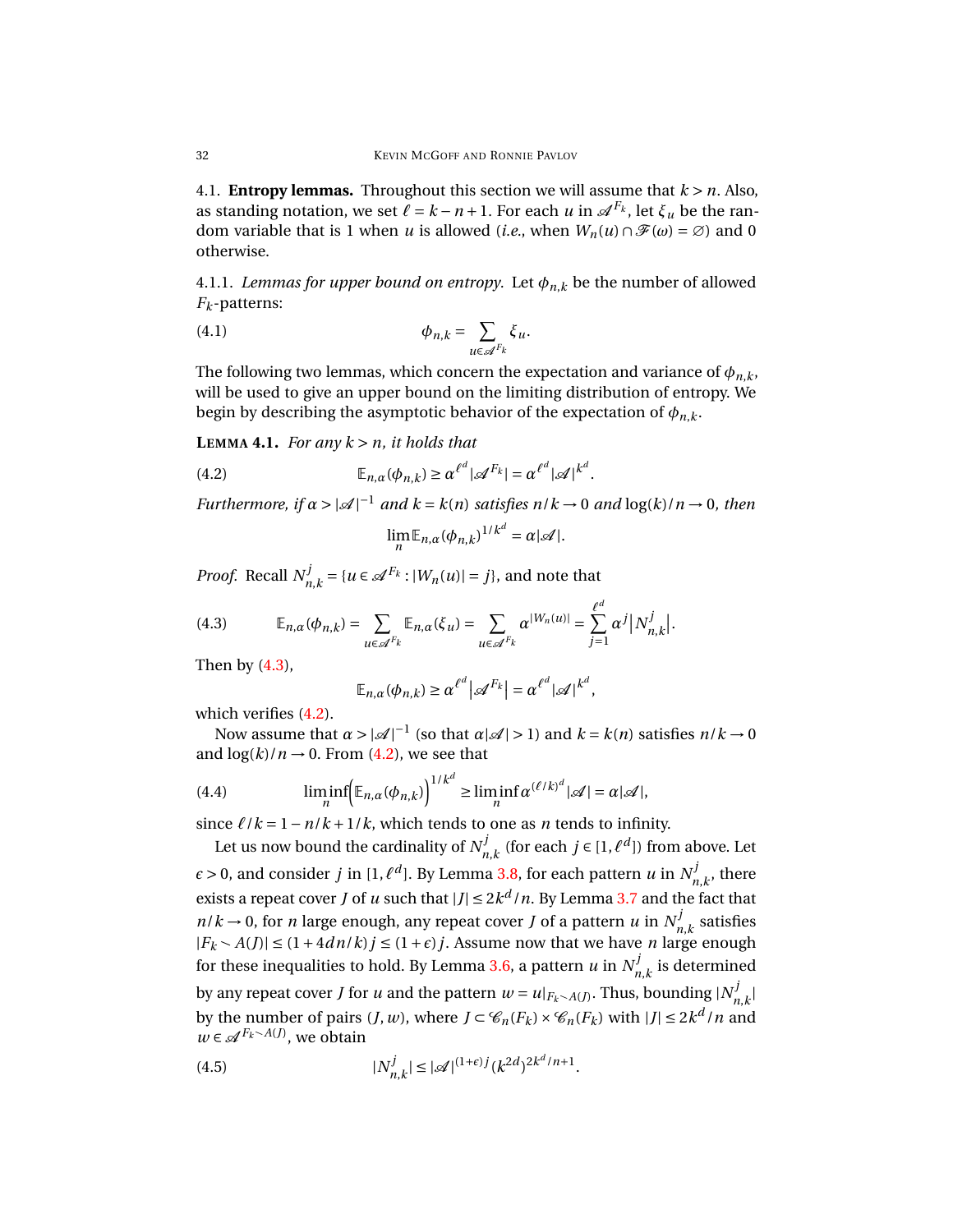4.1. **Entropy lemmas.** Throughout this section we will assume that $k > n$. Also, as standing notation, we set $\ell = k - n + 1$. For each $u$ in $\mathscr{A}^{F_k}$, let $\xi_u$ be the random variable that is 1 when $u$ is allowed (*i.e.*, when $W_n(u) \cap \mathscr{F}(\omega) = \varnothing$) and 0 otherwise.

4.1.1. *Lemmas for upper bound on entropy.* Let $\phi_{n,k}$ be the number of allowed $F_k$-patterns:

$$\phi_{n,k} = \sum_{u \in \mathscr{A}^{F_k}} \xi_u. \tag{4.1}$$

The following two lemmas, which concern the expectation and variance of $\phi_{n,k}$, will be used to give an upper bound on the limiting distribution of entropy. We begin by describing the asymptotic behavior of the expectation of $\phi_{n,k}$.

**Lemma 4.1.** *For any $k > n$, it holds that*

$$\mathbb{E}_{n,\alpha}(\phi_{n,k}) \geq \alpha^{\ell^d} |\mathscr{A}^{F_k}| = \alpha^{\ell^d} |\mathscr{A}|^{k^d}. \tag{4.2}$$

*Furthermore, if $\alpha > |\mathscr{A}|^{-1}$ and $k = k(n)$ satisfies $n/k \to 0$ and $\log(k)/n \to 0$, then*

$$\lim_n \mathbb{E}_{n,\alpha}(\phi_{n,k})^{1/k^d} = \alpha |\mathscr{A}|.$$

*Proof.* Recall $N_{n,k}^j = \{u \in \mathscr{A}^{F_k} : |W_n(u)| = j\}$, and note that

$$\mathbb{E}_{n,\alpha}(\phi_{n,k}) = \sum_{u \in \mathscr{A}^{F_k}} \mathbb{E}_{n,\alpha}(\xi_u) = \sum_{u \in \mathscr{A}^{F_k}} \alpha^{|W_n(u)|} = \sum_{j=1}^{\ell^d} \alpha^j \left| N_{n,k}^j \right|. \tag{4.3}$$

Then by (4.3),

$$\mathbb{E}_{n,\alpha}(\phi_{n,k}) \geq \alpha^{\ell^d} \left| \mathscr{A}^{F_k} \right| = \alpha^{\ell^d} |\mathscr{A}|^{k^d},$$

which verifies (4.2).

Now assume that $\alpha > |\mathscr{A}|^{-1}$ (so that $\alpha |\mathscr{A}| > 1$) and $k = k(n)$ satisfies $n/k \to 0$ and $\log(k)/n \to 0$. From (4.2), we see that

$$\liminf_n \Big( \mathbb{E}_{n,\alpha}(\phi_{n,k}) \Big)^{1/k^d} \geq \liminf_n \alpha^{(\ell/k)^d} |\mathscr{A}| = \alpha |\mathscr{A}|, \tag{4.4}$$

since $\ell/k = 1 - n/k + 1/k$, which tends to one as $n$ tends to infinity.

Let us now bound the cardinality of $N_{n,k}^j$ (for each $j \in [1, \ell^d]$) from above. Let $\epsilon > 0$, and consider $j$ in $[1, \ell^d]$. By Lemma 3.8, for each pattern $u$ in $N_{n,k}^j$, there exists a repeat cover $J$ of $u$ such that $|J| \leq 2k^d/n$. By Lemma 3.7 and the fact that $n/k \to 0$, for $n$ large enough, any repeat cover $J$ of a pattern $u$ in $N_{n,k}^j$ satisfies $|F_k \smallsetminus A(J)| \leq (1 + 4dn/k) j \leq (1+\epsilon) j$. Assume now that we have $n$ large enough for these inequalities to hold. By Lemma 3.6, a pattern $u$ in $N_{n,k}^j$ is determined by any repeat cover $J$ for $u$ and the pattern $w = u|_{F_k \smallsetminus A(J)}$. Thus, bounding $|N_{n,k}^j|$ by the number of pairs $(J, w)$, where $J \subset \mathscr{C}_n(F_k) \times \mathscr{C}_n(F_k)$ with $|J| \leq 2k^d/n$ and $w \in \mathscr{A}^{F_k \smallsetminus A(J)}$, we obtain

$$|N_{n,k}^j| \leq |\mathscr{A}|^{(1+\epsilon)j} (k^{2d})^{2k^d/n+1}. \tag{4.5}$$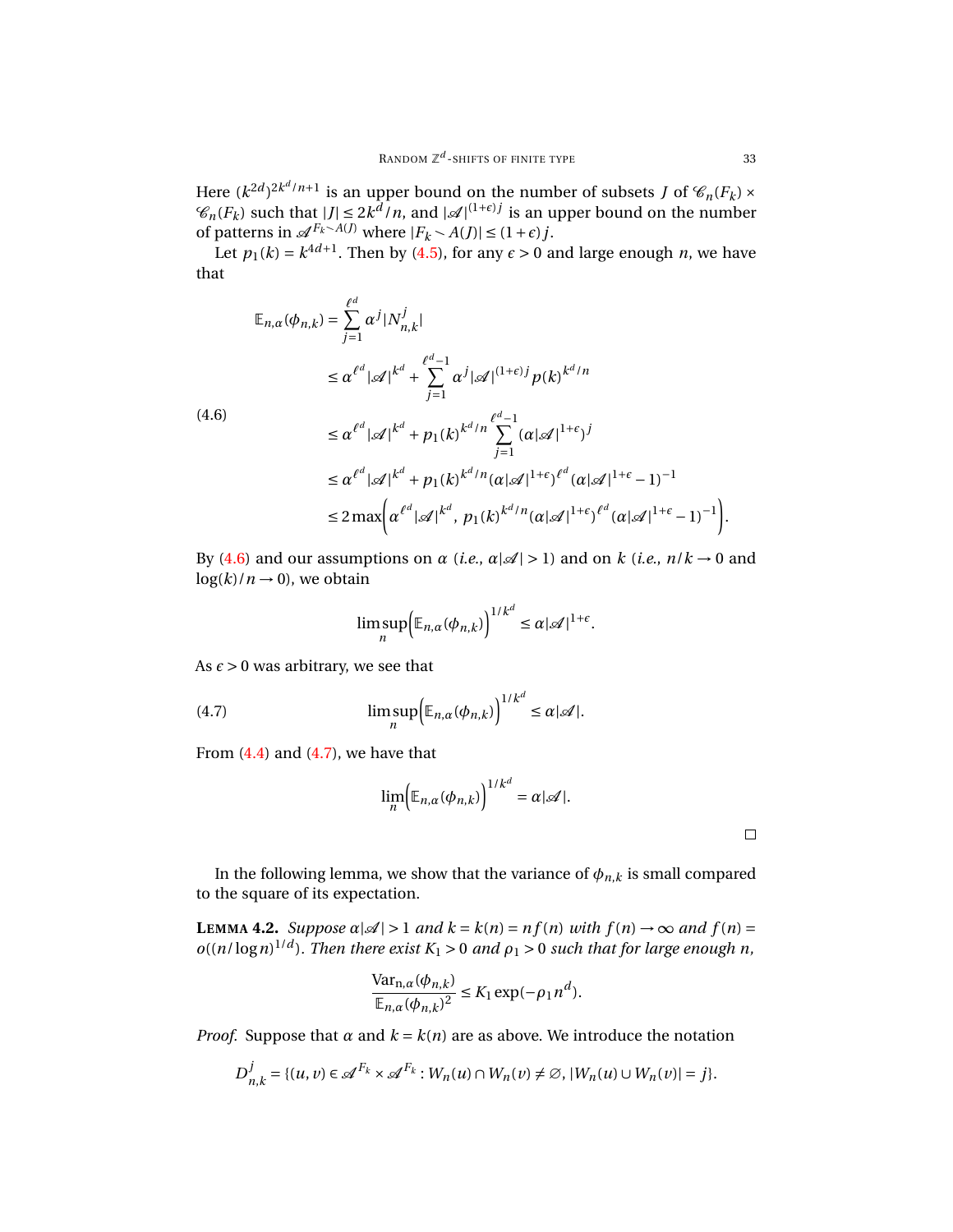Here $(k^{2d})^{2k^d/n+1}$ is an upper bound on the number of subsets $J$ of $\mathscr{C}_n(F_k) \times \mathscr{C}_n(F_k)$ such that $|J| \le 2k^d/n$, and $|\mathscr{A}|^{(1+\epsilon)j}$ is an upper bound on the number of patterns in $\mathscr{A}^{F_k \smallsetminus A(J)}$ where $|F_k \smallsetminus A(J)| \le (1+\epsilon)j$.

Let $p_1(k) = k^{4d+1}$. Then by (4.5), for any $\epsilon > 0$ and large enough $n$, we have that

$$
\begin{aligned}
\mathbb{E}_{n,\alpha}(\phi_{n,k}) &= \sum_{j=1}^{\ell^d} \alpha^j |N^j_{n,k}| \\
&\le \alpha^{\ell^d}|\mathscr{A}|^{k^d} + \sum_{j=1}^{\ell^d-1} \alpha^j |\mathscr{A}|^{(1+\epsilon)j} p(k)^{k^d/n} \\
&\le \alpha^{\ell^d}|\mathscr{A}|^{k^d} + p_1(k)^{k^d/n} \sum_{j=1}^{\ell^d-1} (\alpha|\mathscr{A}|^{1+\epsilon})^j \\
&\le \alpha^{\ell^d}|\mathscr{A}|^{k^d} + p_1(k)^{k^d/n}(\alpha|\mathscr{A}|^{1+\epsilon})^{\ell^d}(\alpha|\mathscr{A}|^{1+\epsilon}-1)^{-1} \\
&\le 2\max\left(\alpha^{\ell^d}|\mathscr{A}|^{k^d},\ p_1(k)^{k^d/n}(\alpha|\mathscr{A}|^{1+\epsilon})^{\ell^d}(\alpha|\mathscr{A}|^{1+\epsilon}-1)^{-1}\right).
\end{aligned}
\tag{4.6}
$$

By (4.6) and our assumptions on $\alpha$ (*i.e.*, $\alpha|\mathscr{A}| > 1$) and on $k$ (*i.e.*, $n/k \to 0$ and $\log(k)/n \to 0$), we obtain

$$
\limsup_n \Big(\mathbb{E}_{n,\alpha}(\phi_{n,k})\Big)^{1/k^d} \le \alpha|\mathscr{A}|^{1+\epsilon}.
$$

As $\epsilon > 0$ was arbitrary, we see that

$$
\limsup_n \Big(\mathbb{E}_{n,\alpha}(\phi_{n,k})\Big)^{1/k^d} \le \alpha|\mathscr{A}|. \tag{4.7}
$$

From (4.4) and (4.7), we have that

$$
\lim_n \Big(\mathbb{E}_{n,\alpha}(\phi_{n,k})\Big)^{1/k^d} = \alpha|\mathscr{A}|.
$$

□

In the following lemma, we show that the variance of $\phi_{n,k}$ is small compared to the square of its expectation.

**Lemma 4.2.** *Suppose $\alpha|\mathscr{A}| > 1$ and $k = k(n) = nf(n)$ with $f(n) \to \infty$ and $f(n) = o((n/\log n)^{1/d})$. Then there exist $K_1 > 0$ and $\rho_1 > 0$ such that for large enough $n$,*

$$
\frac{\mathrm{Var}_{n,\alpha}(\phi_{n,k})}{\mathbb{E}_{n,\alpha}(\phi_{n,k})^2} \le K_1 \exp(-\rho_1 n^d).
$$

*Proof.* Suppose that $\alpha$ and $k = k(n)$ are as above. We introduce the notation

$$
D^j_{n,k} = \{(u,v) \in \mathscr{A}^{F_k} \times \mathscr{A}^{F_k} : W_n(u) \cap W_n(v) \ne \varnothing,\ |W_n(u) \cup W_n(v)| = j\}.
$$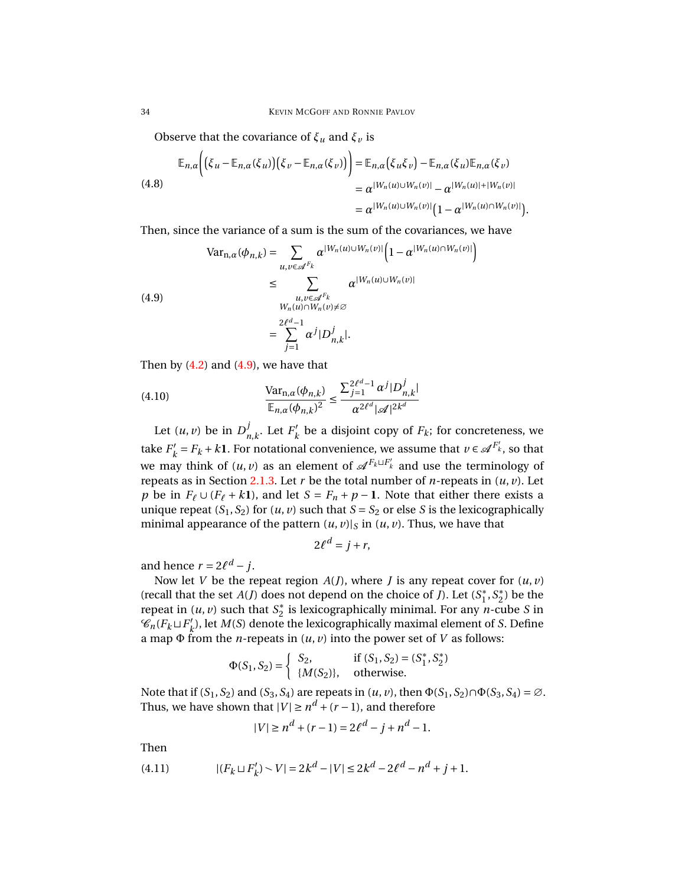Observe that the covariance of $\xi_u$ and $\xi_v$ is

$$
\begin{aligned}
\mathbb{E}_{n,\alpha}\Big(\big(\xi_u - \mathbb{E}_{n,\alpha}(\xi_u)\big)\big(\xi_v - \mathbb{E}_{n,\alpha}(\xi_v)\big)\Big) &= \mathbb{E}_{n,\alpha}\big(\xi_u \xi_v\big) - \mathbb{E}_{n,\alpha}(\xi_u)\mathbb{E}_{n,\alpha}(\xi_v) \\
&= \alpha^{|W_n(u)\cup W_n(v)|} - \alpha^{|W_n(u)|+|W_n(v)|} \\
&= \alpha^{|W_n(u)\cup W_n(v)|}\big(1-\alpha^{|W_n(u)\cap W_n(v)|}\big).
\end{aligned} \tag{4.8}
$$

Then, since the variance of a sum is the sum of the covariances, we have

$$
\begin{aligned}
\mathrm{Var}_{n,\alpha}(\phi_{n,k}) &= \sum_{u,v\in\mathscr{A}^{F_k}} \alpha^{|W_n(u)\cup W_n(v)|}\Big(1-\alpha^{|W_n(u)\cap W_n(v)|}\Big) \\
&\leq \sum_{\substack{u,v\in\mathscr{A}^{F_k} \\ W_n(u)\cap W_n(v)\neq\varnothing}} \alpha^{|W_n(u)\cup W_n(v)|} \\
&= \sum_{j=1}^{2\ell^d-1} \alpha^j |D^j_{n,k}|.
\end{aligned} \tag{4.9}
$$

Then by (4.2) and (4.9), we have that

$$
\frac{\mathrm{Var}_{n,\alpha}(\phi_{n,k})}{\mathbb{E}_{n,\alpha}(\phi_{n,k})^2} \leq \frac{\sum_{j=1}^{2\ell^d-1}\alpha^j|D^j_{n,k}|}{\alpha^{2\ell^d}|\mathscr{A}|^{2k^d}} \tag{4.10}
$$

Let $(u,v)$ be in $D^j_{n,k}$. Let $F'_k$ be a disjoint copy of $F_k$; for concreteness, we take $F'_k = F_k + k\mathbf{1}$. For notational convenience, we assume that $v\in\mathscr{A}^{F'_k}$, so that we may think of $(u,v)$ as an element of $\mathscr{A}^{F_k\sqcup F'_k}$ and use the terminology of repeats as in Section 2.1.3. Let $r$ be the total number of $n$-repeats in $(u,v)$. Let $p$ be in $F_\ell \cup (F_\ell + k\mathbf{1})$, and let $S = F_n + p - \mathbf{1}$. Note that either there exists a unique repeat $(S_1,S_2)$ for $(u,v)$ such that $S=S_2$ or else $S$ is the lexicographically minimal appearance of the pattern $(u,v)|_S$ in $(u,v)$. Thus, we have that

$$
2\ell^d = j + r,
$$

and hence $r = 2\ell^d - j$.

Now let $V$ be the repeat region $A(J)$, where $J$ is any repeat cover for $(u,v)$ (recall that the set $A(J)$ does not depend on the choice of $J$). Let $(S_1^*, S_2^*)$ be the repeat in $(u,v)$ such that $S_2^*$ is lexicographically minimal. For any $n$-cube $S$ in $\mathscr{C}_n(F_k\sqcup F'_k)$, let $M(S)$ denote the lexicographically maximal element of $S$. Define a map $\Phi$ from the $n$-repeats in $(u,v)$ into the power set of $V$ as follows:

$$
\Phi(S_1,S_2) = \begin{cases} S_2, & \text{if } (S_1,S_2) = (S_1^*,S_2^*) \\ \{M(S_2)\}, & \text{otherwise.} \end{cases}
$$

Note that if $(S_1,S_2)$ and $(S_3,S_4)$ are repeats in $(u,v)$, then $\Phi(S_1,S_2)\cap\Phi(S_3,S_4)=\varnothing$. Thus, we have shown that $|V|\geq n^d + (r-1)$, and therefore

$$
|V| \geq n^d + (r-1) = 2\ell^d - j + n^d - 1.
$$

Then

$$
|(F_k\sqcup F'_k)\smallsetminus V| = 2k^d - |V| \leq 2k^d - 2\ell^d - n^d + j + 1. \tag{4.11}
$$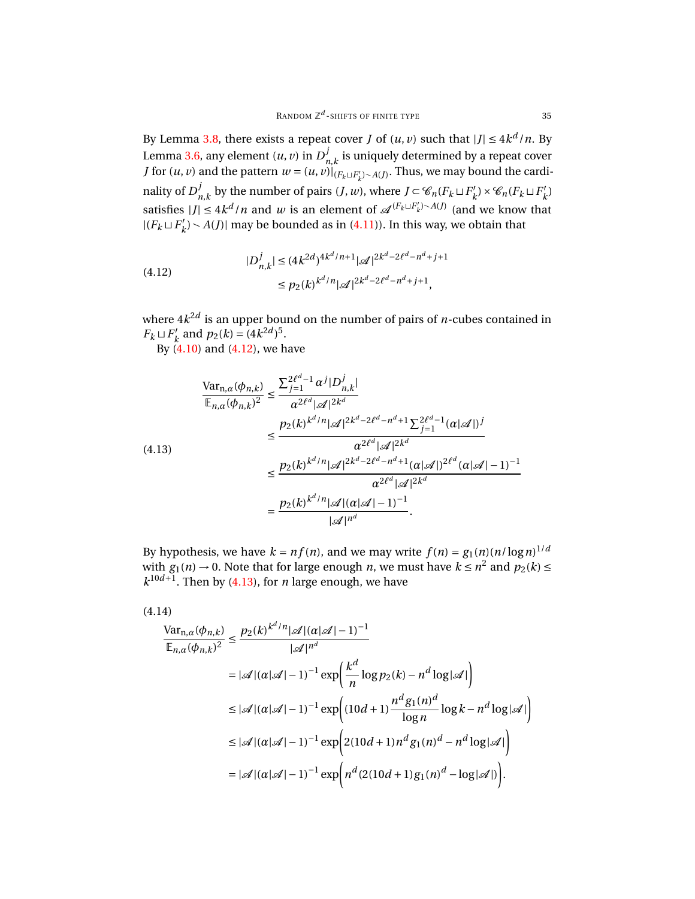By Lemma 3.8, there exists a repeat cover $J$ of $(u, v)$ such that $|J| \le 4k^d/n$. By Lemma 3.6, any element $(u, v)$ in $D^j_{n,k}$ is uniquely determined by a repeat cover $J$ for $(u, v)$ and the pattern $w = (u, v)|_{(F_k \sqcup F'_k) \smallsetminus A(J)}$. Thus, we may bound the cardinality of $D^j_{n,k}$ by the number of pairs $(J, w)$, where $J \subset \mathscr{C}_n(F_k \sqcup F'_k) \times \mathscr{C}_n(F_k \sqcup F'_k)$ satisfies $|J| \le 4k^d/n$ and $w$ is an element of $\mathscr{A}^{(F_k \sqcup F'_k) \smallsetminus A(J)}$ (and we know that $|(F_k \sqcup F'_k) \smallsetminus A(J)|$ may be bounded as in (4.11)). In this way, we obtain that

$$
\begin{aligned}
|D^j_{n,k}| &\le (4k^{2d})^{4k^d/n+1} |\mathscr{A}|^{2k^d - 2\ell^d - n^d + j + 1} \\
&\le p_2(k)^{k^d/n} |\mathscr{A}|^{2k^d - 2\ell^d - n^d + j + 1},
\end{aligned}
\tag{4.12}
$$

where $4k^{2d}$ is an upper bound on the number of pairs of $n$-cubes contained in $F_k \sqcup F'_k$ and $p_2(k) = (4k^{2d})^5$.

By (4.10) and (4.12), we have

$$
\begin{aligned}
\frac{\mathrm{Var}_{n,\alpha}(\phi_{n,k})}{\mathbb{E}_{n,\alpha}(\phi_{n,k})^2} &\le \frac{\sum_{j=1}^{2\ell^d - 1} \alpha^j |D^j_{n,k}|}{\alpha^{2\ell^d} |\mathscr{A}|^{2k^d}} \\
&\le \frac{p_2(k)^{k^d/n} |\mathscr{A}|^{2k^d - 2\ell^d - n^d + 1} \sum_{j=1}^{2\ell^d - 1} (\alpha|\mathscr{A}|)^j}{\alpha^{2\ell^d} |\mathscr{A}|^{2k^d}} \\
&\le \frac{p_2(k)^{k^d/n} |\mathscr{A}|^{2k^d - 2\ell^d - n^d + 1} (\alpha|\mathscr{A}|)^{2\ell^d} (\alpha|\mathscr{A}| - 1)^{-1}}{\alpha^{2\ell^d} |\mathscr{A}|^{2k^d}} \\
&= \frac{p_2(k)^{k^d/n} |\mathscr{A}| (\alpha|\mathscr{A}| - 1)^{-1}}{|\mathscr{A}|^{n^d}}.
\end{aligned}
\tag{4.13}
$$

By hypothesis, we have $k = nf(n)$, and we may write $f(n) = g_1(n)(n/\log n)^{1/d}$ with $g_1(n) \to 0$. Note that for large enough $n$, we must have $k \le n^2$ and $p_2(k) \le k^{10d+1}$. Then by (4.13), for $n$ large enough, we have

$$
\begin{aligned}
\frac{\mathrm{Var}_{n,\alpha}(\phi_{n,k})}{\mathbb{E}_{n,\alpha}(\phi_{n,k})^2} &\le \frac{p_2(k)^{k^d/n} |\mathscr{A}| (\alpha|\mathscr{A}| - 1)^{-1}}{|\mathscr{A}|^{n^d}} \\
&= |\mathscr{A}| (\alpha|\mathscr{A}| - 1)^{-1} \exp\left( \frac{k^d}{n} \log p_2(k) - n^d \log|\mathscr{A}| \right) \\
&\le |\mathscr{A}| (\alpha|\mathscr{A}| - 1)^{-1} \exp\left( (10d+1) \frac{n^d g_1(n)^d}{\log n} \log k - n^d \log|\mathscr{A}| \right) \\
&\le |\mathscr{A}| (\alpha|\mathscr{A}| - 1)^{-1} \exp\left( 2(10d+1) n^d g_1(n)^d - n^d \log|\mathscr{A}| \right) \\
&= |\mathscr{A}| (\alpha|\mathscr{A}| - 1)^{-1} \exp\left( n^d (2(10d+1) g_1(n)^d - \log|\mathscr{A}|) \right).
\end{aligned}
\tag{4.14}
$$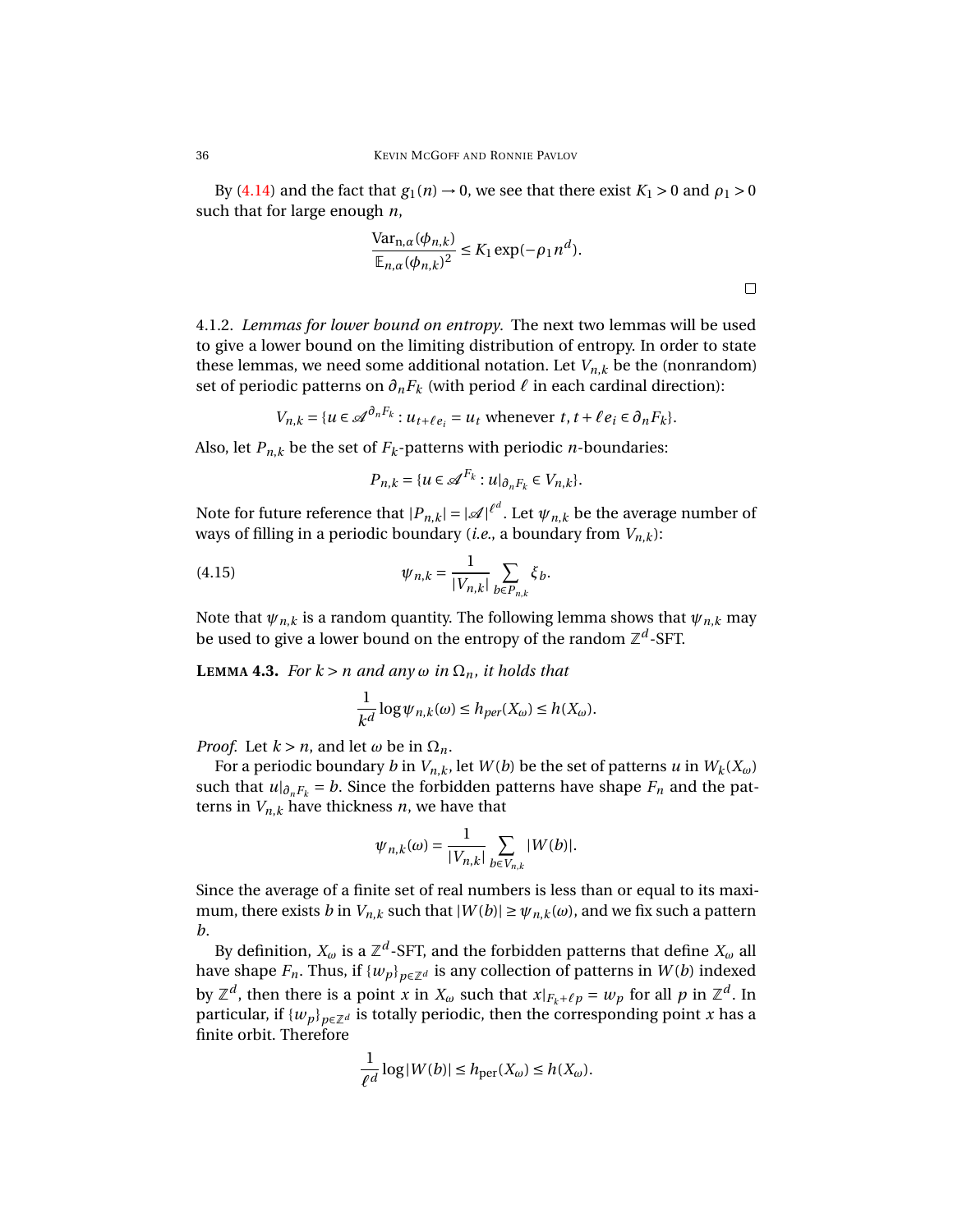By (4.14) and the fact that $g_1(n) \to 0$, we see that there exist $K_1 > 0$ and $\rho_1 > 0$ such that for large enough $n$,

$$\frac{\mathrm{Var}_{n,\alpha}(\phi_{n,k})}{\mathbb{E}_{n,\alpha}(\phi_{n,k})^2} \leq K_1 \exp(-\rho_1 n^d).$$

$\square$

4.1.2. *Lemmas for lower bound on entropy.* The next two lemmas will be used to give a lower bound on the limiting distribution of entropy. In order to state these lemmas, we need some additional notation. Let $V_{n,k}$ be the (nonrandom) set of periodic patterns on $\partial_n F_k$ (with period $\ell$ in each cardinal direction):

$$V_{n,k} = \{u \in \mathscr{A}^{\partial_n F_k} : u_{t+\ell e_i} = u_t \text{ whenever } t, t+\ell e_i \in \partial_n F_k\}.$$

Also, let $P_{n,k}$ be the set of $F_k$-patterns with periodic $n$-boundaries:

$$P_{n,k} = \{u \in \mathscr{A}^{F_k} : u|_{\partial_n F_k} \in V_{n,k}\}.$$

Note for future reference that $|P_{n,k}| = |\mathscr{A}|^{\ell^d}$. Let $\psi_{n,k}$ be the average number of ways of filling in a periodic boundary (*i.e.*, a boundary from $V_{n,k}$):

$$\psi_{n,k} = \frac{1}{|V_{n,k}|} \sum_{b \in P_{n,k}} \xi_b. \tag{4.15}$$

Note that $\psi_{n,k}$ is a random quantity. The following lemma shows that $\psi_{n,k}$ may be used to give a lower bound on the entropy of the random $\mathbb{Z}^d$-SFT.

**LEMMA 4.3.** *For $k > n$ and any $\omega$ in $\Omega_n$, it holds that*

$$\frac{1}{k^d} \log \psi_{n,k}(\omega) \leq h_{per}(X_\omega) \leq h(X_\omega).$$

*Proof.* Let $k > n$, and let $\omega$ be in $\Omega_n$.

For a periodic boundary $b$ in $V_{n,k}$, let $W(b)$ be the set of patterns $u$ in $W_k(X_\omega)$ such that $u|_{\partial_n F_k} = b$. Since the forbidden patterns have shape $F_n$ and the patterns in $V_{n,k}$ have thickness $n$, we have that

$$\psi_{n,k}(\omega) = \frac{1}{|V_{n,k}|} \sum_{b \in V_{n,k}} |W(b)|.$$

Since the average of a finite set of real numbers is less than or equal to its maximum, there exists $b$ in $V_{n,k}$ such that $|W(b)| \geq \psi_{n,k}(\omega)$, and we fix such a pattern $b$.

By definition, $X_\omega$ is a $\mathbb{Z}^d$-SFT, and the forbidden patterns that define $X_\omega$ all have shape $F_n$. Thus, if $\{w_p\}_{p \in \mathbb{Z}^d}$ is any collection of patterns in $W(b)$ indexed by $\mathbb{Z}^d$, then there is a point $x$ in $X_\omega$ such that $x|_{F_k + \ell p} = w_p$ for all $p$ in $\mathbb{Z}^d$. In particular, if $\{w_p\}_{p \in \mathbb{Z}^d}$ is totally periodic, then the corresponding point $x$ has a finite orbit. Therefore

$$\frac{1}{\ell^d} \log |W(b)| \leq h_{\text{per}}(X_\omega) \leq h(X_\omega).$$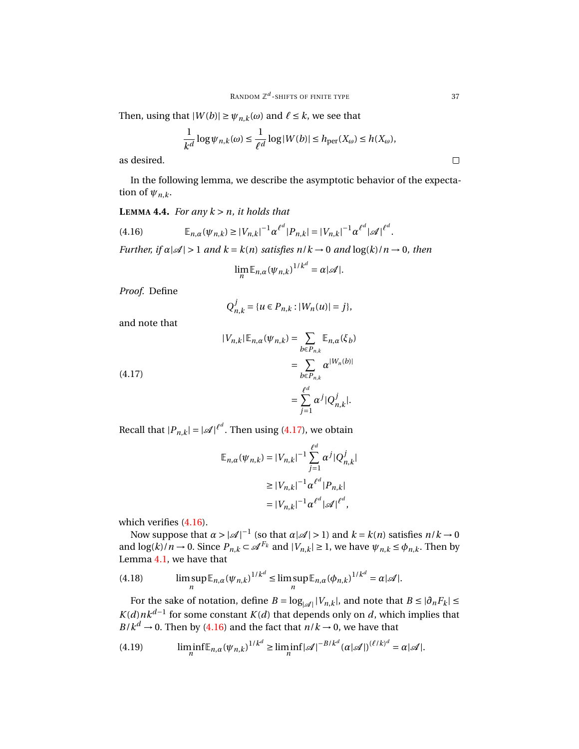Then, using that $|W(b)| \geq \psi_{n,k}(\omega)$ and $\ell \leq k$, we see that

$$\frac{1}{k^d} \log \psi_{n,k}(\omega) \leq \frac{1}{\ell^d} \log |W(b)| \leq h_{\text{per}}(X_\omega) \leq h(X_\omega),$$

as desired. $\square$

In the following lemma, we describe the asymptotic behavior of the expectation of $\psi_{n,k}$.

**Lemma 4.4.** *For any $k > n$, it holds that*

$$\mathbb{E}_{n,\alpha}(\psi_{n,k}) \geq |V_{n,k}|^{-1} \alpha^{\ell^d} |P_{n,k}| = |V_{n,k}|^{-1} \alpha^{\ell^d} |\mathscr{A}|^{\ell^d}. \tag{4.16}$$

*Further, if $\alpha|\mathscr{A}| > 1$ and $k = k(n)$ satisfies $n/k \to 0$ and $\log(k)/n \to 0$, then*

$$\lim_n \mathbb{E}_{n,\alpha}(\psi_{n,k})^{1/k^d} = \alpha|\mathscr{A}|.$$

*Proof.* Define

$$Q^j_{n,k} = \{u \in P_{n,k} : |W_n(u)| = j\},$$

and note that

$$\begin{aligned}
|V_{n,k}|\mathbb{E}_{n,\alpha}(\psi_{n,k}) &= \sum_{b \in P_{n,k}} \mathbb{E}_{n,\alpha}(\xi_b) \\
&= \sum_{b \in P_{n,k}} \alpha^{|W_n(b)|} \\
&= \sum_{j=1}^{\ell^d} \alpha^j |Q^j_{n,k}|.
\end{aligned} \tag{4.17}$$

Recall that $|P_{n,k}| = |\mathscr{A}|^{\ell^d}$. Then using (4.17), we obtain

$$\begin{aligned}
\mathbb{E}_{n,\alpha}(\psi_{n,k}) &= |V_{n,k}|^{-1} \sum_{j=1}^{\ell^d} \alpha^j |Q^j_{n,k}| \\
&\geq |V_{n,k}|^{-1} \alpha^{\ell^d} |P_{n,k}| \\
&= |V_{n,k}|^{-1} \alpha^{\ell^d} |\mathscr{A}|^{\ell^d},
\end{aligned}$$

which verifies (4.16).

Now suppose that $\alpha > |\mathscr{A}|^{-1}$ (so that $\alpha|\mathscr{A}| > 1$) and $k = k(n)$ satisfies $n/k \to 0$ and $\log(k)/n \to 0$. Since $P_{n,k} \subset \mathscr{A}^{F_k}$ and $|V_{n,k}| \geq 1$, we have $\psi_{n,k} \leq \phi_{n,k}$. Then by Lemma 4.1, we have that

$$\limsup_n \mathbb{E}_{n,\alpha}(\psi_{n,k})^{1/k^d} \leq \limsup_n \mathbb{E}_{n,\alpha}(\phi_{n,k})^{1/k^d} = \alpha|\mathscr{A}|. \tag{4.18}$$

For the sake of notation, define $B = \log_{|\mathscr{A}|} |V_{n,k}|$, and note that $B \leq |\partial_n F_k| \leq K(d) n k^{d-1}$ for some constant $K(d)$ that depends only on $d$, which implies that $B/k^d \to 0$. Then by (4.16) and the fact that $n/k \to 0$, we have that

$$\liminf_n \mathbb{E}_{n,\alpha}(\psi_{n,k})^{1/k^d} \geq \liminf_n |\mathscr{A}|^{-B/k^d} (\alpha|\mathscr{A}|)^{(\ell/k)^d} = \alpha|\mathscr{A}|. \tag{4.19}$$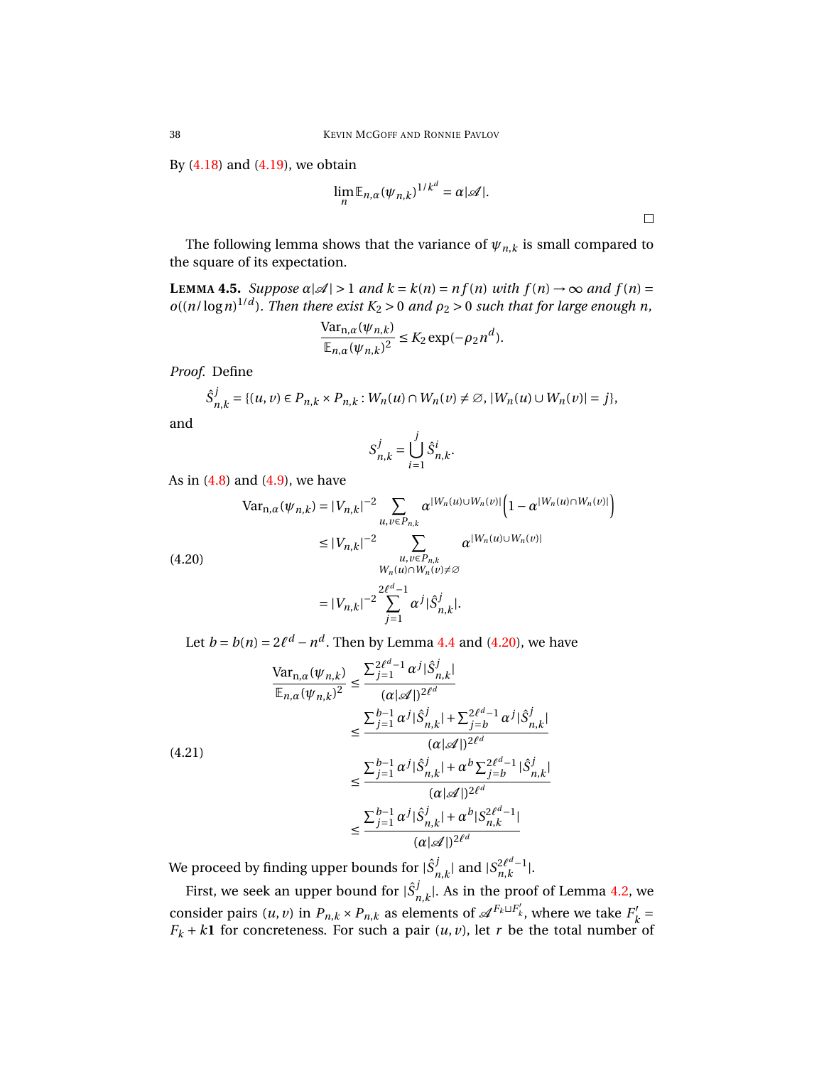By (4.18) and (4.19), we obtain

$$\lim_n \mathbb{E}_{n,\alpha}(\psi_{n,k})^{1/k^d} = \alpha|\mathscr{A}|.$$

□

The following lemma shows that the variance of $\psi_{n,k}$ is small compared to the square of its expectation.

**Lemma 4.5.** *Suppose $\alpha|\mathscr{A}| > 1$ and $k = k(n) = nf(n)$ with $f(n) \to \infty$ and $f(n) = o((n/\log n)^{1/d})$. Then there exist $K_2 > 0$ and $\rho_2 > 0$ such that for large enough $n$,*

$$\frac{\mathrm{Var}_{n,\alpha}(\psi_{n,k})}{\mathbb{E}_{n,\alpha}(\psi_{n,k})^2} \le K_2 \exp(-\rho_2 n^d).$$

*Proof.* Define

$$\hat{S}^j_{n,k} = \{(u,v) \in P_{n,k} \times P_{n,k} : W_n(u) \cap W_n(v) \neq \varnothing, |W_n(u) \cup W_n(v)| = j\},$$

and

$$S^j_{n,k} = \bigcup_{i=1}^{j} \hat{S}^i_{n,k}.$$

As in (4.8) and (4.9), we have

$$\begin{aligned}
\mathrm{Var}_{n,\alpha}(\psi_{n,k}) &= |V_{n,k}|^{-2} \sum_{u,v \in P_{n,k}} \alpha^{|W_n(u)\cup W_n(v)|}\left(1 - \alpha^{|W_n(u)\cap W_n(v)|}\right) \\
&\le |V_{n,k}|^{-2} \sum_{\substack{u,v \in P_{n,k} \\ W_n(u)\cap W_n(v) \neq \varnothing}} \alpha^{|W_n(u)\cup W_n(v)|} \\
&= |V_{n,k}|^{-2} \sum_{j=1}^{2\ell^d - 1} \alpha^j |\hat{S}^j_{n,k}|.
\end{aligned} \tag{4.20}$$

Let $b = b(n) = 2\ell^d - n^d$. Then by Lemma 4.4 and (4.20), we have

$$\begin{aligned}
\frac{\mathrm{Var}_{n,\alpha}(\psi_{n,k})}{\mathbb{E}_{n,\alpha}(\psi_{n,k})^2} &\le \frac{\sum_{j=1}^{2\ell^d-1} \alpha^j |\hat{S}^j_{n,k}|}{(\alpha|\mathscr{A}|)^{2\ell^d}} \\
&\le \frac{\sum_{j=1}^{b-1} \alpha^j |\hat{S}^j_{n,k}| + \sum_{j=b}^{2\ell^d-1} \alpha^j |\hat{S}^j_{n,k}|}{(\alpha|\mathscr{A}|)^{2\ell^d}} \\
&\le \frac{\sum_{j=1}^{b-1} \alpha^j |\hat{S}^j_{n,k}| + \alpha^b \sum_{j=b}^{2\ell^d-1} |\hat{S}^j_{n,k}|}{(\alpha|\mathscr{A}|)^{2\ell^d}} \\
&\le \frac{\sum_{j=1}^{b-1} \alpha^j |\hat{S}^j_{n,k}| + \alpha^b |S^{2\ell^d-1}_{n,k}|}{(\alpha|\mathscr{A}|)^{2\ell^d}}
\end{aligned} \tag{4.21}$$

We proceed by finding upper bounds for $|\hat{S}^j_{n,k}|$ and $|S^{2\ell^d-1}_{n,k}|$.

First, we seek an upper bound for $|\hat{S}^j_{n,k}|$. As in the proof of Lemma 4.2, we consider pairs $(u,v)$ in $P_{n,k} \times P_{n,k}$ as elements of $\mathscr{A}^{F_k \sqcup F'_k}$, where we take $F'_k = F_k + k\mathbf{1}$ for concreteness. For such a pair $(u,v)$, let $r$ be the total number of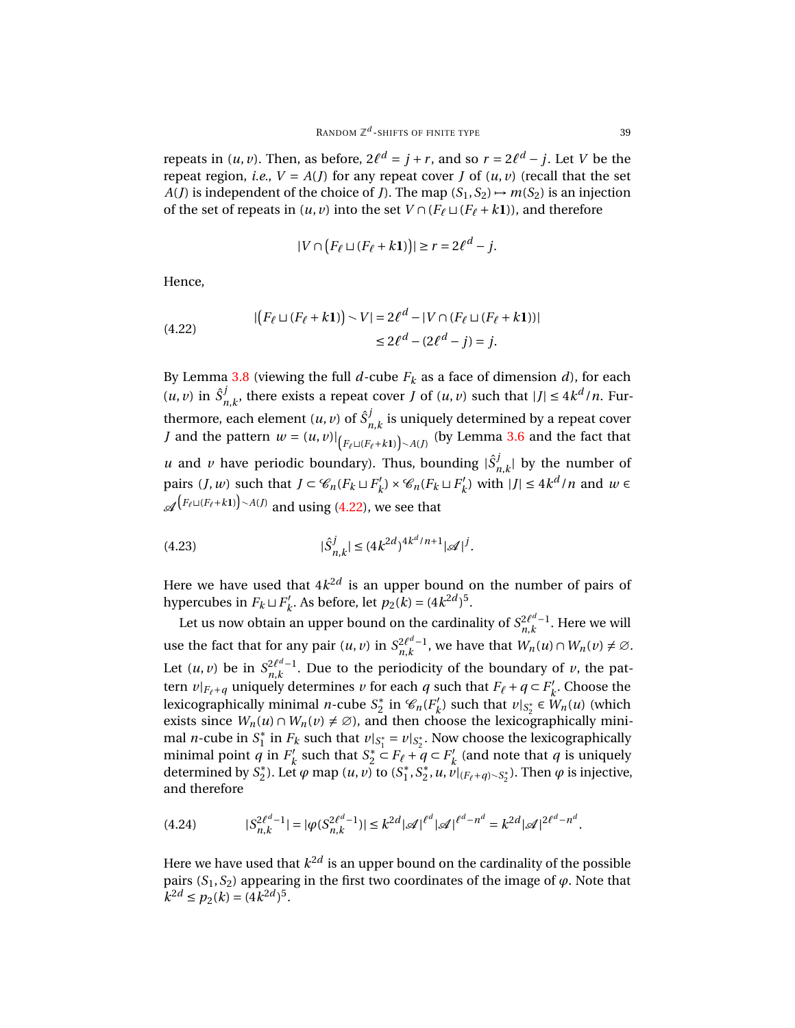repeats in $(u,v)$. Then, as before, $2\ell^d = j + r$, and so $r = 2\ell^d - j$. Let $V$ be the repeat region, *i.e.*, $V = A(J)$ for any repeat cover $J$ of $(u,v)$ (recall that the set $A(J)$ is independent of the choice of $J$). The map $(S_1, S_2) \mapsto m(S_2)$ is an injection of the set of repeats in $(u,v)$ into the set $V \cap (F_\ell \sqcup (F_\ell + k\mathbf{1}))$, and therefore

$$|V \cap \big(F_\ell \sqcup (F_\ell + k\mathbf{1})\big)| \geq r = 2\ell^d - j.$$

Hence,

$$\begin{aligned} |\big(F_\ell \sqcup (F_\ell + k\mathbf{1})\big) \smallsetminus V| &= 2\ell^d - |V \cap (F_\ell \sqcup (F_\ell + k\mathbf{1}))| \\ &\leq 2\ell^d - (2\ell^d - j) = j. \end{aligned} \tag{4.22}$$

By Lemma 3.8 (viewing the full $d$-cube $F_k$ as a face of dimension $d$), for each $(u,v)$ in $\hat{S}^j_{n,k}$, there exists a repeat cover $J$ of $(u,v)$ such that $|J| \leq 4k^d/n$. Furthermore, each element $(u,v)$ of $\hat{S}^j_{n,k}$ is uniquely determined by a repeat cover $J$ and the pattern $w = (u,v)|_{\left(F_\ell \sqcup (F_\ell + k\mathbf{1})\right) \smallsetminus A(J)}$ (by Lemma 3.6 and the fact that $u$ and $v$ have periodic boundary). Thus, bounding $|\hat{S}^j_{n,k}|$ by the number of pairs $(J, w)$ such that $J \subset \mathscr{C}_n(F_k \sqcup F'_k) \times \mathscr{C}_n(F_k \sqcup F'_k)$ with $|J| \leq 4k^d/n$ and $w \in \mathscr{A}^{\left(F_\ell \sqcup (F_\ell + k\mathbf{1})\right) \smallsetminus A(J)}$ and using (4.22), we see that

$$|\hat{S}^j_{n,k}| \leq (4k^{2d})^{4k^d/n+1} |\mathscr{A}|^j. \tag{4.23}$$

Here we have used that $4k^{2d}$ is an upper bound on the number of pairs of hypercubes in $F_k \sqcup F'_k$. As before, let $p_2(k) = (4k^{2d})^5$.

Let us now obtain an upper bound on the cardinality of $S^{2\ell^d - 1}_{n,k}$. Here we will use the fact that for any pair $(u,v)$ in $S^{2\ell^d-1}_{n,k}$, we have that $W_n(u) \cap W_n(v) \neq \varnothing$. Let $(u,v)$ be in $S^{2\ell^d-1}_{n,k}$. Due to the periodicity of the boundary of $v$, the pattern $v|_{F_\ell + q}$ uniquely determines $v$ for each $q$ such that $F_\ell + q \subset F'_k$. Choose the lexicographically minimal $n$-cube $S^*_2$ in $\mathscr{C}_n(F'_k)$ such that $v|_{S^*_2} \in W_n(u)$ (which exists since $W_n(u) \cap W_n(v) \neq \varnothing$), and then choose the lexicographically minimal $n$-cube in $S^*_1$ in $F_k$ such that $v|_{S^*_1} = v|_{S^*_2}$. Now choose the lexicographically minimal point $q$ in $F'_k$ such that $S^*_2 \subset F_\ell + q \subset F'_k$ (and note that $q$ is uniquely determined by $S^*_2$). Let $\varphi$ map $(u,v)$ to $(S^*_1, S^*_2, u, v|_{(F_\ell + q) \smallsetminus S^*_2})$. Then $\varphi$ is injective, and therefore

$$|S^{2\ell^d-1}_{n,k}| = |\varphi(S^{2\ell^d-1}_{n,k})| \leq k^{2d} |\mathscr{A}|^{\ell^d} |\mathscr{A}|^{\ell^d - n^d} = k^{2d} |\mathscr{A}|^{2\ell^d - n^d}. \tag{4.24}$$

Here we have used that $k^{2d}$ is an upper bound on the cardinality of the possible pairs $(S_1, S_2)$ appearing in the first two coordinates of the image of $\varphi$. Note that $k^{2d} \leq p_2(k) = (4k^{2d})^5$.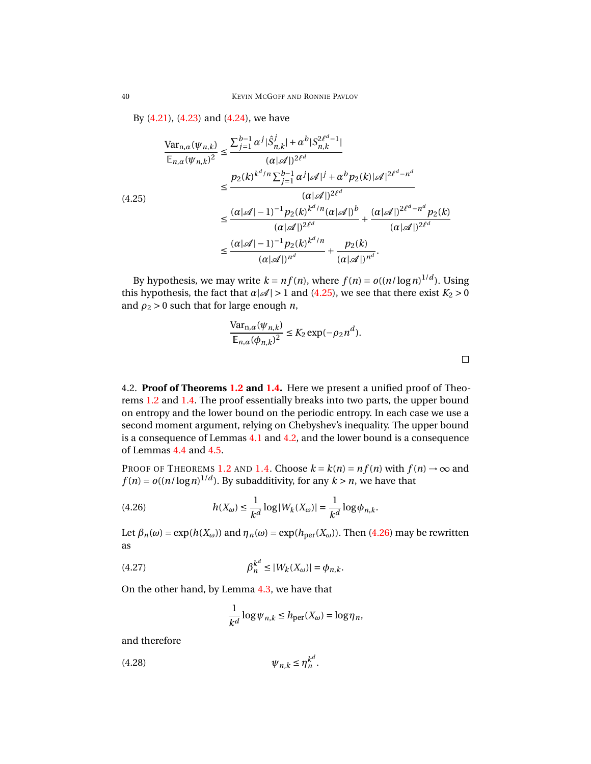By (4.21), (4.23) and (4.24), we have

$$
\begin{aligned}
\frac{\mathrm{Var}_{n,\alpha}(\psi_{n,k})}{\mathbb{E}_{n,\alpha}(\psi_{n,k})^2} &\le \frac{\sum_{j=1}^{b-1}\alpha^j|\hat{S}^j_{n,k}| + \alpha^b|S^{2\ell^d-1}_{n,k}|}{(\alpha|\mathscr{A}|)^{2\ell^d}} \\
&\le \frac{p_2(k)^{k^d/n}\sum_{j=1}^{b-1}\alpha^j|\mathscr{A}|^j + \alpha^b p_2(k)|\mathscr{A}|^{2\ell^d-n^d}}{(\alpha|\mathscr{A}|)^{2\ell^d}} \\
&\le \frac{(\alpha|\mathscr{A}|-1)^{-1}p_2(k)^{k^d/n}(\alpha|\mathscr{A}|)^b}{(\alpha|\mathscr{A}|)^{2\ell^d}} + \frac{(\alpha|\mathscr{A}|)^{2\ell^d-n^d}p_2(k)}{(\alpha|\mathscr{A}|)^{2\ell^d}} \\
&\le \frac{(\alpha|\mathscr{A}|-1)^{-1}p_2(k)^{k^d/n}}{(\alpha|\mathscr{A}|)^{n^d}} + \frac{p_2(k)}{(\alpha|\mathscr{A}|)^{n^d}}.
\end{aligned}
\tag{4.25}
$$

By hypothesis, we may write $k = nf(n)$, where $f(n) = o((n/\log n)^{1/d})$. Using this hypothesis, the fact that $\alpha|\mathscr{A}| > 1$ and (4.25), we see that there exist $K_2 > 0$ and $\rho_2 > 0$ such that for large enough $n$,

$$
\frac{\mathrm{Var}_{n,\alpha}(\psi_{n,k})}{\mathbb{E}_{n,\alpha}(\phi_{n,k})^2} \le K_2 \exp(-\rho_2 n^d).
$$

□

4.2. **Proof of Theorems 1.2 and 1.4.** Here we present a unified proof of Theorems 1.2 and 1.4. The proof essentially breaks into two parts, the upper bound on entropy and the lower bound on the periodic entropy. In each case we use a second moment argument, relying on Chebyshev's inequality. The upper bound is a consequence of Lemmas 4.1 and 4.2, and the lower bound is a consequence of Lemmas 4.4 and 4.5.

Proof of Theorems 1.2 and 1.4. Choose $k = k(n) = nf(n)$ with $f(n) \to \infty$ and $f(n) = o((n/\log n)^{1/d})$. By subadditivity, for any $k > n$, we have that

$$
h(X_\omega) \le \frac{1}{k^d}\log|W_k(X_\omega)| = \frac{1}{k^d}\log\phi_{n,k}. \tag{4.26}
$$

Let $\beta_n(\omega) = \exp(h(X_\omega))$ and $\eta_n(\omega) = \exp(h_{\mathrm{per}}(X_\omega))$. Then (4.26) may be rewritten as

$$
\beta_n^{k^d} \le |W_k(X_\omega)| = \phi_{n,k}. \tag{4.27}
$$

On the other hand, by Lemma 4.3, we have that

$$
\frac{1}{k^d}\log\psi_{n,k} \le h_{\mathrm{per}}(X_\omega) = \log\eta_n,
$$

and therefore

$$
\psi_{n,k} \le \eta_n^{k^d}. \tag{4.28}
$$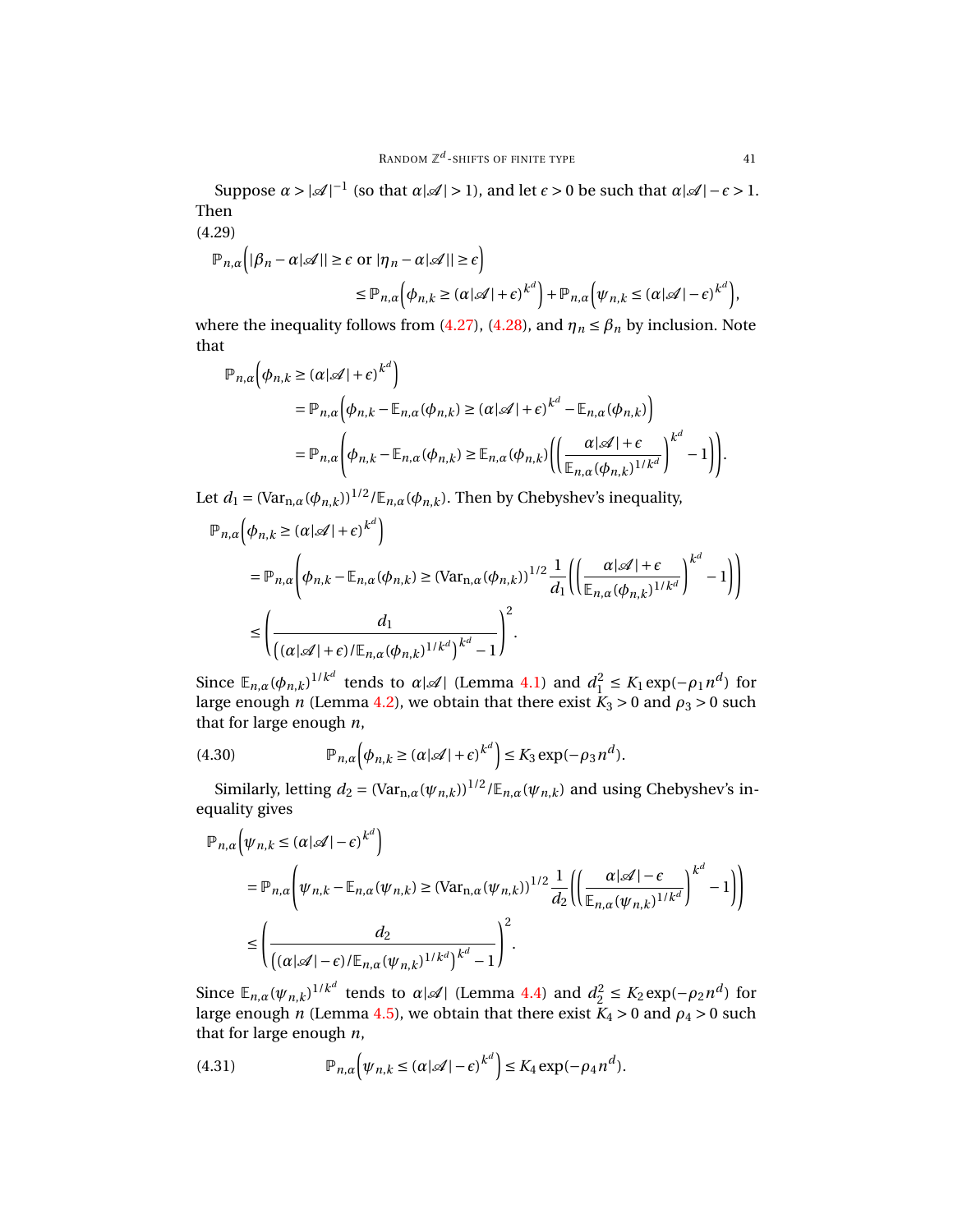Suppose $\alpha > |\mathscr{A}|^{-1}$ (so that $\alpha|\mathscr{A}| > 1$), and let $\epsilon > 0$ be such that $\alpha|\mathscr{A}| - \epsilon > 1$. Then

$$
\begin{aligned}
(4.29)\quad &\mathbb{P}_{n,\alpha}\Big(|\beta_n - \alpha|\mathscr{A}|| \geq \epsilon \text{ or } |\eta_n - \alpha|\mathscr{A}|| \geq \epsilon\Big) \\
&\qquad\qquad \leq \mathbb{P}_{n,\alpha}\Big(\phi_{n,k} \geq (\alpha|\mathscr{A}| + \epsilon)^{k^d}\Big) + \mathbb{P}_{n,\alpha}\Big(\psi_{n,k} \leq (\alpha|\mathscr{A}| - \epsilon)^{k^d}\Big),
\end{aligned}
$$

where the inequality follows from (4.27), (4.28), and $\eta_n \leq \beta_n$ by inclusion. Note that

$$
\begin{aligned}
\mathbb{P}_{n,\alpha}&\Big(\phi_{n,k} \geq (\alpha|\mathscr{A}| + \epsilon)^{k^d}\Big) \\
&= \mathbb{P}_{n,\alpha}\Big(\phi_{n,k} - \mathbb{E}_{n,\alpha}(\phi_{n,k}) \geq (\alpha|\mathscr{A}| + \epsilon)^{k^d} - \mathbb{E}_{n,\alpha}(\phi_{n,k})\Big) \\
&= \mathbb{P}_{n,\alpha}\left(\phi_{n,k} - \mathbb{E}_{n,\alpha}(\phi_{n,k}) \geq \mathbb{E}_{n,\alpha}(\phi_{n,k})\left(\left(\frac{\alpha|\mathscr{A}| + \epsilon}{\mathbb{E}_{n,\alpha}(\phi_{n,k})^{1/k^d}}\right)^{k^d} - 1\right)\right).
\end{aligned}
$$

Let $d_1 = (\mathrm{Var}_{n,\alpha}(\phi_{n,k}))^{1/2}/\mathbb{E}_{n,\alpha}(\phi_{n,k})$. Then by Chebyshev's inequality,

$$
\begin{aligned}
\mathbb{P}_{n,\alpha}&\Big(\phi_{n,k} \geq (\alpha|\mathscr{A}| + \epsilon)^{k^d}\Big) \\
&= \mathbb{P}_{n,\alpha}\left(\phi_{n,k} - \mathbb{E}_{n,\alpha}(\phi_{n,k}) \geq (\mathrm{Var}_{n,\alpha}(\phi_{n,k}))^{1/2}\frac{1}{d_1}\left(\left(\frac{\alpha|\mathscr{A}| + \epsilon}{\mathbb{E}_{n,\alpha}(\phi_{n,k})^{1/k^d}}\right)^{k^d} - 1\right)\right) \\
&\leq \left(\frac{d_1}{\big((\alpha|\mathscr{A}| + \epsilon)/\mathbb{E}_{n,\alpha}(\phi_{n,k})^{1/k^d}\big)^{k^d} - 1}\right)^2.
\end{aligned}
$$

Since $\mathbb{E}_{n,\alpha}(\phi_{n,k})^{1/k^d}$ tends to $\alpha|\mathscr{A}|$ (Lemma 4.1) and $d_1^2 \leq K_1 \exp(-\rho_1 n^d)$ for large enough $n$ (Lemma 4.2), we obtain that there exist $K_3 > 0$ and $\rho_3 > 0$ such that for large enough $n$,

$$
\mathbb{P}_{n,\alpha}\Big(\phi_{n,k} \geq (\alpha|\mathscr{A}| + \epsilon)^{k^d}\Big) \leq K_3 \exp(-\rho_3 n^d). \tag{4.30}
$$

Similarly, letting $d_2 = (\mathrm{Var}_{n,\alpha}(\psi_{n,k}))^{1/2}/\mathbb{E}_{n,\alpha}(\psi_{n,k})$ and using Chebyshev's inequality gives

$$
\begin{aligned}
\mathbb{P}_{n,\alpha}&\Big(\psi_{n,k} \leq (\alpha|\mathscr{A}| - \epsilon)^{k^d}\Big) \\
&= \mathbb{P}_{n,\alpha}\left(\psi_{n,k} - \mathbb{E}_{n,\alpha}(\psi_{n,k}) \geq (\mathrm{Var}_{n,\alpha}(\psi_{n,k}))^{1/2}\frac{1}{d_2}\left(\left(\frac{\alpha|\mathscr{A}| - \epsilon}{\mathbb{E}_{n,\alpha}(\psi_{n,k})^{1/k^d}}\right)^{k^d} - 1\right)\right) \\
&\leq \left(\frac{d_2}{\big((\alpha|\mathscr{A}| - \epsilon)/\mathbb{E}_{n,\alpha}(\psi_{n,k})^{1/k^d}\big)^{k^d} - 1}\right)^2.
\end{aligned}
$$

Since $\mathbb{E}_{n,\alpha}(\psi_{n,k})^{1/k^d}$ tends to $\alpha|\mathscr{A}|$ (Lemma 4.4) and $d_2^2 \leq K_2 \exp(-\rho_2 n^d)$ for large enough $n$ (Lemma 4.5), we obtain that there exist $K_4 > 0$ and $\rho_4 > 0$ such that for large enough $n$,

$$
\mathbb{P}_{n,\alpha}\Big(\psi_{n,k} \leq (\alpha|\mathscr{A}| - \epsilon)^{k^d}\Big) \leq K_4 \exp(-\rho_4 n^d). \tag{4.31}
$$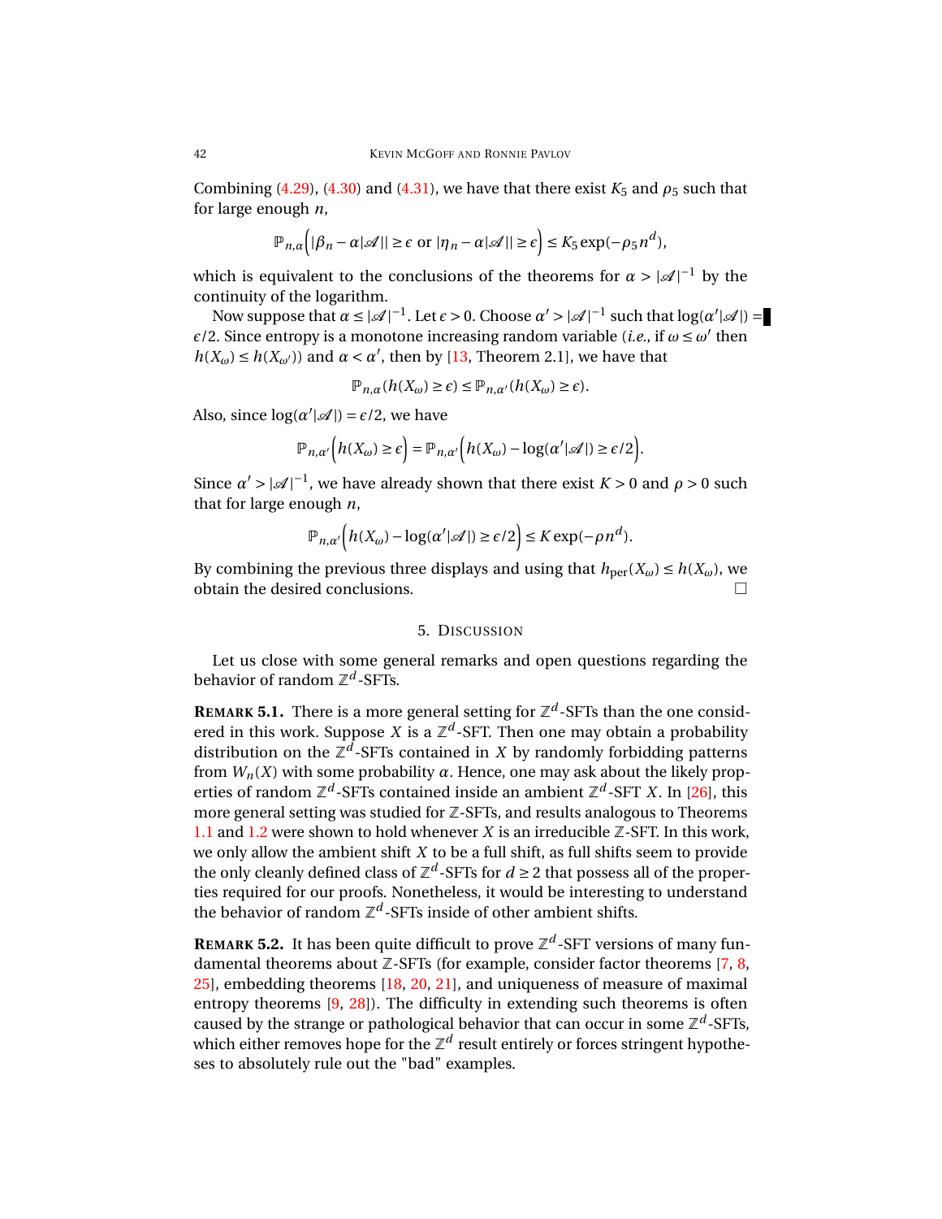Combining (4.29), (4.30) and (4.31), we have that there exist $K_5$ and $\rho_5$ such that for large enough $n$,

$$\mathbb{P}_{n,\alpha}\Big(|\beta_n - \alpha|\mathscr{A}|| \geq \epsilon \text{ or } |\eta_n - \alpha|\mathscr{A}|| \geq \epsilon\Big) \leq K_5 \exp(-\rho_5 n^d),$$

which is equivalent to the conclusions of the theorems for $\alpha > |\mathscr{A}|^{-1}$ by the continuity of the logarithm.

Now suppose that $\alpha \leq |\mathscr{A}|^{-1}$. Let $\epsilon > 0$. Choose $\alpha' > |\mathscr{A}|^{-1}$ such that $\log(\alpha'|\mathscr{A}|) = \epsilon/2$. Since entropy is a monotone increasing random variable (*i.e.*, if $\omega \leq \omega'$ then $h(X_\omega) \leq h(X_{\omega'})$) and $\alpha < \alpha'$, then by [13, Theorem 2.1], we have that

$$\mathbb{P}_{n,\alpha}(h(X_\omega) \geq \epsilon) \leq \mathbb{P}_{n,\alpha'}(h(X_\omega) \geq \epsilon).$$

Also, since $\log(\alpha'|\mathscr{A}|) = \epsilon/2$, we have

$$\mathbb{P}_{n,\alpha'}\Big(h(X_\omega) \geq \epsilon\Big) = \mathbb{P}_{n,\alpha'}\Big(h(X_\omega) - \log(\alpha'|\mathscr{A}|) \geq \epsilon/2\Big).$$

Since $\alpha' > |\mathscr{A}|^{-1}$, we have already shown that there exist $K > 0$ and $\rho > 0$ such that for large enough $n$,

$$\mathbb{P}_{n,\alpha'}\Big(h(X_\omega) - \log(\alpha'|\mathscr{A}|) \geq \epsilon/2\Big) \leq K \exp(-\rho n^d).$$

By combining the previous three displays and using that $h_{\text{per}}(X_\omega) \leq h(X_\omega)$, we obtain the desired conclusions. □

## 5. Discussion

Let us close with some general remarks and open questions regarding the behavior of random $\mathbb{Z}^d$-SFTs.

**Remark 5.1.** There is a more general setting for $\mathbb{Z}^d$-SFTs than the one considered in this work. Suppose $X$ is a $\mathbb{Z}^d$-SFT. Then one may obtain a probability distribution on the $\mathbb{Z}^d$-SFTs contained in $X$ by randomly forbidding patterns from $W_n(X)$ with some probability $\alpha$. Hence, one may ask about the likely properties of random $\mathbb{Z}^d$-SFTs contained inside an ambient $\mathbb{Z}^d$-SFT $X$. In [26], this more general setting was studied for $\mathbb{Z}$-SFTs, and results analogous to Theorems 1.1 and 1.2 were shown to hold whenever $X$ is an irreducible $\mathbb{Z}$-SFT. In this work, we only allow the ambient shift $X$ to be a full shift, as full shifts seem to provide the only cleanly defined class of $\mathbb{Z}^d$-SFTs for $d \geq 2$ that possess all of the properties required for our proofs. Nonetheless, it would be interesting to understand the behavior of random $\mathbb{Z}^d$-SFTs inside of other ambient shifts.

**Remark 5.2.** It has been quite difficult to prove $\mathbb{Z}^d$-SFT versions of many fundamental theorems about $\mathbb{Z}$-SFTs (for example, consider factor theorems [7, 8, 25], embedding theorems [18, 20, 21], and uniqueness of measure of maximal entropy theorems [9, 28]). The difficulty in extending such theorems is often caused by the strange or pathological behavior that can occur in some $\mathbb{Z}^d$-SFTs, which either removes hope for the $\mathbb{Z}^d$ result entirely or forces stringent hypotheses to absolutely rule out the "bad" examples.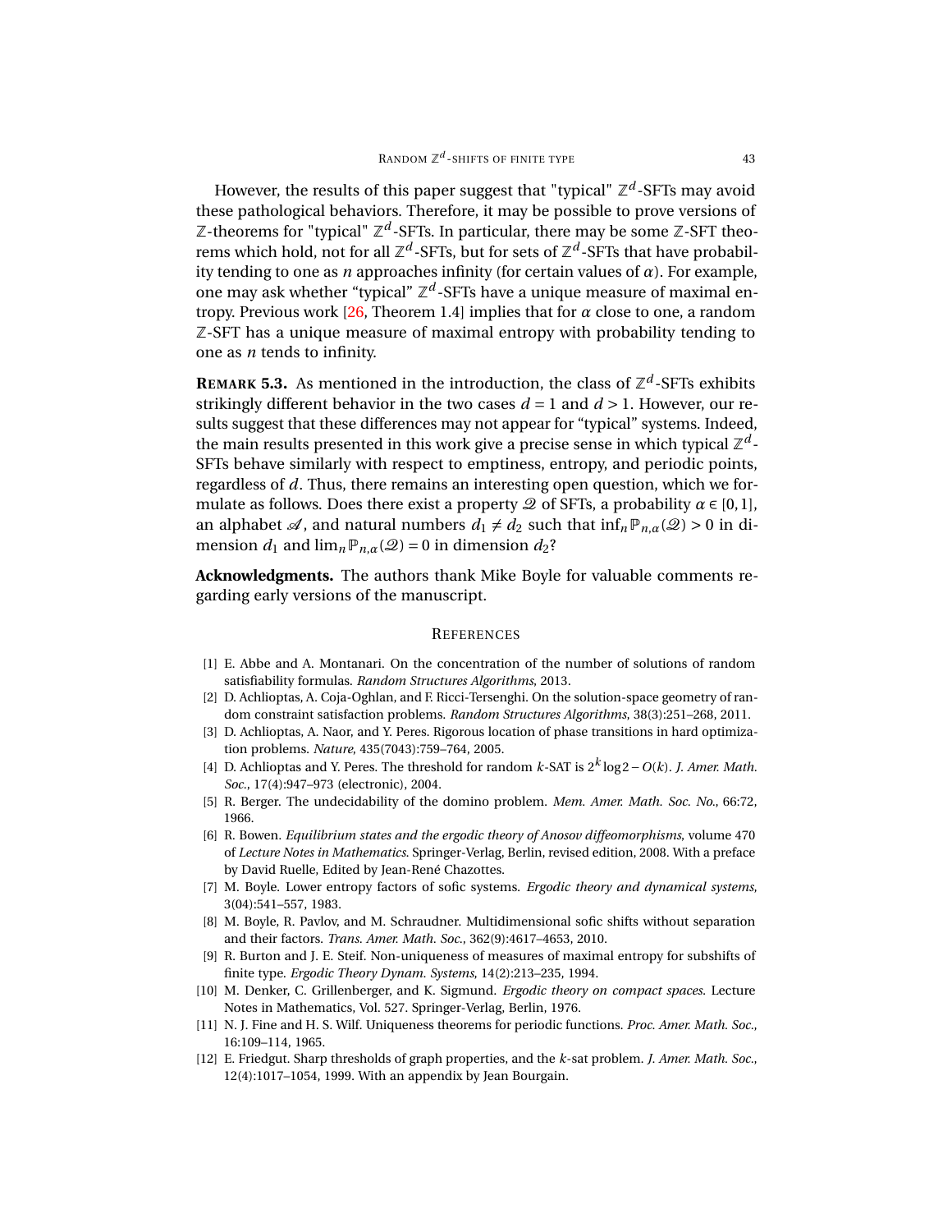However, the results of this paper suggest that "typical" $\mathbb{Z}^d$-SFTs may avoid these pathological behaviors. Therefore, it may be possible to prove versions of $\mathbb{Z}$-theorems for "typical" $\mathbb{Z}^d$-SFTs. In particular, there may be some $\mathbb{Z}$-SFT theorems which hold, not for all $\mathbb{Z}^d$-SFTs, but for sets of $\mathbb{Z}^d$-SFTs that have probability tending to one as $n$ approaches infinity (for certain values of $\alpha$). For example, one may ask whether "typical" $\mathbb{Z}^d$-SFTs have a unique measure of maximal entropy. Previous work [26, Theorem 1.4] implies that for $\alpha$ close to one, a random $\mathbb{Z}$-SFT has a unique measure of maximal entropy with probability tending to one as $n$ tends to infinity.

**REMARK 5.3.** As mentioned in the introduction, the class of $\mathbb{Z}^d$-SFTs exhibits strikingly different behavior in the two cases $d = 1$ and $d > 1$. However, our results suggest that these differences may not appear for "typical" systems. Indeed, the main results presented in this work give a precise sense in which typical $\mathbb{Z}^d$-SFTs behave similarly with respect to emptiness, entropy, and periodic points, regardless of $d$. Thus, there remains an interesting open question, which we formulate as follows. Does there exist a property $\mathscr{Q}$ of SFTs, a probability $\alpha \in [0,1]$, an alphabet $\mathscr{A}$, and natural numbers $d_1 \neq d_2$ such that $\inf_n \mathbb{P}_{n,\alpha}(\mathscr{Q}) > 0$ in dimension $d_1$ and $\lim_n \mathbb{P}_{n,\alpha}(\mathscr{Q}) = 0$ in dimension $d_2$?

**Acknowledgments.** The authors thank Mike Boyle for valuable comments regarding early versions of the manuscript.

## REFERENCES

[1] E. Abbe and A. Montanari. On the concentration of the number of solutions of random satisfiability formulas. *Random Structures Algorithms*, 2013.

[2] D. Achlioptas, A. Coja-Oghlan, and F. Ricci-Tersenghi. On the solution-space geometry of random constraint satisfaction problems. *Random Structures Algorithms*, 38(3):251–268, 2011.

[3] D. Achlioptas, A. Naor, and Y. Peres. Rigorous location of phase transitions in hard optimization problems. *Nature*, 435(7043):759–764, 2005.

[4] D. Achlioptas and Y. Peres. The threshold for random $k$-SAT is $2^k \log 2 - O(k)$. *J. Amer. Math. Soc.*, 17(4):947–973 (electronic), 2004.

[5] R. Berger. The undecidability of the domino problem. *Mem. Amer. Math. Soc. No.*, 66:72, 1966.

[6] R. Bowen. *Equilibrium states and the ergodic theory of Anosov diffeomorphisms*, volume 470 of *Lecture Notes in Mathematics*. Springer-Verlag, Berlin, revised edition, 2008. With a preface by David Ruelle, Edited by Jean-René Chazottes.

[7] M. Boyle. Lower entropy factors of sofic systems. *Ergodic theory and dynamical systems*, 3(04):541–557, 1983.

[8] M. Boyle, R. Pavlov, and M. Schraudner. Multidimensional sofic shifts without separation and their factors. *Trans. Amer. Math. Soc.*, 362(9):4617–4653, 2010.

[9] R. Burton and J. E. Steif. Non-uniqueness of measures of maximal entropy for subshifts of finite type. *Ergodic Theory Dynam. Systems*, 14(2):213–235, 1994.

[10] M. Denker, C. Grillenberger, and K. Sigmund. *Ergodic theory on compact spaces*. Lecture Notes in Mathematics, Vol. 527. Springer-Verlag, Berlin, 1976.

[11] N. J. Fine and H. S. Wilf. Uniqueness theorems for periodic functions. *Proc. Amer. Math. Soc.*, 16:109–114, 1965.

[12] E. Friedgut. Sharp thresholds of graph properties, and the $k$-sat problem. *J. Amer. Math. Soc.*, 12(4):1017–1054, 1999. With an appendix by Jean Bourgain.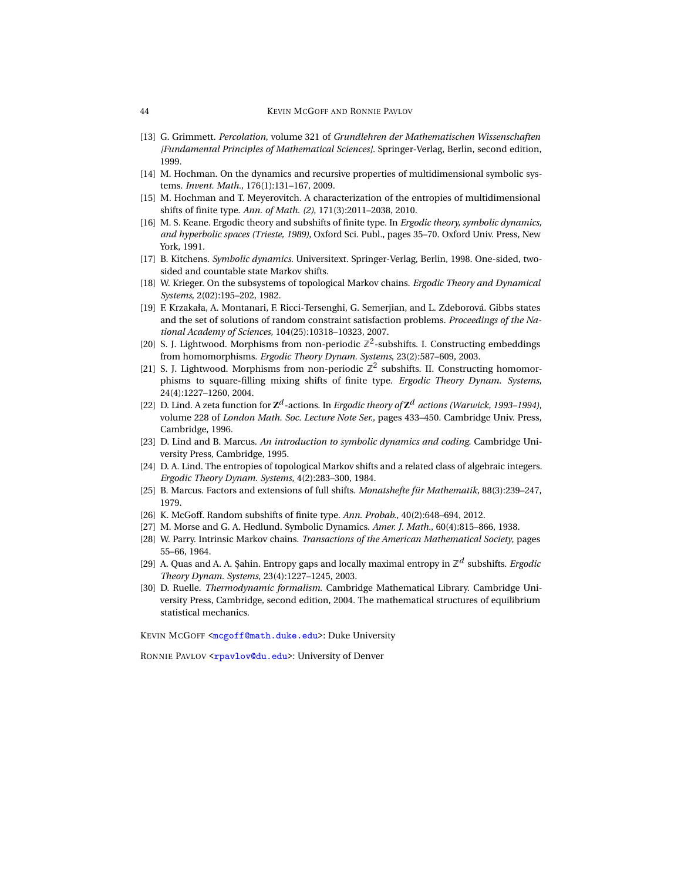[13] G. Grimmett. *Percolation*, volume 321 of *Grundlehren der Mathematischen Wissenschaften [Fundamental Principles of Mathematical Sciences]*. Springer-Verlag, Berlin, second edition, 1999.

[14] M. Hochman. On the dynamics and recursive properties of multidimensional symbolic systems. *Invent. Math.*, 176(1):131–167, 2009.

[15] M. Hochman and T. Meyerovitch. A characterization of the entropies of multidimensional shifts of finite type. *Ann. of Math. (2)*, 171(3):2011–2038, 2010.

[16] M. S. Keane. Ergodic theory and subshifts of finite type. In *Ergodic theory, symbolic dynamics, and hyperbolic spaces (Trieste, 1989)*, Oxford Sci. Publ., pages 35–70. Oxford Univ. Press, New York, 1991.

[17] B. Kitchens. *Symbolic dynamics*. Universitext. Springer-Verlag, Berlin, 1998. One-sided, two-sided and countable state Markov shifts.

[18] W. Krieger. On the subsystems of topological Markov chains. *Ergodic Theory and Dynamical Systems*, 2(02):195–202, 1982.

[19] F. Krzakała, A. Montanari, F. Ricci-Tersenghi, G. Semerjian, and L. Zdeborová. Gibbs states and the set of solutions of random constraint satisfaction problems. *Proceedings of the National Academy of Sciences*, 104(25):10318–10323, 2007.

[20] S. J. Lightwood. Morphisms from non-periodic $\mathbb{Z}^2$-subshifts. I. Constructing embeddings from homomorphisms. *Ergodic Theory Dynam. Systems*, 23(2):587–609, 2003.

[21] S. J. Lightwood. Morphisms from non-periodic $\mathbb{Z}^2$ subshifts. II. Constructing homomorphisms to square-filling mixing shifts of finite type. *Ergodic Theory Dynam. Systems*, 24(4):1227–1260, 2004.

[22] D. Lind. A zeta function for $\mathbf{Z}^d$-actions. In *Ergodic theory of $\mathbf{Z}^d$ actions (Warwick, 1993–1994)*, volume 228 of *London Math. Soc. Lecture Note Ser.*, pages 433–450. Cambridge Univ. Press, Cambridge, 1996.

[23] D. Lind and B. Marcus. *An introduction to symbolic dynamics and coding*. Cambridge University Press, Cambridge, 1995.

[24] D. A. Lind. The entropies of topological Markov shifts and a related class of algebraic integers. *Ergodic Theory Dynam. Systems*, 4(2):283–300, 1984.

[25] B. Marcus. Factors and extensions of full shifts. *Monatshefte für Mathematik*, 88(3):239–247, 1979.

[26] K. McGoff. Random subshifts of finite type. *Ann. Probab.*, 40(2):648–694, 2012.

[27] M. Morse and G. A. Hedlund. Symbolic Dynamics. *Amer. J. Math.*, 60(4):815–866, 1938.

[28] W. Parry. Intrinsic Markov chains. *Transactions of the American Mathematical Society*, pages 55–66, 1964.

[29] A. Quas and A. A. Şahin. Entropy gaps and locally maximal entropy in $\mathbb{Z}^d$ subshifts. *Ergodic Theory Dynam. Systems*, 23(4):1227–1245, 2003.

[30] D. Ruelle. *Thermodynamic formalism*. Cambridge Mathematical Library. Cambridge University Press, Cambridge, second edition, 2004. The mathematical structures of equilibrium statistical mechanics.

KEVIN MCGOFF <mcgoff@math.duke.edu>: Duke University

RONNIE PAVLOV <rpavlov@du.edu>: University of Denver